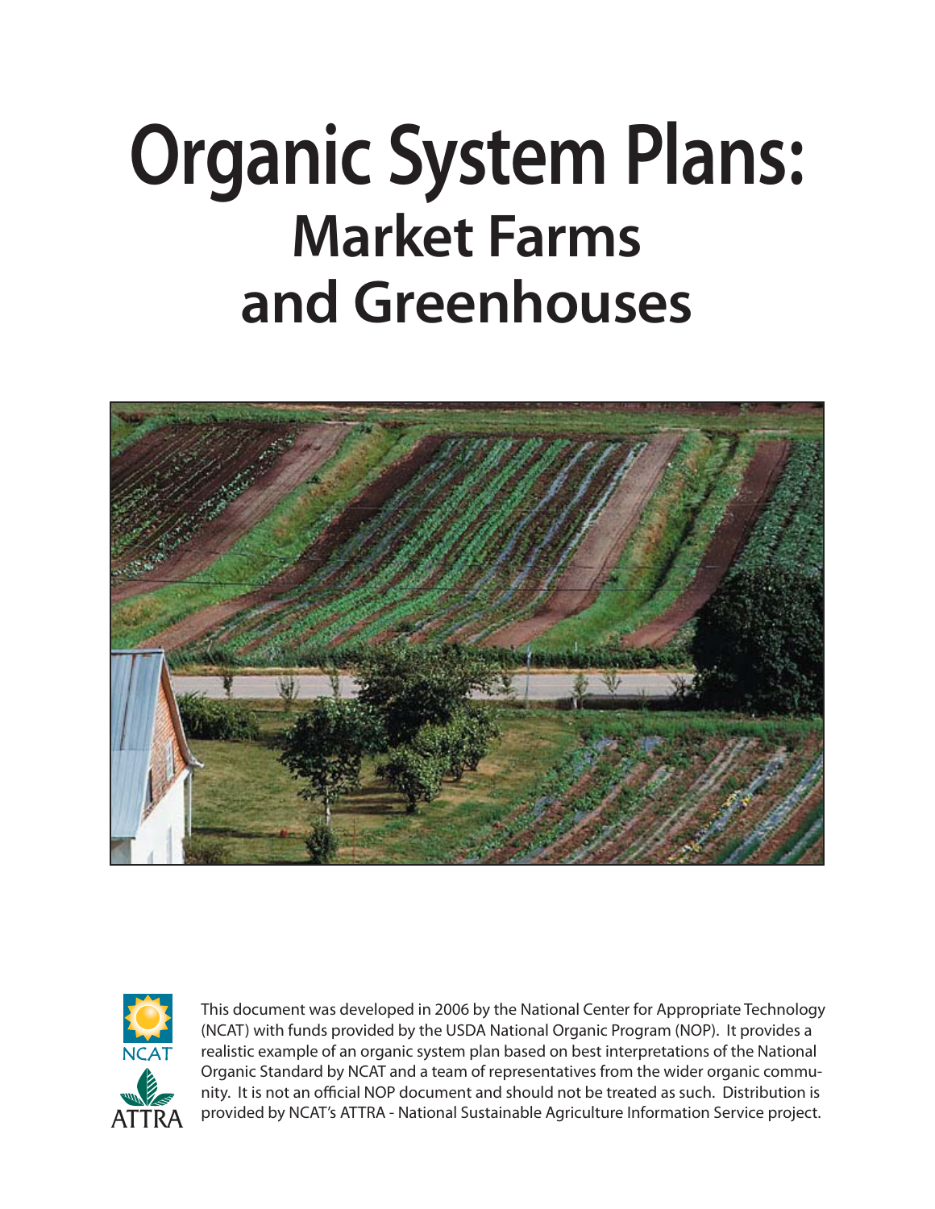# Organic System Plans:
## Market Farms and Greenhouses

NCAT

ATTRA

This document was developed in 2006 by the National Center for Appropriate Technology (NCAT) with funds provided by the USDA National Organic Program (NOP). It provides a realistic example of an organic system plan based on best interpretations of the National Organic Standard by NCAT and a team of representatives from the wider organic community. It is not an official NOP document and should not be treated as such. Distribution is provided by NCAT's ATTRA - National Sustainable Agriculture Information Service project.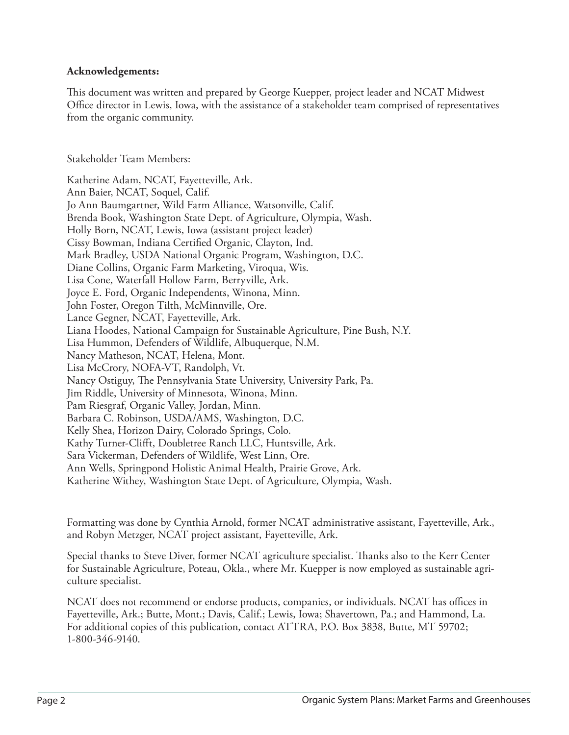**Acknowledgements:**

This document was written and prepared by George Kuepper, project leader and NCAT Midwest Office director in Lewis, Iowa, with the assistance of a stakeholder team comprised of representatives from the organic community.

Stakeholder Team Members:

Katherine Adam, NCAT, Fayetteville, Ark.
Ann Baier, NCAT, Soquel, Calif.
Jo Ann Baumgartner, Wild Farm Alliance, Watsonville, Calif.
Brenda Book, Washington State Dept. of Agriculture, Olympia, Wash.
Holly Born, NCAT, Lewis, Iowa (assistant project leader)
Cissy Bowman, Indiana Certified Organic, Clayton, Ind.
Mark Bradley, USDA National Organic Program, Washington, D.C.
Diane Collins, Organic Farm Marketing, Viroqua, Wis.
Lisa Cone, Waterfall Hollow Farm, Berryville, Ark.
Joyce E. Ford, Organic Independents, Winona, Minn.
John Foster, Oregon Tilth, McMinnville, Ore.
Lance Gegner, NCAT, Fayetteville, Ark.
Liana Hoodes, National Campaign for Sustainable Agriculture, Pine Bush, N.Y.
Lisa Hummon, Defenders of Wildlife, Albuquerque, N.M.
Nancy Matheson, NCAT, Helena, Mont.
Lisa McCrory, NOFA-VT, Randolph, Vt.
Nancy Ostiguy, The Pennsylvania State University, University Park, Pa.
Jim Riddle, University of Minnesota, Winona, Minn.
Pam Riesgraf, Organic Valley, Jordan, Minn.
Barbara C. Robinson, USDA/AMS, Washington, D.C.
Kelly Shea, Horizon Dairy, Colorado Springs, Colo.
Kathy Turner-Clifft, Doubletree Ranch LLC, Huntsville, Ark.
Sara Vickerman, Defenders of Wildlife, West Linn, Ore.
Ann Wells, Springpond Holistic Animal Health, Prairie Grove, Ark.
Katherine Withey, Washington State Dept. of Agriculture, Olympia, Wash.

Formatting was done by Cynthia Arnold, former NCAT administrative assistant, Fayetteville, Ark., and Robyn Metzger, NCAT project assistant, Fayetteville, Ark.

Special thanks to Steve Diver, former NCAT agriculture specialist. Thanks also to the Kerr Center for Sustainable Agriculture, Poteau, Okla., where Mr. Kuepper is now employed as sustainable agriculture specialist.

NCAT does not recommend or endorse products, companies, or individuals. NCAT has offices in Fayetteville, Ark.; Butte, Mont.; Davis, Calif.; Lewis, Iowa; Shavertown, Pa.; and Hammond, La. For additional copies of this publication, contact ATTRA, P.O. Box 3838, Butte, MT 59702; 1-800-346-9140.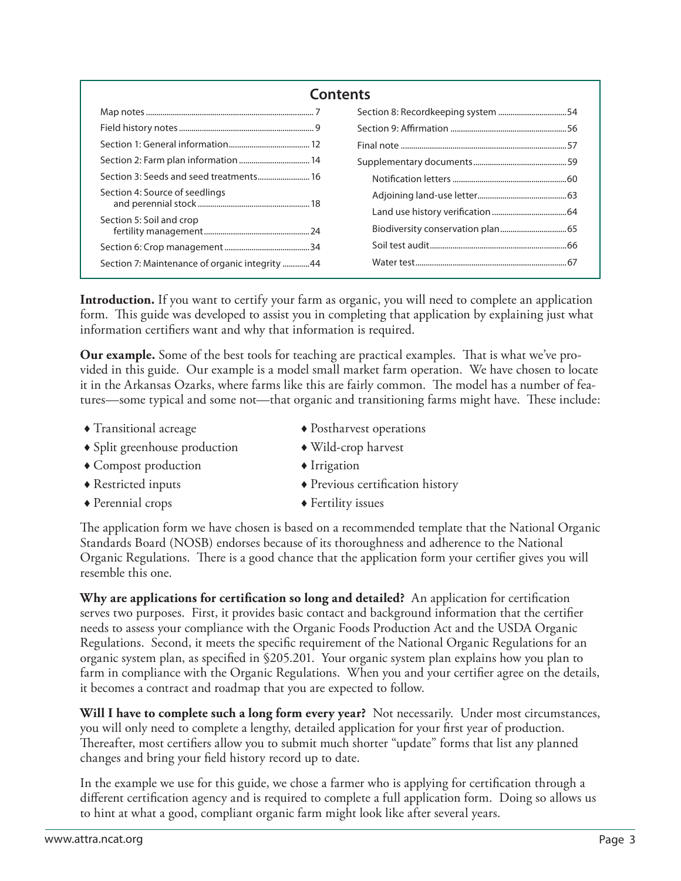## Contents

- Map notes ... 7
- Field history notes ... 9
- Section 1: General information ... 12
- Section 2: Farm plan information ... 14
- Section 3: Seeds and seed treatments ... 16
- Section 4: Source of seedlings and perennial stock ... 18
- Section 5: Soil and crop fertility management ... 24
- Section 6: Crop management ... 34
- Section 7: Maintenance of organic integrity ... 44
- Section 8: Recordkeeping system ... 54
- Section 9: Affirmation ... 56
- Final note ... 57
- Supplementary documents ... 59
  - Notification letters ... 60
  - Adjoining land-use letter ... 63
  - Land use history verification ... 64
  - Biodiversity conservation plan ... 65
  - Soil test audit ... 66
  - Water test ... 67

**Introduction.** If you want to certify your farm as organic, you will need to complete an application form. This guide was developed to assist you in completing that application by explaining just what information certifiers want and why that information is required.

**Our example.** Some of the best tools for teaching are practical examples. That is what we've provided in this guide. Our example is a model small market farm operation. We have chosen to locate it in the Arkansas Ozarks, where farms like this are fairly common. The model has a number of features—some typical and some not—that organic and transitioning farms might have. These include:

- Transitional acreage
- Split greenhouse production
- Compost production
- Restricted inputs
- Perennial crops
- Postharvest operations
- Wild-crop harvest
- Irrigation
- Previous certification history
- Fertility issues

The application form we have chosen is based on a recommended template that the National Organic Standards Board (NOSB) endorses because of its thoroughness and adherence to the National Organic Regulations. There is a good chance that the application form your certifier gives you will resemble this one.

**Why are applications for certification so long and detailed?** An application for certification serves two purposes. First, it provides basic contact and background information that the certifier needs to assess your compliance with the Organic Foods Production Act and the USDA Organic Regulations. Second, it meets the specific requirement of the National Organic Regulations for an organic system plan, as specified in §205.201. Your organic system plan explains how you plan to farm in compliance with the Organic Regulations. When you and your certifier agree on the details, it becomes a contract and roadmap that you are expected to follow.

**Will I have to complete such a long form every year?** Not necessarily. Under most circumstances, you will only need to complete a lengthy, detailed application for your first year of production. Thereafter, most certifiers allow you to submit much shorter "update" forms that list any planned changes and bring your field history record up to date.

In the example we use for this guide, we chose a farmer who is applying for certification through a different certification agency and is required to complete a full application form. Doing so allows us to hint at what a good, compliant organic farm might look like after several years.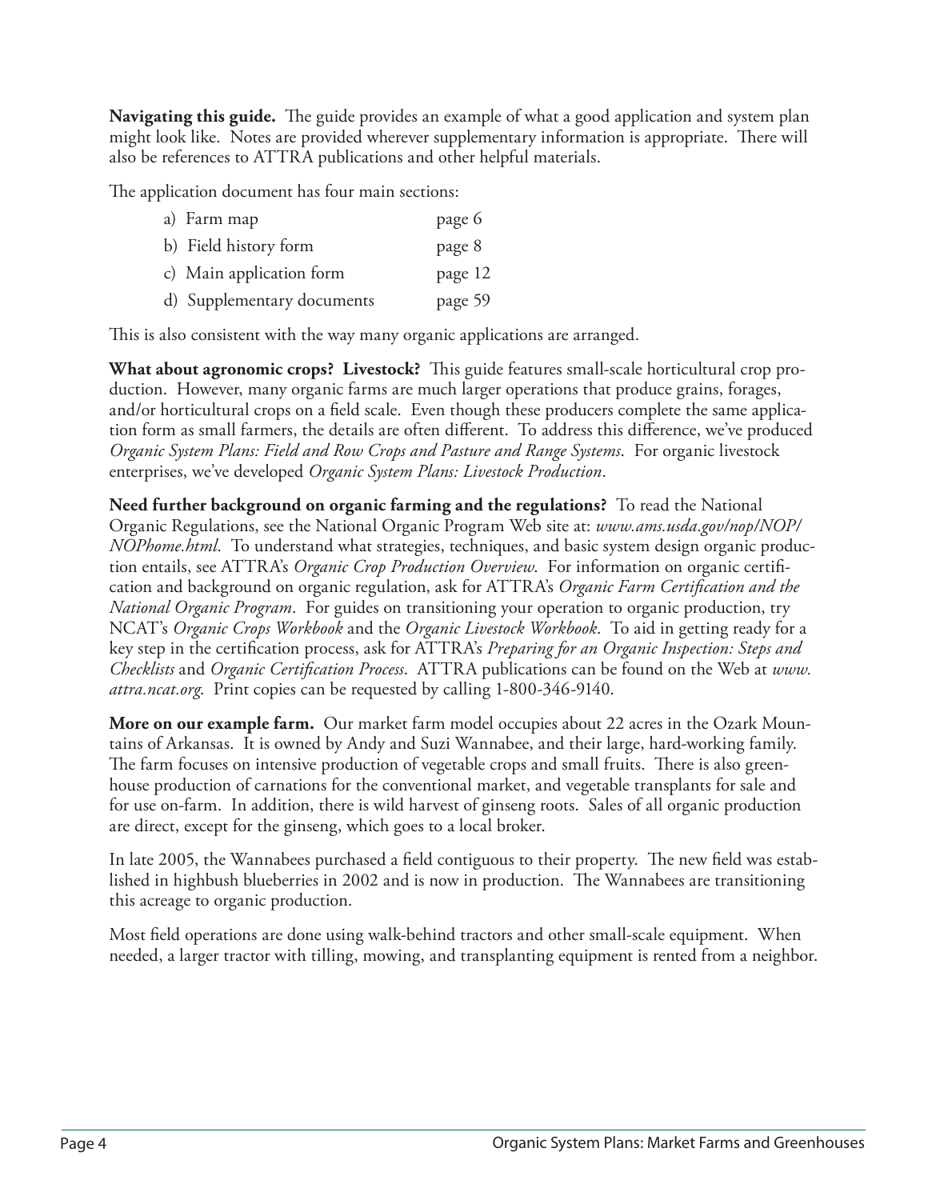**Navigating this guide.** The guide provides an example of what a good application and system plan might look like. Notes are provided wherever supplementary information is appropriate. There will also be references to ATTRA publications and other helpful materials.

The application document has four main sections:

| | |
|---|---|
| a) Farm map | page 6 |
| b) Field history form | page 8 |
| c) Main application form | page 12 |
| d) Supplementary documents | page 59 |

This is also consistent with the way many organic applications are arranged.

**What about agronomic crops? Livestock?** This guide features small-scale horticultural crop production. However, many organic farms are much larger operations that produce grains, forages, and/or horticultural crops on a field scale. Even though these producers complete the same application form as small farmers, the details are often different. To address this difference, we've produced *Organic System Plans: Field and Row Crops and Pasture and Range Systems*. For organic livestock enterprises, we've developed *Organic System Plans: Livestock Production*.

**Need further background on organic farming and the regulations?** To read the National Organic Regulations, see the National Organic Program Web site at: *www.ams.usda.gov/nop/NOP/NOPhome.html*. To understand what strategies, techniques, and basic system design organic production entails, see ATTRA's *Organic Crop Production Overview*. For information on organic certification and background on organic regulation, ask for ATTRA's *Organic Farm Certification and the National Organic Program*. For guides on transitioning your operation to organic production, try NCAT's *Organic Crops Workbook* and the *Organic Livestock Workbook*. To aid in getting ready for a key step in the certification process, ask for ATTRA's *Preparing for an Organic Inspection: Steps and Checklists* and *Organic Certification Process*. ATTRA publications can be found on the Web at *www.attra.ncat.org*. Print copies can be requested by calling 1-800-346-9140.

**More on our example farm.** Our market farm model occupies about 22 acres in the Ozark Mountains of Arkansas. It is owned by Andy and Suzi Wannabee, and their large, hard-working family. The farm focuses on intensive production of vegetable crops and small fruits. There is also greenhouse production of carnations for the conventional market, and vegetable transplants for sale and for use on-farm. In addition, there is wild harvest of ginseng roots. Sales of all organic production are direct, except for the ginseng, which goes to a local broker.

In late 2005, the Wannabees purchased a field contiguous to their property. The new field was established in highbush blueberries in 2002 and is now in production. The Wannabees are transitioning this acreage to organic production.

Most field operations are done using walk-behind tractors and other small-scale equipment. When needed, a larger tractor with tilling, mowing, and transplanting equipment is rented from a neighbor.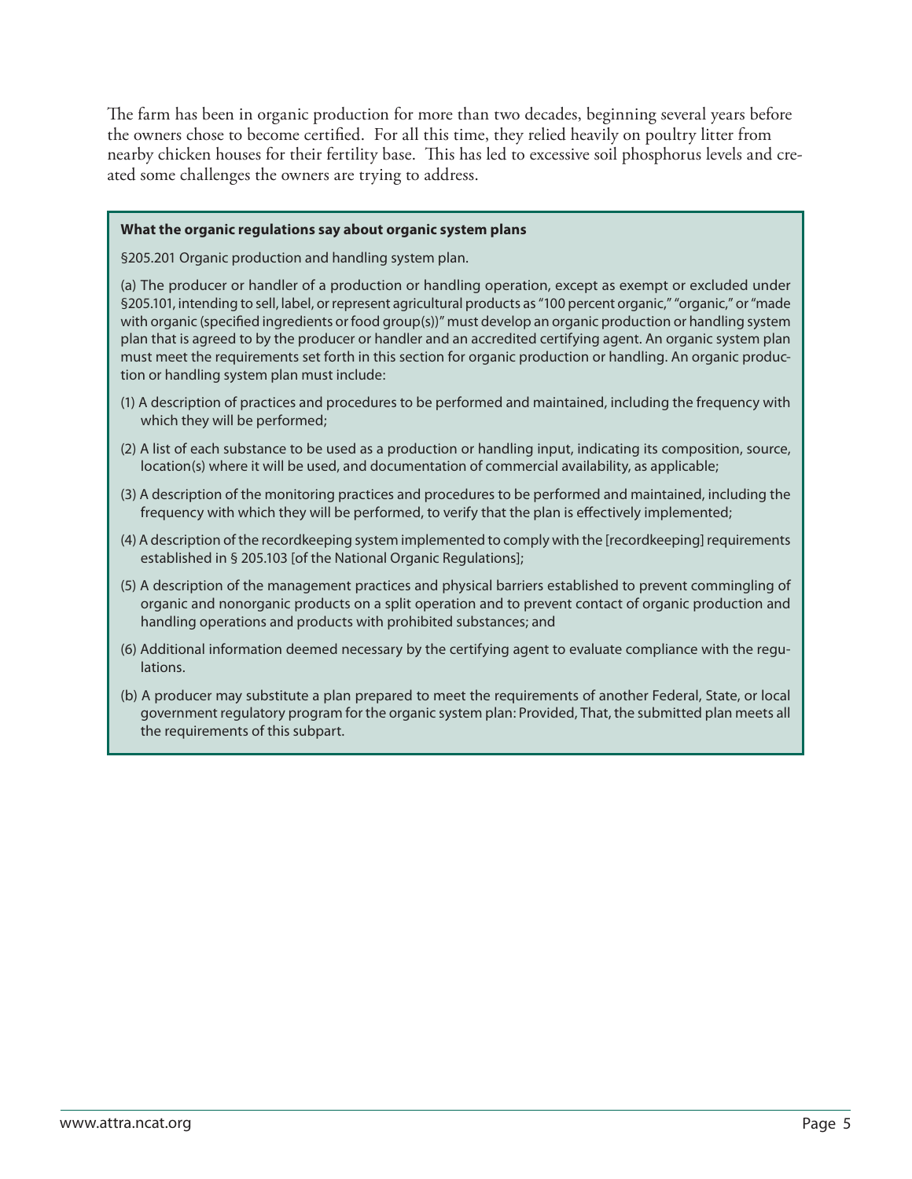The farm has been in organic production for more than two decades, beginning several years before the owners chose to become certified. For all this time, they relied heavily on poultry litter from nearby chicken houses for their fertility base. This has led to excessive soil phosphorus levels and created some challenges the owners are trying to address.

> **What the organic regulations say about organic system plans**
>
> §205.201 Organic production and handling system plan.
>
> (a) The producer or handler of a production or handling operation, except as exempt or excluded under §205.101, intending to sell, label, or represent agricultural products as "100 percent organic," "organic," or "made with organic (specified ingredients or food group(s))" must develop an organic production or handling system plan that is agreed to by the producer or handler and an accredited certifying agent. An organic system plan must meet the requirements set forth in this section for organic production or handling. An organic production or handling system plan must include:
>
> (1) A description of practices and procedures to be performed and maintained, including the frequency with which they will be performed;
>
> (2) A list of each substance to be used as a production or handling input, indicating its composition, source, location(s) where it will be used, and documentation of commercial availability, as applicable;
>
> (3) A description of the monitoring practices and procedures to be performed and maintained, including the frequency with which they will be performed, to verify that the plan is effectively implemented;
>
> (4) A description of the recordkeeping system implemented to comply with the [recordkeeping] requirements established in § 205.103 [of the National Organic Regulations];
>
> (5) A description of the management practices and physical barriers established to prevent commingling of organic and nonorganic products on a split operation and to prevent contact of organic production and handling operations and products with prohibited substances; and
>
> (6) Additional information deemed necessary by the certifying agent to evaluate compliance with the regulations.
>
> (b) A producer may substitute a plan prepared to meet the requirements of another Federal, State, or local government regulatory program for the organic system plan: Provided, That, the submitted plan meets all the requirements of this subpart.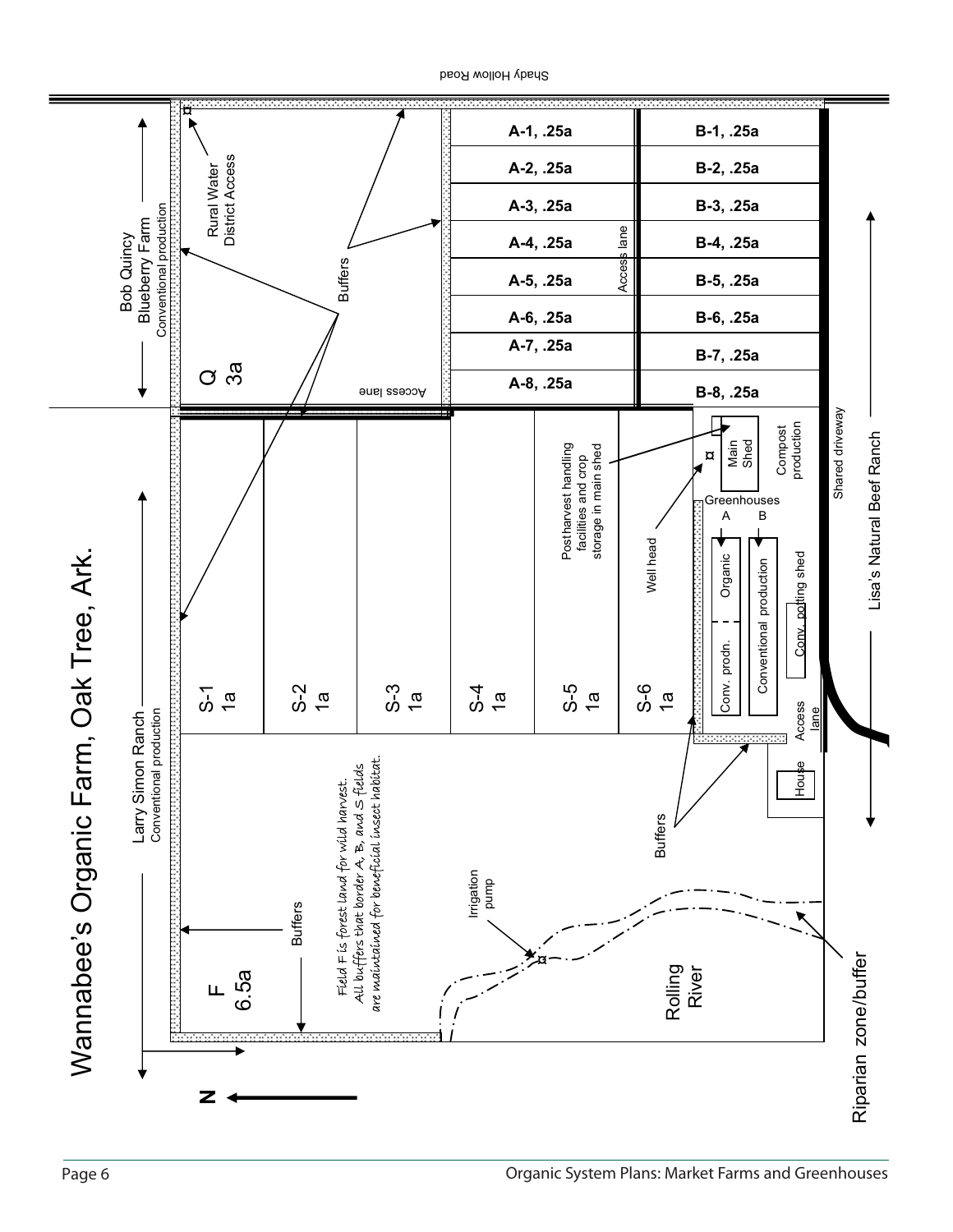# Wannabee's Organic Farm, Oak Tree, Ark.

Shady Hollow Road

Bob Quincy Blueberry Farm
Conventional production

Larry Simon Ranch
Conventional production

Lisa's Natural Beef Ranch

Rural Water District Access

Buffers

Q 3a

Access lane

A-1, .25a
A-2, .25a
A-3, .25a
A-4, .25a
A-5, .25a
A-6, .25a
A-7, .25a
A-8, .25a

B-1, .25a
B-2, .25a
B-3, .25a
B-4, .25a
B-5, .25a
B-6, .25a
B-7, .25a
B-8, .25a

S-1 1a
S-2 1a
S-3 1a
S-4 1a
S-5 1a
S-6 1a

Postharvest handling facilities and crop storage in main shed

Main Shed

Compost production

Shared driveway

Well head

Greenhouses A B

Organic

Conv. prodn.

Conventional production

Conv. potting shed

Access lane

House

F 6.5a

*Field F is forest land for wild harvest. All buffers that border A, B, and S fields are maintained for beneficial insect habitat.*

Irrigation pump

Rolling River

Riparian zone/buffer

N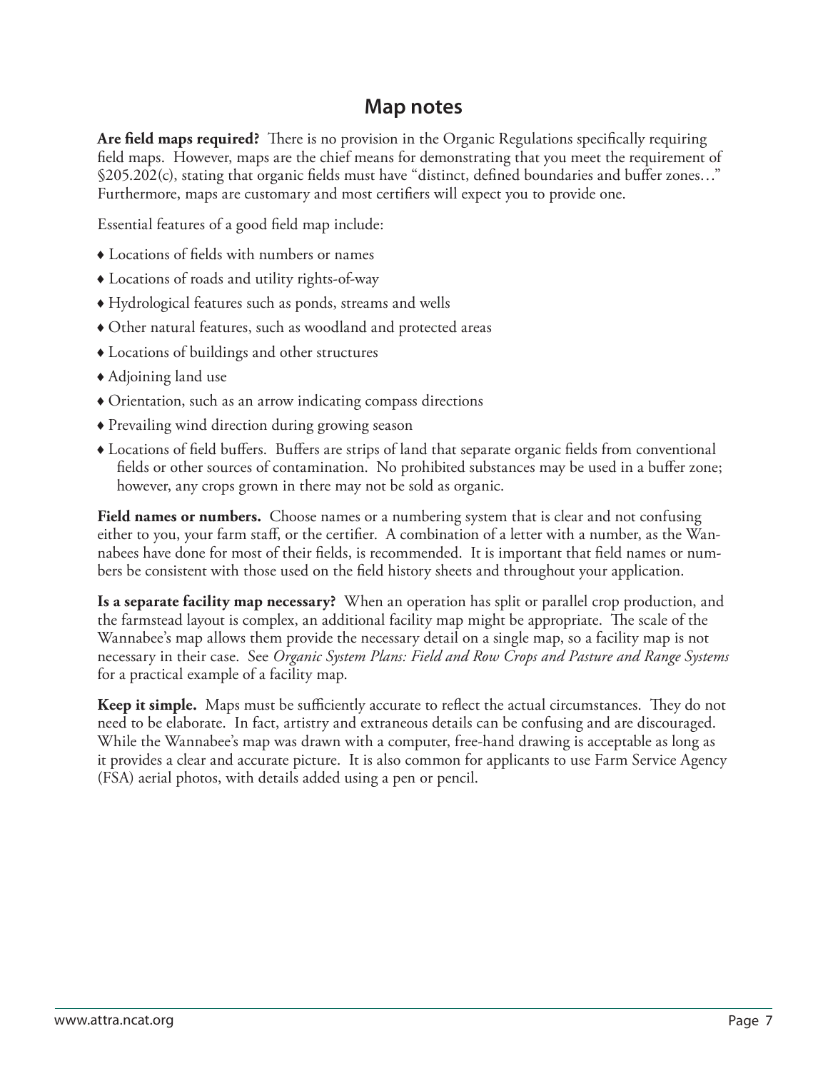## Map notes

**Are field maps required?** There is no provision in the Organic Regulations specifically requiring field maps. However, maps are the chief means for demonstrating that you meet the requirement of §205.202(c), stating that organic fields must have "distinct, defined boundaries and buffer zones…" Furthermore, maps are customary and most certifiers will expect you to provide one.

Essential features of a good field map include:

- Locations of fields with numbers or names
- Locations of roads and utility rights-of-way
- Hydrological features such as ponds, streams and wells
- Other natural features, such as woodland and protected areas
- Locations of buildings and other structures
- Adjoining land use
- Orientation, such as an arrow indicating compass directions
- Prevailing wind direction during growing season
- Locations of field buffers. Buffers are strips of land that separate organic fields from conventional fields or other sources of contamination. No prohibited substances may be used in a buffer zone; however, any crops grown in there may not be sold as organic.

**Field names or numbers.** Choose names or a numbering system that is clear and not confusing either to you, your farm staff, or the certifier. A combination of a letter with a number, as the Wannabees have done for most of their fields, is recommended. It is important that field names or numbers be consistent with those used on the field history sheets and throughout your application.

**Is a separate facility map necessary?** When an operation has split or parallel crop production, and the farmstead layout is complex, an additional facility map might be appropriate. The scale of the Wannabee's map allows them provide the necessary detail on a single map, so a facility map is not necessary in their case. See *Organic System Plans: Field and Row Crops and Pasture and Range Systems* for a practical example of a facility map.

**Keep it simple.** Maps must be sufficiently accurate to reflect the actual circumstances. They do not need to be elaborate. In fact, artistry and extraneous details can be confusing and are discouraged. While the Wannabee's map was drawn with a computer, free-hand drawing is acceptable as long as it provides a clear and accurate picture. It is also common for applicants to use Farm Service Agency (FSA) aerial photos, with details added using a pen or pencil.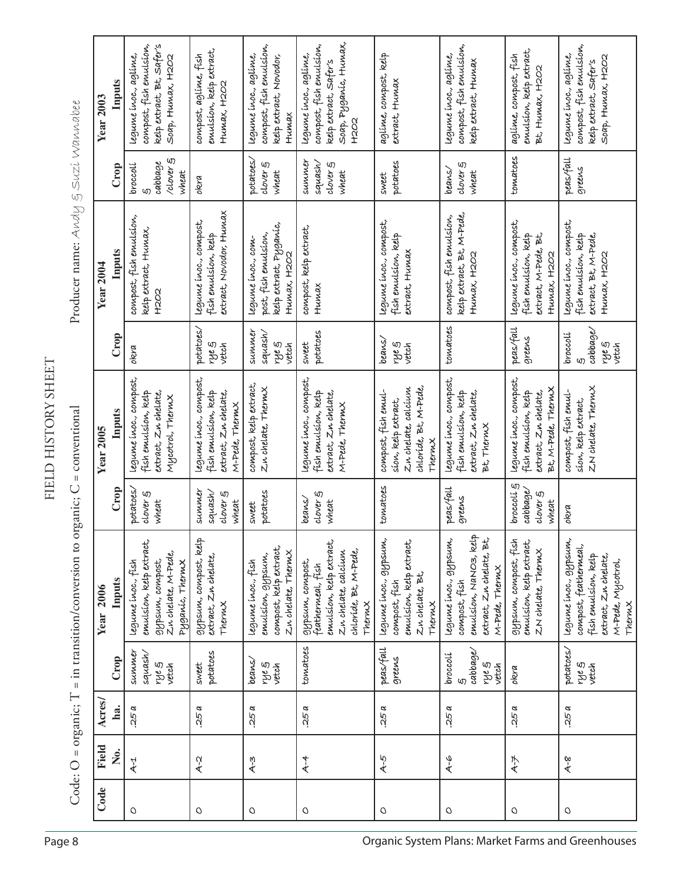# FIELD HISTORY SHEET

Code: O = organic; T = in transition/conversion to organic; C = conventional

Producer name: Andy & Suzi Wannabee

| Code | Field No. | Acres/ ha. | Year 2006 | | Year 2005 | | Year 2004 | | Year 2003 | |
|---|---|---|---|---|---|---|---|---|---|---|
| | | | Crop | Inputs | Crop | Inputs | Crop | Inputs | Crop | Inputs |
| O | A-1 | .25 a | summer squash/ rye & vetch | legume inoc., fish emulsion, kelp extract, gypsum, compost, Zn chelate, M-Pede, Pyganic, ThermX | potatoes/ clover & wheat | legume inoc., compost, fish emulsion, kelp extract, Zn chelate, Mycotrol, ThermX | okra | compost, fish emulsion, kelp extract, Humax, H2O2 | broccoli & cabbage /clover & wheat | legume inoc., aglime, compost, fish emulsion, kelp extract, Bt, Safer's Soap, Humax, H2O2 |
| O | A-2 | .25 a | sweet potatoes | gypsum, compost, kelp extract, Zn chelate, ThermX | summer squash/ clover & wheat | legume inoc., compost, fish emulsion, kelp extract, Zn chelate, M-Pede, ThermX | potatoes/ rye & vetch | legume inoc., compost, fish emulsion, kelp extract, Novodor, Humax | okra | compost, aglime, fish emulsion, kelp extract, Humax, H2O2 |
| O | A-3 | .25 a | beans/ rye & vetch | legume inoc., fish emulsion, gypsum, compost, kelp extract, Zn chelate, ThermX | sweet potatoes | compost, kelp extract, Zn chelate, ThermX | summer squash/ rye & vetch | legume inoc., compost, fish emulsion, kelp extract, Pyganic, Humax, H2O2 | potatoes/ clover & wheat | legume inoc., aglime, compost, fish emulsion, kelp extract, Novodor, Humax |
| O | A-4 | .25 a | tomatoes | gypsum, compost, feathermeal, fish emulsion, kelp extract, Zn chelate, calcium chloride, Bt, M-Pede, ThermX | beans/ clover & wheat | legume inoc., compost, fish emulsion, kelp extract, Zn chelate, M-Pede, ThermX | sweet potatoes | compost, kelp extract, Humax | summer squash/ clover & wheat | legume inoc., aglime, compost, fish emulsion, kelp extract, Safer's Soap, Pyganic, Humax, H2O2 |
| O | A-5 | .25 a | peas/fall greens | legume inoc., gypsum, compost, fish emulsion, kelp extract, Zn chelate, Bt, ThermX | tomatoes | compost, fish emulsion, kelp extract, Zn chelate, calcium chloride, Bt, M-Pede, ThermX | beans/ rye & vetch | legume inoc., compost, fish emulsion, kelp extract, Humax | sweet potatoes | aglime, compost, kelp extract, Humax |
| O | A-6 | .25 a | broccoli & cabbage/ rye & vetch | legume inoc., gypsum, compost, fish emulsion, NaNO3, kelp extract, Zn chelate, Bt, M-Pede, ThermX | peas/fall greens | legume inoc., compost, fish emulsion, kelp extract, Zn chelate, Bt, ThermX | tomatoes | compost, fish emulsion, kelp extract, Bt, M-Pede, Humax, H2O2 | beans/ clover & wheat | legume inoc., aglime, compost, fish emulsion, kelp extract, Humax |
| O | A-7 | .25 a | okra | gypsum, compost, fish emulsion, kelp extract, ZN chelate, ThermX | broccoli & cabbage/ clover & wheat | legume inoc., compost, fish emulsion, kelp extract, Zn chelate, Bt, M-Pede, ThermX | peas/fall greens | legume inoc., compost, fish emulsion, kelp extract, M-Pede, Bt, Humax, H2O2 | tomatoes | aglime, compost, fish emulsion, kelp extract, Bt, Humax, H2O2 |
| O | A-8 | .25 a | potatoes/ rye & vetch | legume inoc., gypsum, compost, feathermeal, fish emulsion, kelp extract, Zn chelate, M-Pede, Mycotrol, ThermX | okra | compost, fish emulsion, kelp extract, ZN chelate, ThermX | broccoli & cabbage/ rye & vetch | legume inoc., compost, fish emulsion, kelp extract, Bt, M-Pede, Humax, H2O2 | peas/fall greens | legume inoc., aglime, compost, fish emulsion, kelp extract, Safer's Soap, Humax, H2O2 |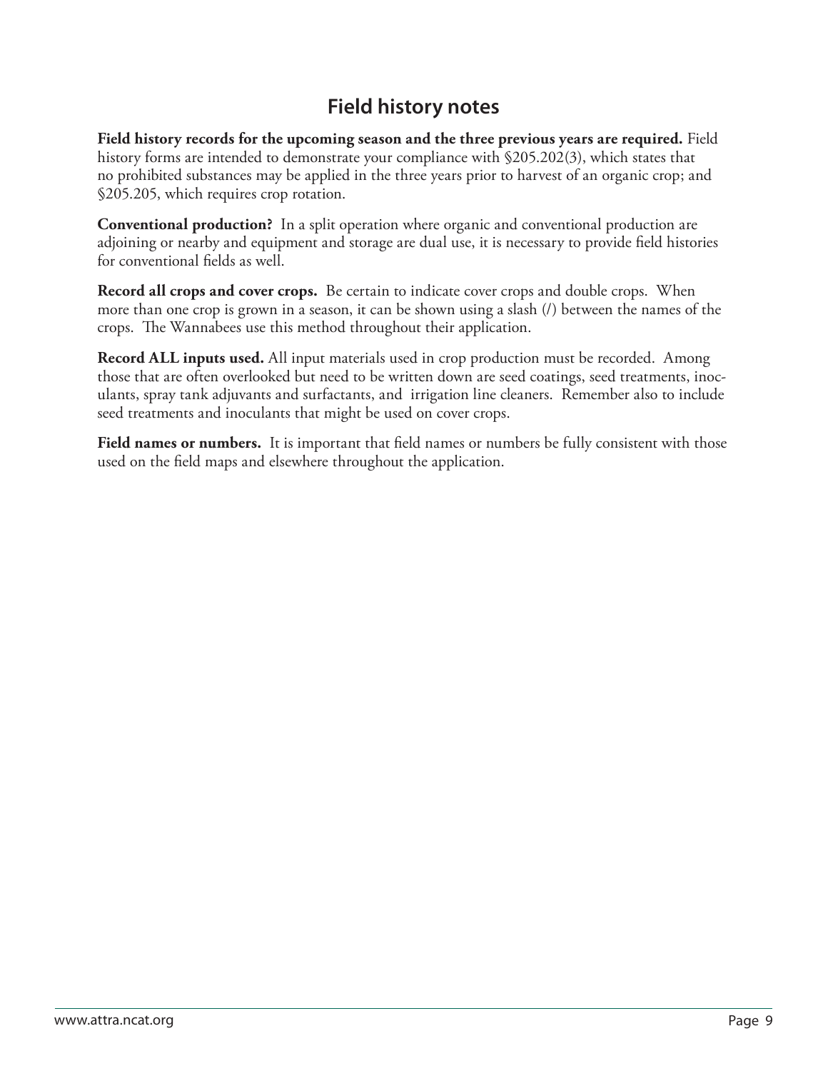## Field history notes

**Field history records for the upcoming season and the three previous years are required.** Field history forms are intended to demonstrate your compliance with §205.202(3), which states that no prohibited substances may be applied in the three years prior to harvest of an organic crop; and §205.205, which requires crop rotation.

**Conventional production?** In a split operation where organic and conventional production are adjoining or nearby and equipment and storage are dual use, it is necessary to provide field histories for conventional fields as well.

**Record all crops and cover crops.** Be certain to indicate cover crops and double crops. When more than one crop is grown in a season, it can be shown using a slash (/) between the names of the crops. The Wannabees use this method throughout their application.

**Record ALL inputs used.** All input materials used in crop production must be recorded. Among those that are often overlooked but need to be written down are seed coatings, seed treatments, inoculants, spray tank adjuvants and surfactants, and irrigation line cleaners. Remember also to include seed treatments and inoculants that might be used on cover crops.

**Field names or numbers.** It is important that field names or numbers be fully consistent with those used on the field maps and elsewhere throughout the application.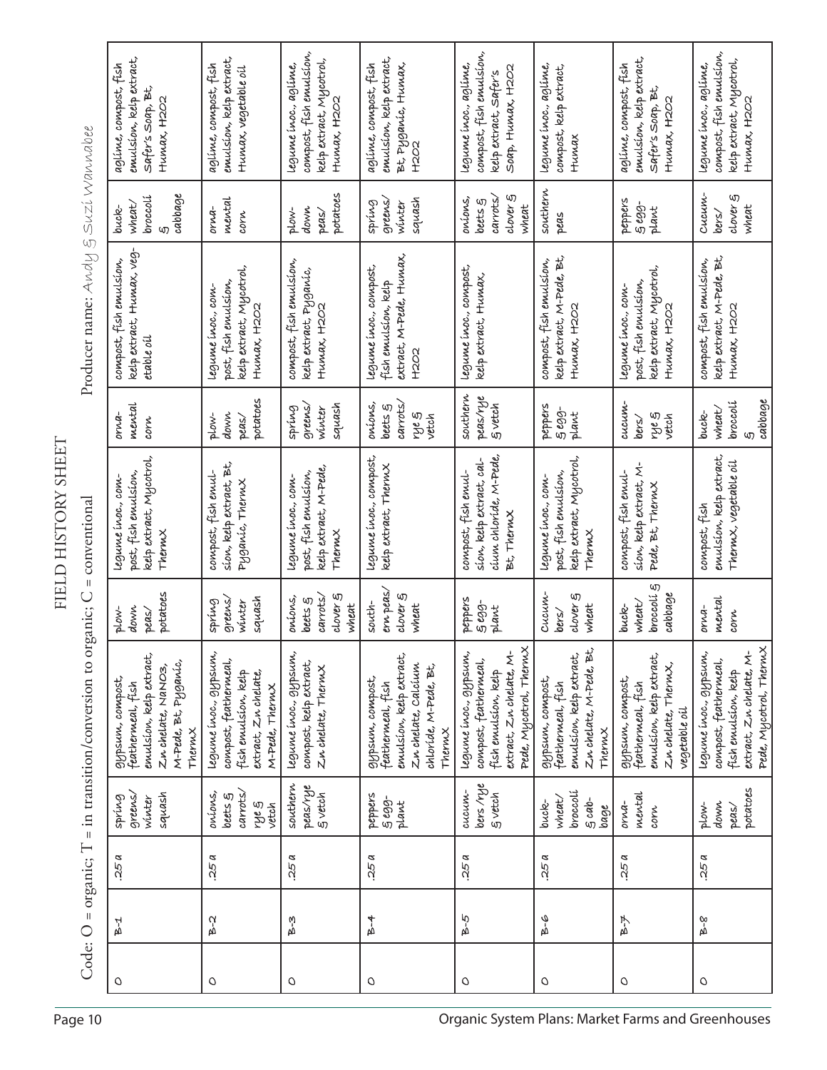# FIELD HISTORY SHEET

Code: O = organic; T = in transition/conversion to organic; C = conventional

Producer name: Andy & Suzi Wannabee

| Code | Field | Acres | Crop | Inputs | Crop | Inputs | Crop | Inputs | Crop | Inputs |
|---|---|---|---|---|---|---|---|---|---|---|
| O | B-1 | .25 a | spring greens/ winter squash | gypsum, compost, feathermeal, fish emulsion, kelp extract, Zn chelate, NaNO3, M-Pede, Bt, Pyganic, ThermX | plow-down peas/ potatoes | legume inoc., compost, fish emulsion, kelp extract, Mycotrol, ThermX | orna-mental corn | compost, fish emulsion, kelp extract, Humax, veg-etable oil | buck-wheat/ broccoli & cabbage | aglime, compost, fish emulsion, kelp extract, Safer's Soap, Bt, Humax, H2O2 |
| O | B-2 | .25 a | onions, beets & carrots/ rye & vetch | legume inoc., gypsum, compost, feathermeal, fish emulsion, kelp extract, Zn chelate, M-Pede, ThermX | spring greens/ winter squash | compost, fish emulsion, kelp extract, Bt, Pyganic, ThermX | plow-down peas/ potatoes | legume inoc., compost, fish emulsion, kelp extract, Mycotrol, Humax, H2O2 | orna-mental corn | aglime, compost, fish emulsion, kelp extract, Humax, vegetable oil |
| O | B-3 | .25 a | southern peas/rye & vetch | legume inoc., gypsum, compost, kelp extract, Zn chelate, ThermX | onions, beets & carrots/ clover & wheat | legume inoc., compost, fish emulsion, kelp extract, M-Pede, ThermX | spring greens/ winter squash | compost, fish emulsion, kelp extract, Pyganic, Humax, H2O2 | plow-down peas/ potatoes | legume inoc., aglime, compost, fish emulsion, kelp extract, Mycotrol, Humax, H2O2 |
| O | B-4 | .25 a | peppers & egg-plant | gypsum, compost, feathermeal, fish emulsion, kelp extract, Zn chelate, Calcium chloride, M-Pede, Bt, ThermX | south-ern peas/ clover & wheat | legume inoc., compost, kelp extract, ThermX | onions, beets & carrots/ rye & vetch | legume inoc., compost, fish emulsion, kelp extract, M-Pede, Humax, H2O2 | spring greens/ winter squash | aglime, compost, fish emulsion, kelp extract, Bt, Pyganic, Humax, H2O2 |
| O | B-5 | .25 a | cucum-bers /rye & vetch | legume inoc., gypsum, compost, feathermeal, fish emulsion, kelp extract, Zn chelate, M-Pede, Mycotrol, ThermX | peppers & egg-plant | compost, fish emulsion, kelp extract, calcium chloride, M-Pede, Bt, ThermX | southern peas/rye & vetch | legume inoc., compost, kelp extract, Humax | onions, beets & carrots/ clover & wheat | legume inoc., aglime, compost, fish emulsion, kelp extract, Safer's Soap, Humax, H2O2 |
| O | B-6 | .25 a | buck-wheat/ broccoli & cab-bage | gypsum, compost, feathermeal, fish emulsion, kelp extract, Zn chelate, M-Pede, Bt, ThermX | Cucum-bers/ clover & wheat | legume inoc., compost, fish emulsion, kelp extract, Mycotrol, ThermX | peppers & egg-plant | compost, fish emulsion, kelp extract, M-Pede, Bt, Humax, H2O2 | southern peas | legume inoc., aglime, compost, kelp extract, Humax |
| O | B-7 | .25 a | orna-mental corn | gypsum, compost, feathermeal, fish emulsion, kelp extract, Zn chelate, ThermX, vegetable oil | buck-wheat/ broccoli & cabbage | compost, fish emulsion, kelp extract, M-Pede, Bt, ThermX | cucum-bers/ rye & vetch | legume inoc., compost, fish emulsion, kelp extract, Mycotrol, Humax, H2O2 | peppers & egg-plant | aglime, compost, fish emulsion, kelp extract, Safer's Soap, Bt, Humax, H2O2 |
| O | B-8 | .25 a | plow-down peas/ potatoes | legume inoc., gypsum, compost, feathermeal, fish emulsion, kelp extract, Zn chelate, M-Pede, Mycotrol, ThermX | orna-mental corn | compost, fish emulsion, kelp extract, ThermX, vegetable oil | buck-wheat/ broccoli & cabbage | compost, fish emulsion, kelp extract, M-Pede, Bt, Humax, H2O2 | Cucum-bers/ clover & wheat | legume inoc., aglime, compost, fish emulsion, kelp extract, Mycotrol, Humax, H2O2 |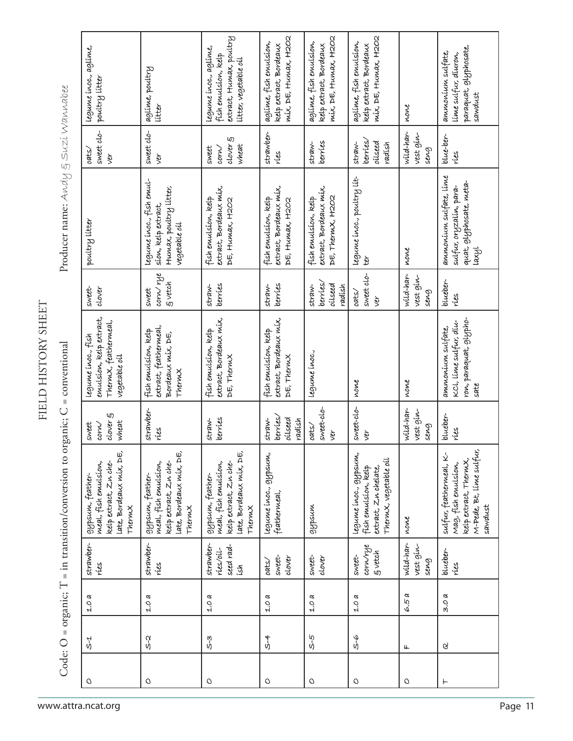# FIELD HISTORY SHEET

Code: O = organic; T = in transition/conversion to organic; C = conventional

Producer name: Andy & Suzi Wannabee

| Code | Field | Acres | Crop | Inputs | Crop | Inputs | Crop | Inputs | Crop | Inputs |
|---|---|---|---|---|---|---|---|---|---|---|
| O | S-1 | 1.0 a | strawberries | gypsum, feathermeal, fish emulsion, kelp extract, Zn chelate, Bordeaux mix, DE, ThermX | sweet corn/clover & wheat | legume inoc., fish emulsion, kelp extract, ThermX, feathermeal, vegetable oil | sweet-clover | poultry litter | oats/sweet clover | legume inoc., aglime, poultry litter |
| O | S-2 | 1.0 a | strawberries | gypsum, feathermeal, fish emulsion, kelp extract, Zn chelate, Bordeaux mix, DE, ThermX | strawberries | fish emulsion, kelp extract, feathermeal, Bordeaux mix, DE, ThermX | sweet corn/rye & vetch | legume inoc., fish emulsion, kelp extract, Humax, poultry litter, vegetable oil | sweet clover | aglime, poultry litter |
| O | S-3 | 1.0 a | strawberries/oilseed radish | gypsum, feathermeal, fish emulsion, kelp extract, Zn chelate, Bordeaux mix, DE, ThermX | strawberries | fish emulsion, kelp extract, Bordeaux mix, DE, ThermX | strawberries | fish emulsion, kelp extract, Bordeaux mix, DE, Humax, H2O2 | sweet corn/clover & wheat | legume inoc., aglime, fish emulsion, kelp extract, Humax, poultry litter, vegetable oil |
| O | S-4 | 1.0 a | oats/sweet-clover | legume inoc., gypsum, feathermeal, | strawberries/oilseed radish | fish emulsion, kelp extract, Bordeaux mix, DE, ThermX | strawberries | fish emulsion, kelp extract, Bordeaux mix, DE, Humax, H2O2 | strawberries | aglime, fish emulsion, kelp extract, Bordeaux mix, DE, Humax, H2O2 |
| O | S-5 | 1.0 a | sweet-clover | gypsum | oats/sweet-clover | legume inoc., | strawberries/oilseed radish | fish emulsion, kelp extract, Bordeaux mix, DE, ThermX, H2O2 | strawberries | aglime, fish emulsion, kelp extract, Bordeaux mix, DE, Humax, H2O2 |
| O | S-6 | 1.0 a | sweet-corn/rye & vetch | legume inoc., gypsum, fish emulsion, kelp extract, Zn chelate, ThermX, vegetable oil | sweet-clover | none | oats/sweet clover | legume inoc., poultry litter | strawberries/oilseed radish | aglime, fish emulsion, kelp extract, Bordeaux mix, DE, Humax, H2O2 |
| O | F | 6.5 a | wild-harvest ginseng | none | wild-harvest ginseng | none | wild-harvest ginseng | none | wild-harvest ginseng | none |
| T | Q | 3.0 a | blueberries | sulfur, feathermeal, K-Mag, fish emulsion, kelp extract, ThermX, M-Pede, Bt, lime sulfur, sawdust | blueberries | ammonium sulfate, KCl, lime sulfur, diuron, paraquat, glyphosate | blueberries | ammonium sulfate, lime sulfur, oryzalin, paraquat, glyphosate, metalaxyl | blueberries | ammonium sulfate, lime sulfur, diuron, paraquat, glyphosate, sawdust |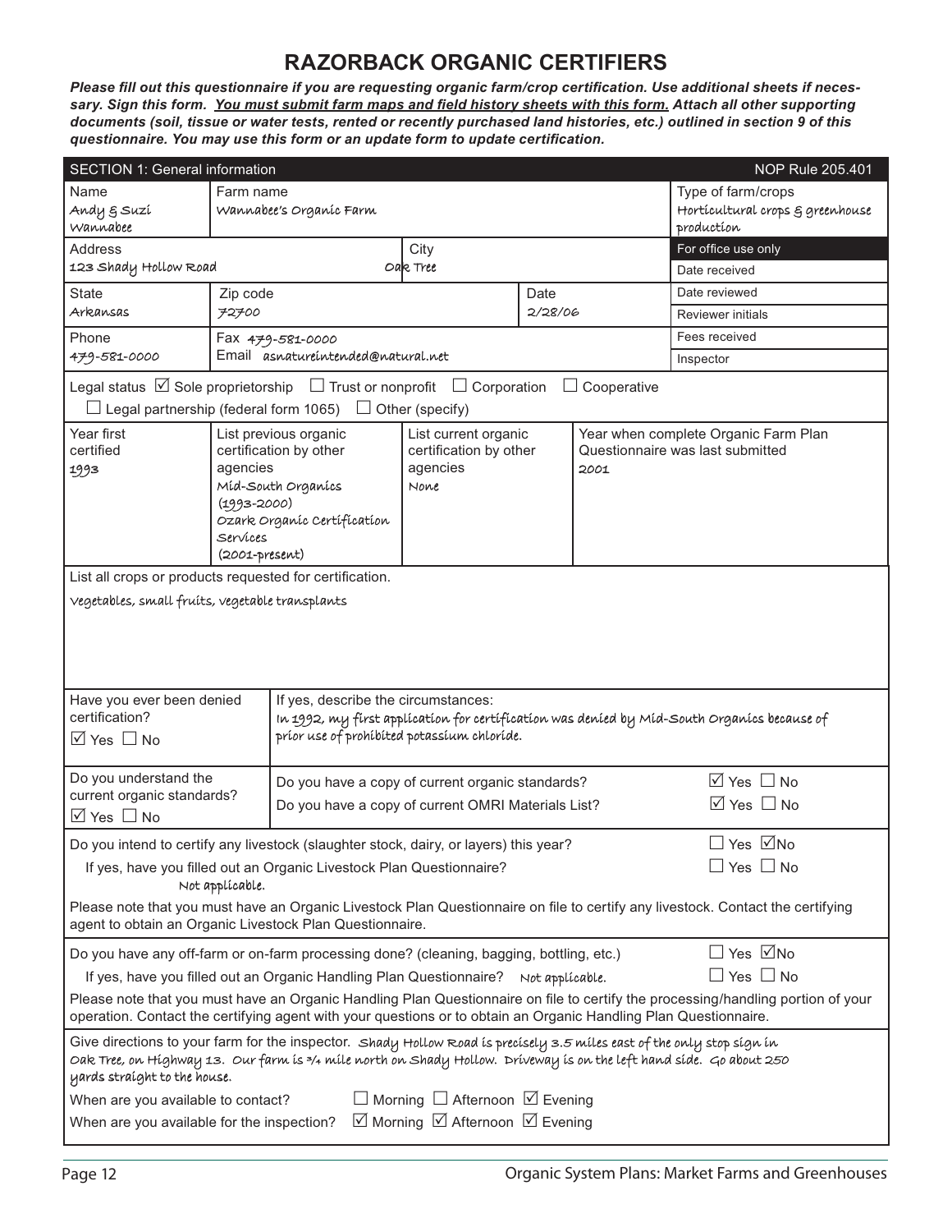# RAZORBACK ORGANIC CERTIFIERS

***Please fill out this questionnaire if you are requesting organic farm/crop certification. Use additional sheets if necessary. Sign this form. <u>You must submit farm maps and field history sheets with this form.</u> Attach all other supporting documents (soil, tissue or water tests, rented or recently purchased land histories, etc.) outlined in section 9 of this questionnaire. You may use this form or an update form to update certification.***

## SECTION 1: General information — NOP Rule 205.401

| Name | Farm name | | | Type of farm/crops |
|---|---|---|---|---|
| Andy & Suzi Wannabee | Wannabee's Organic Farm | | | Horticultural crops & greenhouse production |
| **Address** | | **City** | | **For office use only** |
| 123 Shady Hollow Road | | Oak Tree | | Date received |
| **State** | **Zip code** | | **Date** | Date reviewed |
| Arkansas | 72700 | | 2/28/06 | Reviewer initials |
| **Phone** | **Fax** 479-581-0000 | | | Fees received |
| 479-581-0000 | **Email** asnatureintended@natural.net | | | Inspector |

Legal status ☑ Sole proprietorship ☐ Trust or nonprofit ☐ Corporation ☐ Cooperative
☐ Legal partnership (federal form 1065) ☐ Other (specify)

| Year first certified | List previous organic certification by other agencies | List current organic certification by other agencies | Year when complete Organic Farm Plan Questionnaire was last submitted |
|---|---|---|---|
| 1993 | Mid-South Organics (1993-2000) Ozark Organic Certification Services (2001-present) | None | 2001 |

List all crops or products requested for certification.

Vegetables, small fruits, vegetable transplants

| Have you ever been denied certification? ☑ Yes ☐ No | If yes, describe the circumstances: In 1992, my first application for certification was denied by Mid-South Organics because of prior use of prohibited potassium chloride. |
|---|---|

| Do you understand the current organic standards? ☑ Yes ☐ No | Do you have a copy of current organic standards? ☑ Yes ☐ No<br>Do you have a copy of current OMRI Materials List? ☑ Yes ☐ No |
|---|---|

Do you intend to certify any livestock (slaughter stock, dairy, or layers) this year? ☐ Yes ☑ No

If yes, have you filled out an Organic Livestock Plan Questionnaire? ☐ Yes ☐ No
Not applicable.

Please note that you must have an Organic Livestock Plan Questionnaire on file to certify any livestock. Contact the certifying agent to obtain an Organic Livestock Plan Questionnaire.

Do you have any off-farm or on-farm processing done? (cleaning, bagging, bottling, etc.) ☐ Yes ☑ No

If yes, have you filled out an Organic Handling Plan Questionnaire? Not applicable. ☐ Yes ☐ No

Please note that you must have an Organic Handling Plan Questionnaire on file to certify the processing/handling portion of your operation. Contact the certifying agent with your questions or to obtain an Organic Handling Plan Questionnaire.

Give directions to your farm for the inspector. Shady Hollow Road is precisely 3.5 miles east of the only stop sign in Oak Tree, on Highway 13. Our farm is 3/4 mile north on Shady Hollow. Driveway is on the left hand side. Go about 250 yards straight to the house.

When are you available to contact? ☐ Morning ☐ Afternoon ☑ Evening

When are you available for the inspection? ☑ Morning ☑ Afternoon ☑ Evening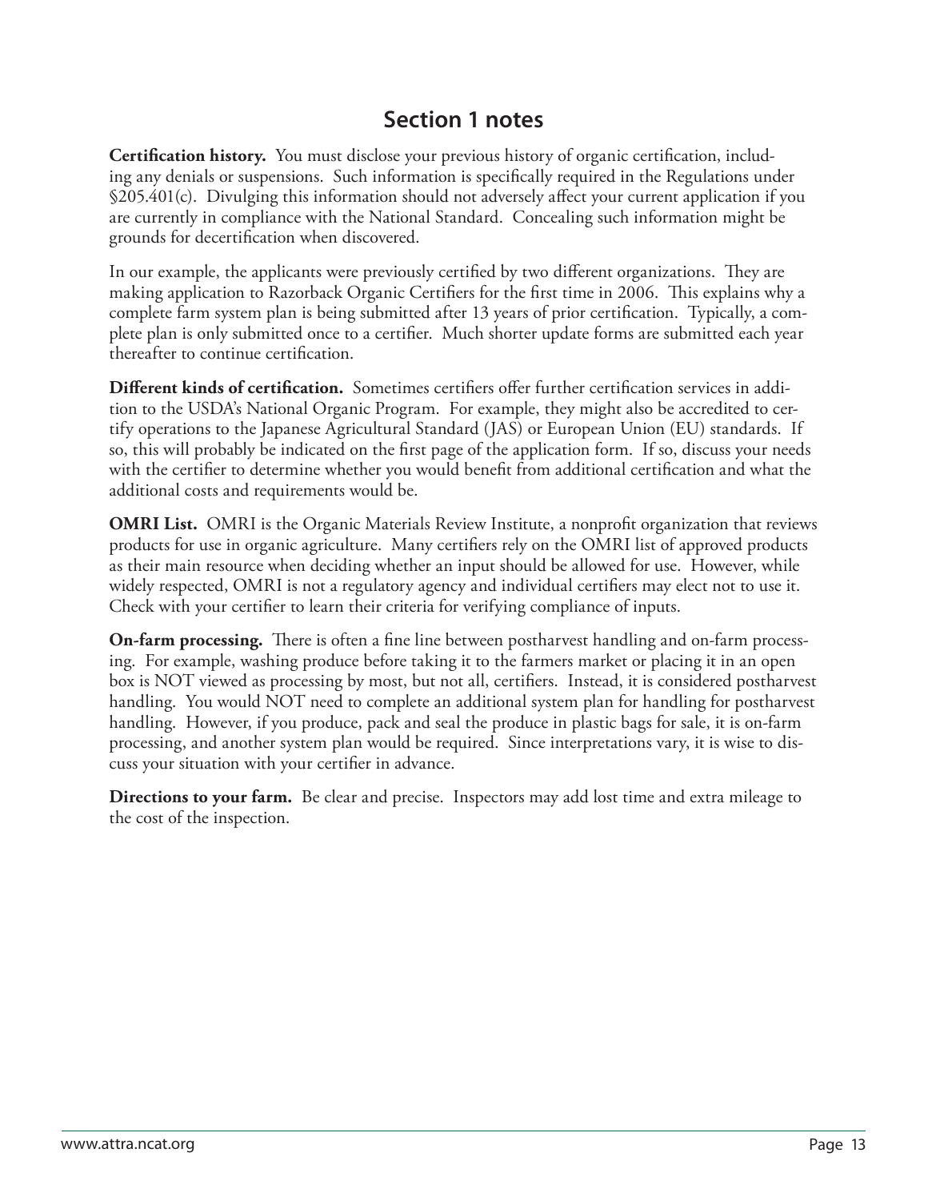## Section 1 notes

**Certification history.** You must disclose your previous history of organic certification, including any denials or suspensions. Such information is specifically required in the Regulations under §205.401(c). Divulging this information should not adversely affect your current application if you are currently in compliance with the National Standard. Concealing such information might be grounds for decertification when discovered.

In our example, the applicants were previously certified by two different organizations. They are making application to Razorback Organic Certifiers for the first time in 2006. This explains why a complete farm system plan is being submitted after 13 years of prior certification. Typically, a complete plan is only submitted once to a certifier. Much shorter update forms are submitted each year thereafter to continue certification.

**Different kinds of certification.** Sometimes certifiers offer further certification services in addition to the USDA's National Organic Program. For example, they might also be accredited to certify operations to the Japanese Agricultural Standard (JAS) or European Union (EU) standards. If so, this will probably be indicated on the first page of the application form. If so, discuss your needs with the certifier to determine whether you would benefit from additional certification and what the additional costs and requirements would be.

**OMRI List.** OMRI is the Organic Materials Review Institute, a nonprofit organization that reviews products for use in organic agriculture. Many certifiers rely on the OMRI list of approved products as their main resource when deciding whether an input should be allowed for use. However, while widely respected, OMRI is not a regulatory agency and individual certifiers may elect not to use it. Check with your certifier to learn their criteria for verifying compliance of inputs.

**On-farm processing.** There is often a fine line between postharvest handling and on-farm processing. For example, washing produce before taking it to the farmers market or placing it in an open box is NOT viewed as processing by most, but not all, certifiers. Instead, it is considered postharvest handling. You would NOT need to complete an additional system plan for handling for postharvest handling. However, if you produce, pack and seal the produce in plastic bags for sale, it is on-farm processing, and another system plan would be required. Since interpretations vary, it is wise to discuss your situation with your certifier in advance.

**Directions to your farm.** Be clear and precise. Inspectors may add lost time and extra mileage to the cost of the inspection.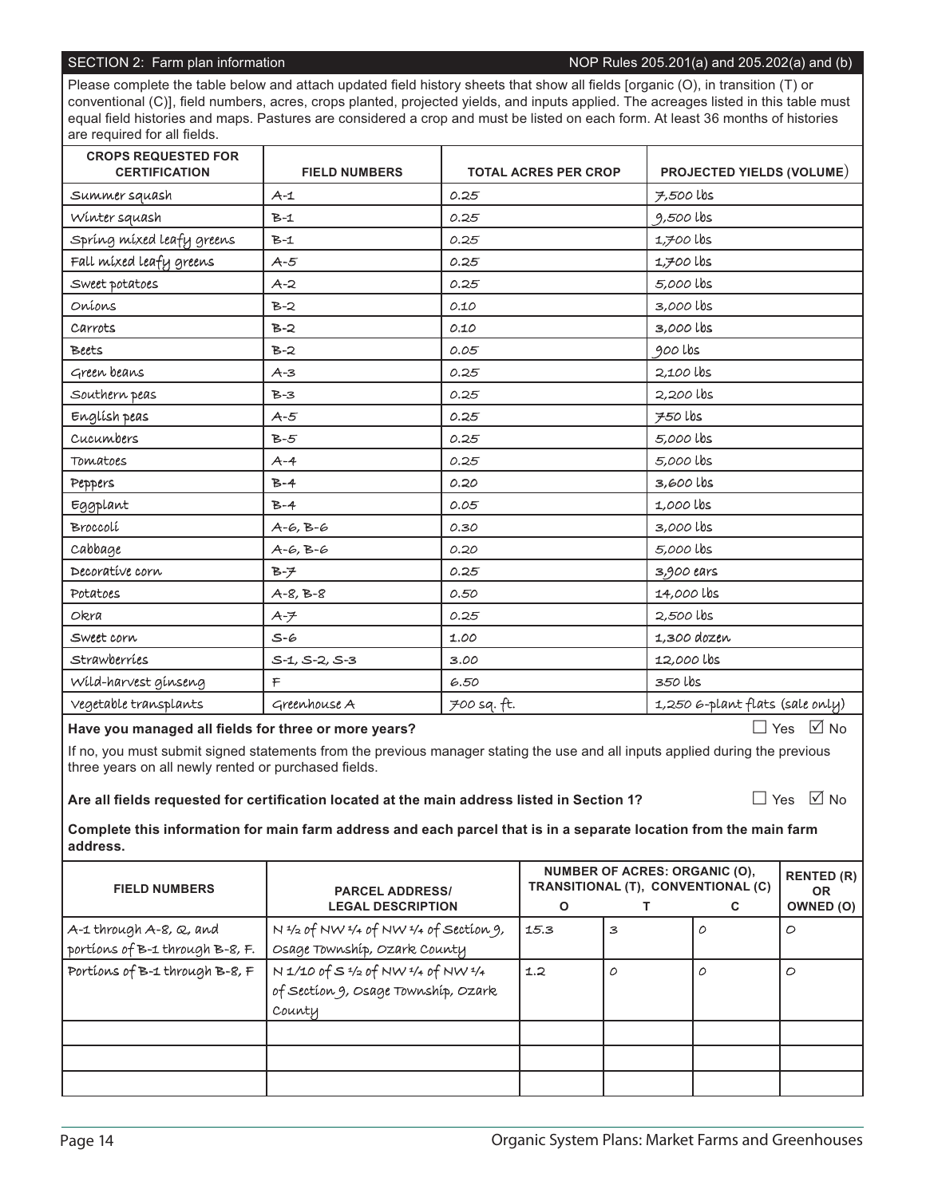## SECTION 2: Farm plan information

NOP Rules 205.201(a) and 205.202(a) and (b)

Please complete the table below and attach updated field history sheets that show all fields [organic (O), in transition (T) or conventional (C)], field numbers, acres, crops planted, projected yields, and inputs applied. The acreages listed in this table must equal field histories and maps. Pastures are considered a crop and must be listed on each form. At least 36 months of histories are required for all fields.

| CROPS REQUESTED FOR CERTIFICATION | FIELD NUMBERS | TOTAL ACRES PER CROP | PROJECTED YIELDS (VOLUME) |
|---|---|---|---|
| Summer squash | A-1 | 0.25 | 7,500 lbs |
| Winter squash | B-1 | 0.25 | 9,500 lbs |
| Spring mixed leafy greens | B-1 | 0.25 | 1,700 lbs |
| Fall mixed leafy greens | A-5 | 0.25 | 1,700 lbs |
| Sweet potatoes | A-2 | 0.25 | 5,000 lbs |
| Onions | B-2 | 0.10 | 3,000 lbs |
| Carrots | B-2 | 0.10 | 3,000 lbs |
| Beets | B-2 | 0.05 | 900 lbs |
| Green beans | A-3 | 0.25 | 2,100 lbs |
| Southern peas | B-3 | 0.25 | 2,200 lbs |
| English peas | A-5 | 0.25 | 750 lbs |
| Cucumbers | B-5 | 0.25 | 5,000 lbs |
| Tomatoes | A-4 | 0.25 | 5,000 lbs |
| Peppers | B-4 | 0.20 | 3,600 lbs |
| Eggplant | B-4 | 0.05 | 1,000 lbs |
| Broccoli | A-6, B-6 | 0.30 | 3,000 lbs |
| Cabbage | A-6, B-6 | 0.20 | 5,000 lbs |
| Decorative corn | B-7 | 0.25 | 3,900 ears |
| Potatoes | A-8, B-8 | 0.50 | 14,000 lbs |
| Okra | A-7 | 0.25 | 2,500 lbs |
| Sweet corn | S-6 | 1.00 | 1,300 dozen |
| Strawberries | S-1, S-2, S-3 | 3.00 | 12,000 lbs |
| Wild-harvest ginseng | F | 6.50 | 350 lbs |
| Vegetable transplants | Greenhouse A | 700 sq. ft. | 1,250 6-plant flats (sale only) |

**Have you managed all fields for three or more years?** ☐ Yes ☑ No

If no, you must submit signed statements from the previous manager stating the use and all inputs applied during the previous three years on all newly rented or purchased fields.

**Are all fields requested for certification located at the main address listed in Section 1?** ☐ Yes ☑ No

**Complete this information for main farm address and each parcel that is in a separate location from the main farm address.**

| FIELD NUMBERS | PARCEL ADDRESS/ LEGAL DESCRIPTION | NUMBER OF ACRES: ORGANIC (O), TRANSITIONAL (T), CONVENTIONAL (C) | | | RENTED (R) OR OWNED (O) |
|---|---|---|---|---|---|
| | | O | T | C | |
| A-1 through A-8, Q, and portions of B-1 through B-8, F. | N ½ of NW ¼ of NW ¼ of Section 9, Osage Township, Ozark County | 15.3 | 3 | 0 | O |
| Portions of B-1 through B-8, F | N 1/10 of S ½ of NW ¼ of NW ¼ of Section 9, Osage Township, Ozark County | 1.2 | 0 | 0 | O |
| | | | | | |
| | | | | | |
| | | | | | |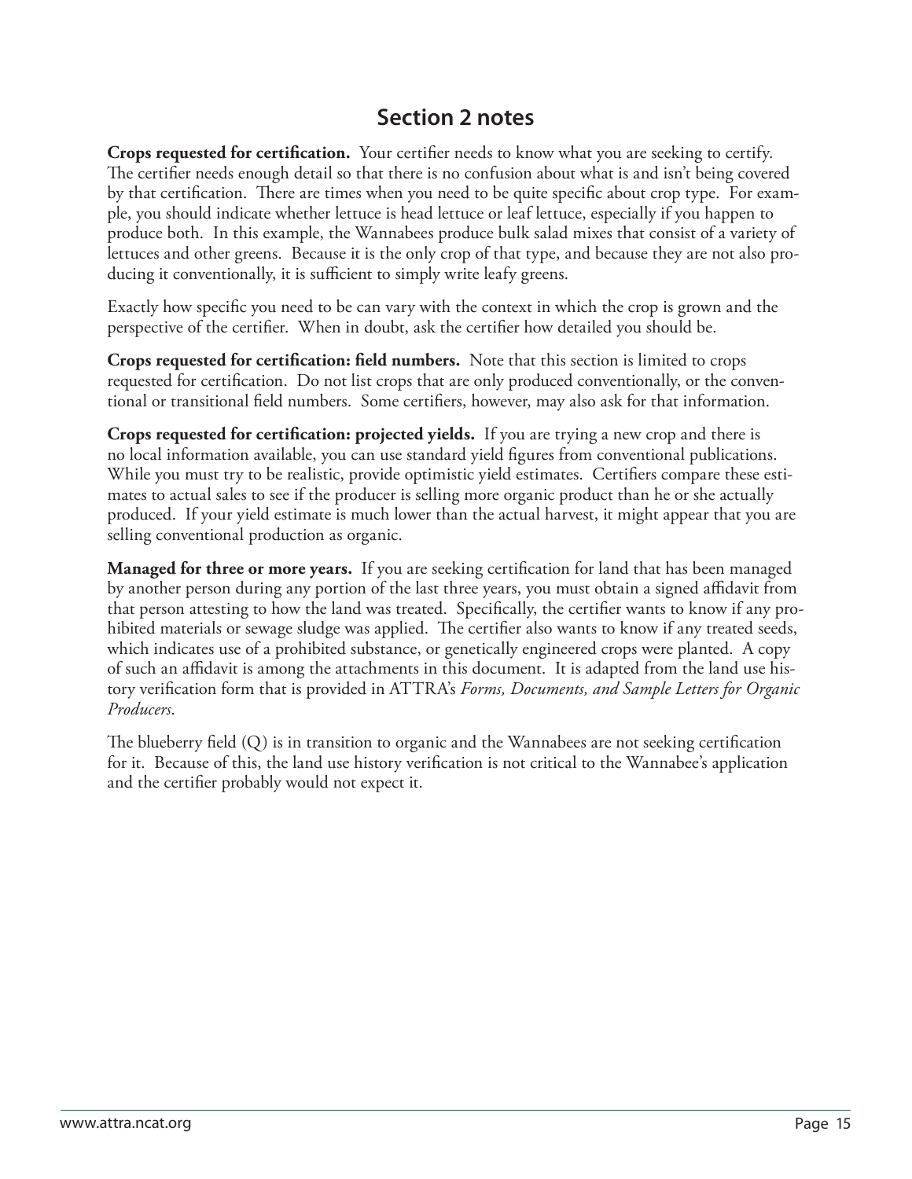## Section 2 notes

**Crops requested for certification.** Your certifier needs to know what you are seeking to certify. The certifier needs enough detail so that there is no confusion about what is and isn't being covered by that certification. There are times when you need to be quite specific about crop type. For example, you should indicate whether lettuce is head lettuce or leaf lettuce, especially if you happen to produce both. In this example, the Wannabees produce bulk salad mixes that consist of a variety of lettuces and other greens. Because it is the only crop of that type, and because they are not also producing it conventionally, it is sufficient to simply write leafy greens.

Exactly how specific you need to be can vary with the context in which the crop is grown and the perspective of the certifier. When in doubt, ask the certifier how detailed you should be.

**Crops requested for certification: field numbers.** Note that this section is limited to crops requested for certification. Do not list crops that are only produced conventionally, or the conventional or transitional field numbers. Some certifiers, however, may also ask for that information.

**Crops requested for certification: projected yields.** If you are trying a new crop and there is no local information available, you can use standard yield figures from conventional publications. While you must try to be realistic, provide optimistic yield estimates. Certifiers compare these estimates to actual sales to see if the producer is selling more organic product than he or she actually produced. If your yield estimate is much lower than the actual harvest, it might appear that you are selling conventional production as organic.

**Managed for three or more years.** If you are seeking certification for land that has been managed by another person during any portion of the last three years, you must obtain a signed affidavit from that person attesting to how the land was treated. Specifically, the certifier wants to know if any prohibited materials or sewage sludge was applied. The certifier also wants to know if any treated seeds, which indicates use of a prohibited substance, or genetically engineered crops were planted. A copy of such an affidavit is among the attachments in this document. It is adapted from the land use history verification form that is provided in ATTRA's *Forms, Documents, and Sample Letters for Organic Producers*.

The blueberry field (Q) is in transition to organic and the Wannabees are not seeking certification for it. Because of this, the land use history verification is not critical to the Wannabee's application and the certifier probably would not expect it.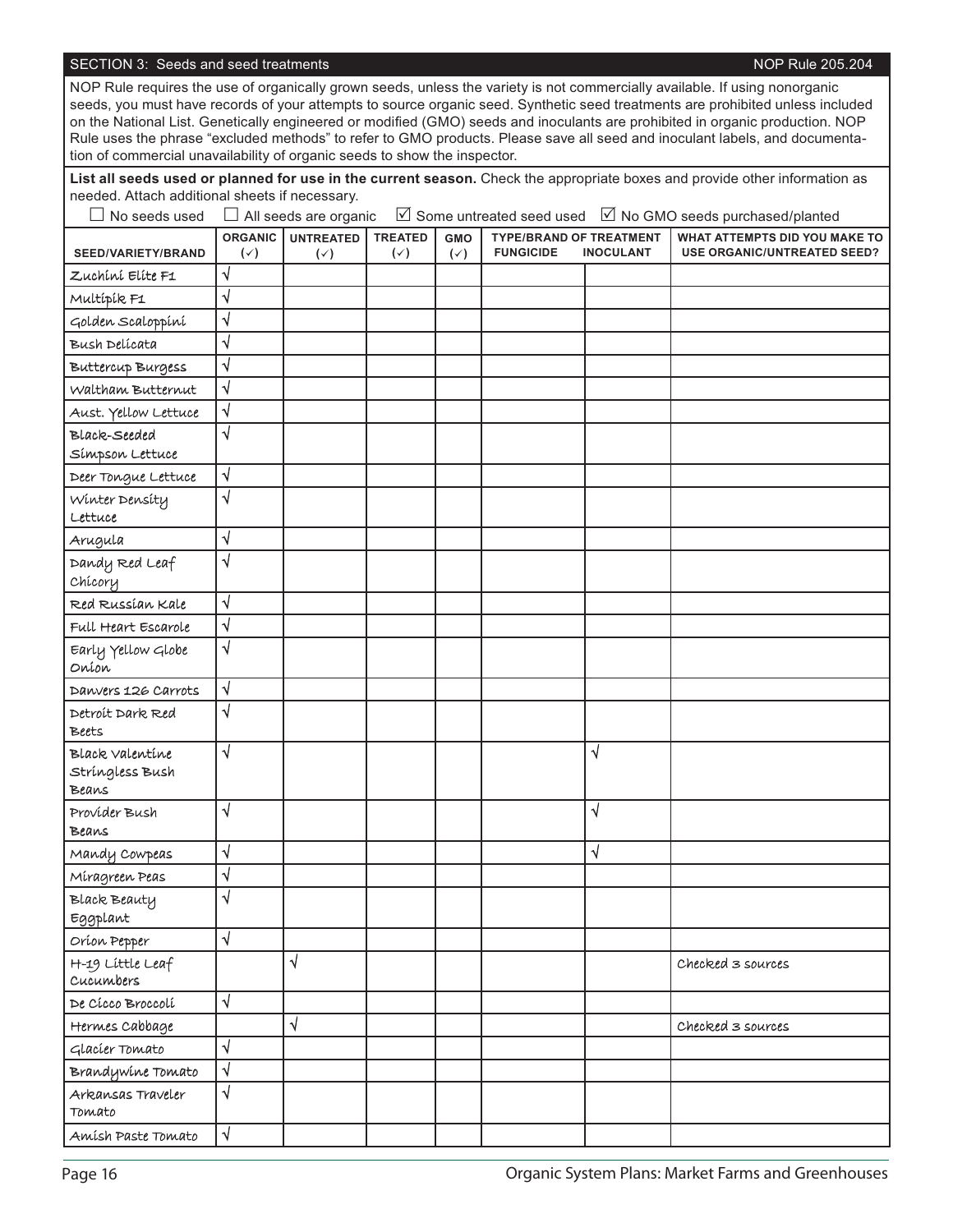## SECTION 3: Seeds and seed treatments — NOP Rule 205.204

NOP Rule requires the use of organically grown seeds, unless the variety is not commercially available. If using nonorganic seeds, you must have records of your attempts to source organic seed. Synthetic seed treatments are prohibited unless included on the National List. Genetically engineered or modified (GMO) seeds and inoculants are prohibited in organic production. NOP Rule uses the phrase "excluded methods" to refer to GMO products. Please save all seed and inoculant labels, and documentation of commercial unavailability of organic seeds to show the inspector.

**List all seeds used or planned for use in the current season.** Check the appropriate boxes and provide other information as needed. Attach additional sheets if necessary.

☐ No seeds used ☐ All seeds are organic ☑ Some untreated seed used ☑ No GMO seeds purchased/planted

| SEED/VARIETY/BRAND | ORGANIC (✓) | UNTREATED (✓) | TREATED (✓) | GMO (✓) | TYPE/BRAND OF TREATMENT | | WHAT ATTEMPTS DID YOU MAKE TO USE ORGANIC/UNTREATED SEED? |
|---|---|---|---|---|---|---|---|
| | | | | | FUNGICIDE | INOCULANT | |
| Zuchini Elite F1 | √ | | | | | | |
| Multipik F1 | √ | | | | | | |
| Golden Scaloppini | √ | | | | | | |
| Bush Delicata | √ | | | | | | |
| Buttercup Burgess | √ | | | | | | |
| Waltham Butternut | √ | | | | | | |
| Aust. Yellow Lettuce | √ | | | | | | |
| Black-Seeded Simpson Lettuce | √ | | | | | | |
| Deer Tongue Lettuce | √ | | | | | | |
| Winter Density Lettuce | √ | | | | | | |
| Arugula | √ | | | | | | |
| Dandy Red Leaf Chicory | √ | | | | | | |
| Red Russian Kale | √ | | | | | | |
| Full Heart Escarole | √ | | | | | | |
| Early Yellow Globe Onion | √ | | | | | | |
| Danvers 126 Carrots | √ | | | | | | |
| Detroit Dark Red Beets | √ | | | | | | |
| Black Valentine Stringless Bush Beans | √ | | | | | √ | |
| Provider Bush Beans | √ | | | | | √ | |
| Mandy Cowpeas | √ | | | | | √ | |
| Miragreen Peas | √ | | | | | | |
| Black Beauty Eggplant | √ | | | | | | |
| Orion Pepper | √ | | | | | | |
| H-19 Little Leaf Cucumbers | | √ | | | | | Checked 3 sources |
| De Cicco Broccoli | √ | | | | | | |
| Hermes Cabbage | | √ | | | | | Checked 3 sources |
| Glacier Tomato | √ | | | | | | |
| Brandywine Tomato | √ | | | | | | |
| Arkansas Traveler Tomato | √ | | | | | | |
| Amish Paste Tomato | √ | | | | | | |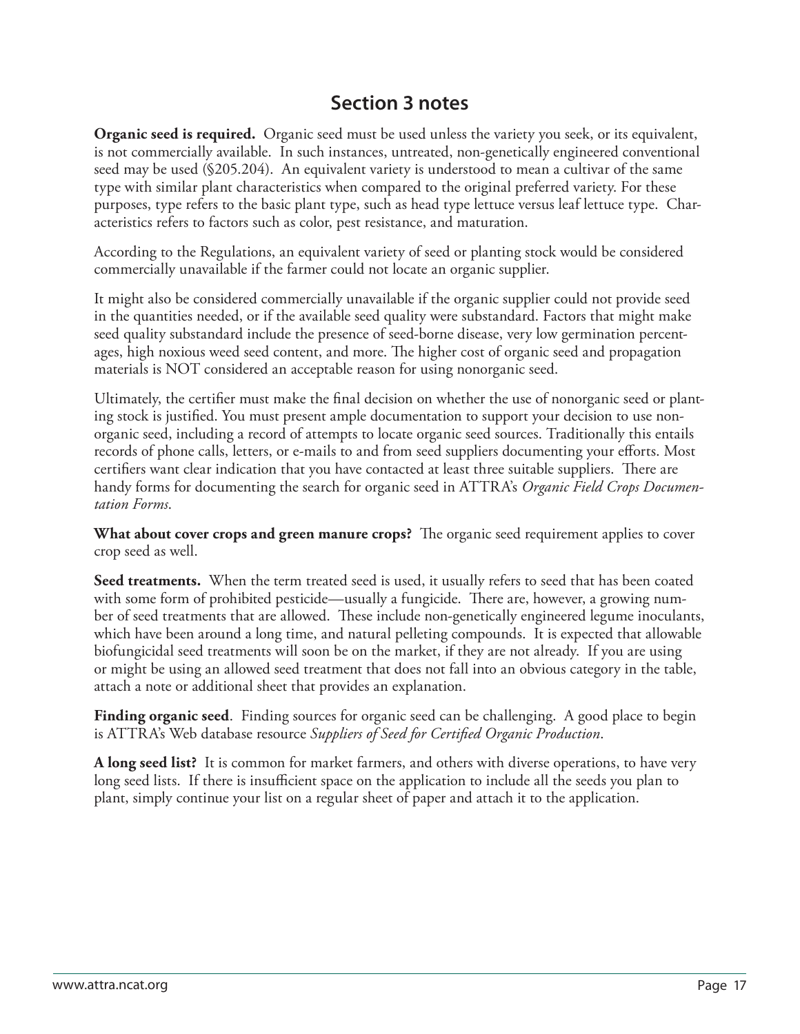## Section 3 notes

**Organic seed is required.** Organic seed must be used unless the variety you seek, or its equivalent, is not commercially available. In such instances, untreated, non-genetically engineered conventional seed may be used (§205.204). An equivalent variety is understood to mean a cultivar of the same type with similar plant characteristics when compared to the original preferred variety. For these purposes, type refers to the basic plant type, such as head type lettuce versus leaf lettuce type. Characteristics refers to factors such as color, pest resistance, and maturation.

According to the Regulations, an equivalent variety of seed or planting stock would be considered commercially unavailable if the farmer could not locate an organic supplier.

It might also be considered commercially unavailable if the organic supplier could not provide seed in the quantities needed, or if the available seed quality were substandard. Factors that might make seed quality substandard include the presence of seed-borne disease, very low germination percentages, high noxious weed seed content, and more. The higher cost of organic seed and propagation materials is NOT considered an acceptable reason for using nonorganic seed.

Ultimately, the certifier must make the final decision on whether the use of nonorganic seed or planting stock is justified. You must present ample documentation to support your decision to use nonorganic seed, including a record of attempts to locate organic seed sources. Traditionally this entails records of phone calls, letters, or e-mails to and from seed suppliers documenting your efforts. Most certifiers want clear indication that you have contacted at least three suitable suppliers. There are handy forms for documenting the search for organic seed in ATTRA's *Organic Field Crops Documentation Forms*.

**What about cover crops and green manure crops?** The organic seed requirement applies to cover crop seed as well.

**Seed treatments.** When the term treated seed is used, it usually refers to seed that has been coated with some form of prohibited pesticide—usually a fungicide. There are, however, a growing number of seed treatments that are allowed. These include non-genetically engineered legume inoculants, which have been around a long time, and natural pelleting compounds. It is expected that allowable biofungicidal seed treatments will soon be on the market, if they are not already. If you are using or might be using an allowed seed treatment that does not fall into an obvious category in the table, attach a note or additional sheet that provides an explanation.

**Finding organic seed**. Finding sources for organic seed can be challenging. A good place to begin is ATTRA's Web database resource *Suppliers of Seed for Certified Organic Production*.

**A long seed list?** It is common for market farmers, and others with diverse operations, to have very long seed lists. If there is insufficient space on the application to include all the seeds you plan to plant, simply continue your list on a regular sheet of paper and attach it to the application.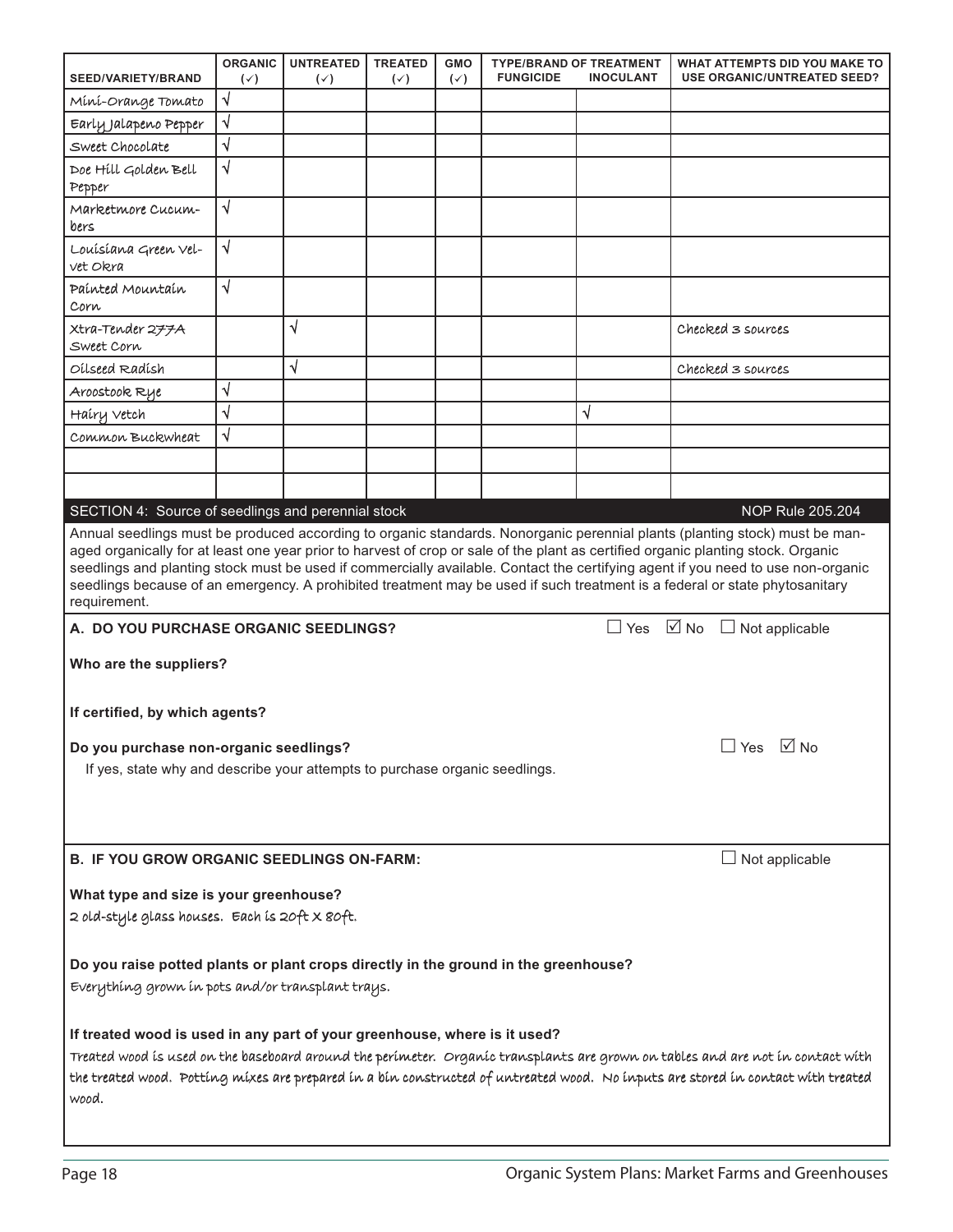| SEED/VARIETY/BRAND | ORGANIC (✓) | UNTREATED (✓) | TREATED (✓) | GMO (✓) | TYPE/BRAND OF TREATMENT FUNGICIDE | INOCULANT | WHAT ATTEMPTS DID YOU MAKE TO USE ORGANIC/UNTREATED SEED? |
|---|---|---|---|---|---|---|---|
| Mini-Orange Tomato | √ | | | | | | |
| Early Jalapeno Pepper | √ | | | | | | |
| Sweet Chocolate | √ | | | | | | |
| Doe Hill Golden Bell Pepper | √ | | | | | | |
| Marketmore Cucumbers | √ | | | | | | |
| Louisiana Green Velvet Okra | √ | | | | | | |
| Painted Mountain Corn | √ | | | | | | |
| Xtra-Tender 277A Sweet Corn | | √ | | | | | Checked 3 sources |
| Oilseed Radish | | √ | | | | | Checked 3 sources |
| Aroostook Rye | √ | | | | | | |
| Hairy Vetch | √ | | | | | √ | |
| Common Buckwheat | √ | | | | | | |
| | | | | | | | |
| | | | | | | | |

## SECTION 4: Source of seedlings and perennial stock — NOP Rule 205.204

Annual seedlings must be produced according to organic standards. Nonorganic perennial plants (planting stock) must be managed organically for at least one year prior to harvest of crop or sale of the plant as certified organic planting stock. Organic seedlings and planting stock must be used if commercially available. Contact the certifying agent if you need to use non-organic seedlings because of an emergency. A prohibited treatment may be used if such treatment is a federal or state phytosanitary requirement.

**A. DO YOU PURCHASE ORGANIC SEEDLINGS?** ☐ Yes ☑ No ☐ Not applicable

**Who are the suppliers?**

**If certified, by which agents?**

**Do you purchase non-organic seedlings?** ☐ Yes ☑ No

If yes, state why and describe your attempts to purchase organic seedlings.

**B. IF YOU GROW ORGANIC SEEDLINGS ON-FARM:** ☐ Not applicable

**What type and size is your greenhouse?**

2 old-style glass houses. Each is 20ft X 80ft.

**Do you raise potted plants or plant crops directly in the ground in the greenhouse?**

Everything grown in pots and/or transplant trays.

**If treated wood is used in any part of your greenhouse, where is it used?**

Treated wood is used on the baseboard around the perimeter. Organic transplants are grown on tables and are not in contact with the treated wood. Potting mixes are prepared in a bin constructed of untreated wood. No inputs are stored in contact with treated wood.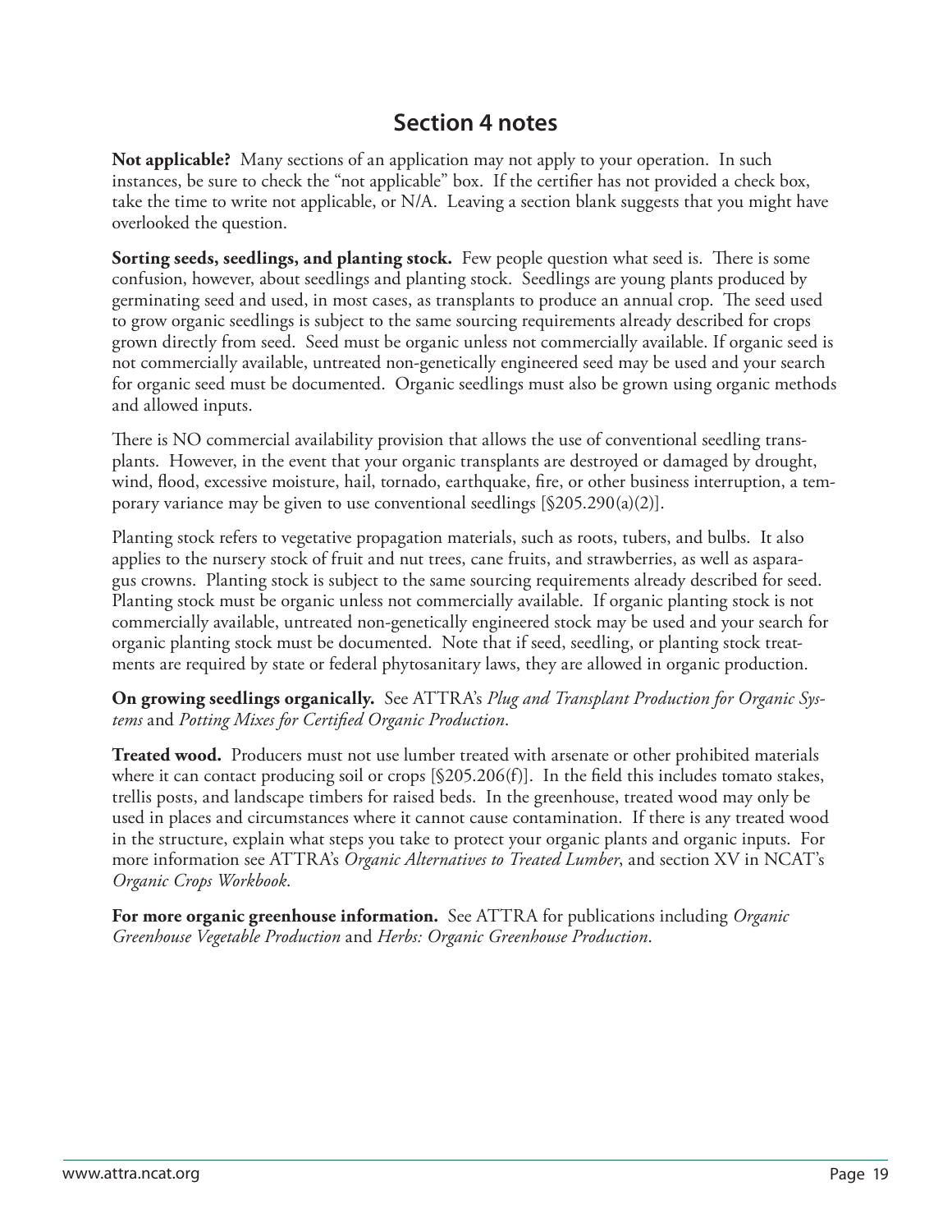## Section 4 notes

**Not applicable?** Many sections of an application may not apply to your operation. In such instances, be sure to check the "not applicable" box. If the certifier has not provided a check box, take the time to write not applicable, or N/A. Leaving a section blank suggests that you might have overlooked the question.

**Sorting seeds, seedlings, and planting stock.** Few people question what seed is. There is some confusion, however, about seedlings and planting stock. Seedlings are young plants produced by germinating seed and used, in most cases, as transplants to produce an annual crop. The seed used to grow organic seedlings is subject to the same sourcing requirements already described for crops grown directly from seed. Seed must be organic unless not commercially available. If organic seed is not commercially available, untreated non-genetically engineered seed may be used and your search for organic seed must be documented. Organic seedlings must also be grown using organic methods and allowed inputs.

There is NO commercial availability provision that allows the use of conventional seedling transplants. However, in the event that your organic transplants are destroyed or damaged by drought, wind, flood, excessive moisture, hail, tornado, earthquake, fire, or other business interruption, a temporary variance may be given to use conventional seedlings [§205.290(a)(2)].

Planting stock refers to vegetative propagation materials, such as roots, tubers, and bulbs. It also applies to the nursery stock of fruit and nut trees, cane fruits, and strawberries, as well as asparagus crowns. Planting stock is subject to the same sourcing requirements already described for seed. Planting stock must be organic unless not commercially available. If organic planting stock is not commercially available, untreated non-genetically engineered stock may be used and your search for organic planting stock must be documented. Note that if seed, seedling, or planting stock treatments are required by state or federal phytosanitary laws, they are allowed in organic production.

**On growing seedlings organically.** See ATTRA's *Plug and Transplant Production for Organic Systems* and *Potting Mixes for Certified Organic Production*.

**Treated wood.** Producers must not use lumber treated with arsenate or other prohibited materials where it can contact producing soil or crops [§205.206(f)]. In the field this includes tomato stakes, trellis posts, and landscape timbers for raised beds. In the greenhouse, treated wood may only be used in places and circumstances where it cannot cause contamination. If there is any treated wood in the structure, explain what steps you take to protect your organic plants and organic inputs. For more information see ATTRA's *Organic Alternatives to Treated Lumber*, and section XV in NCAT's *Organic Crops Workbook*.

**For more organic greenhouse information.** See ATTRA for publications including *Organic Greenhouse Vegetable Production* and *Herbs: Organic Greenhouse Production*.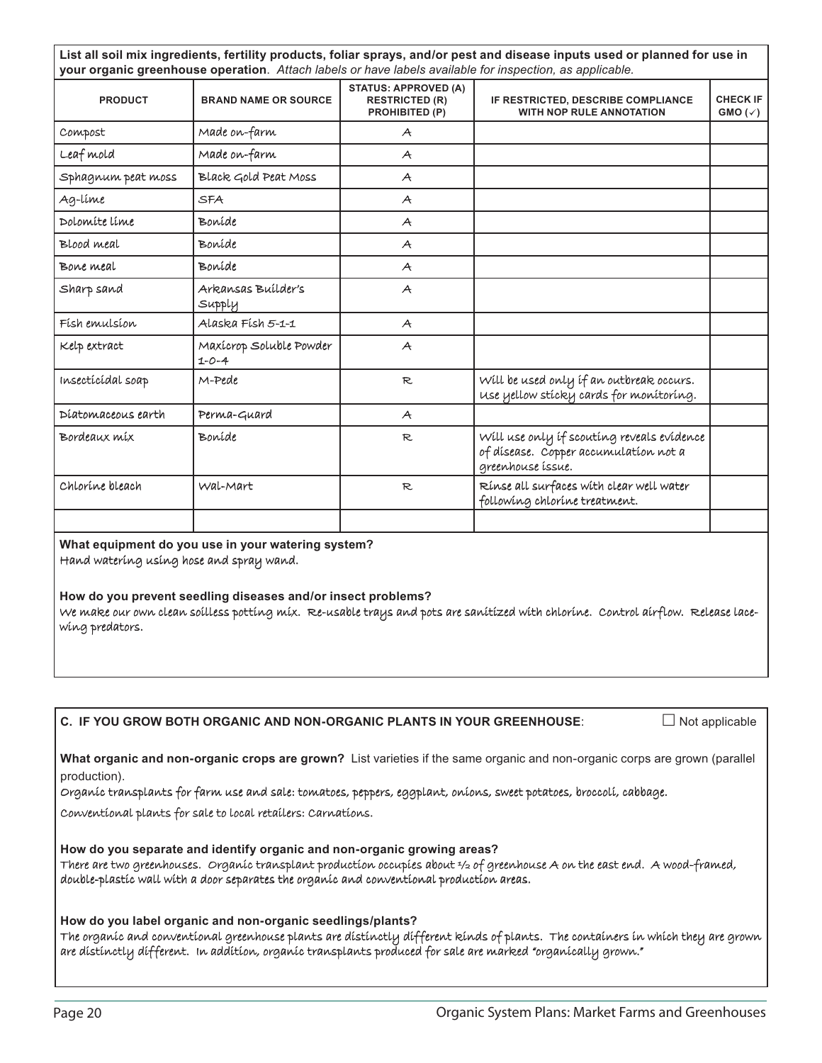**List all soil mix ingredients, fertility products, foliar sprays, and/or pest and disease inputs used or planned for use in your organic greenhouse operation**. *Attach labels or have labels available for inspection, as applicable.*

| PRODUCT | BRAND NAME OR SOURCE | STATUS: APPROVED (A) RESTRICTED (R) PROHIBITED (P) | IF RESTRICTED, DESCRIBE COMPLIANCE WITH NOP RULE ANNOTATION | CHECK IF GMO (✓) |
|---|---|---|---|---|
| Compost | Made on-farm | A | | |
| Leaf mold | Made on-farm | A | | |
| Sphagnum peat moss | Black Gold Peat Moss | A | | |
| Ag-lime | SFA | A | | |
| Dolomite lime | Bonide | A | | |
| Blood meal | Bonide | A | | |
| Bone meal | Bonide | A | | |
| Sharp sand | Arkansas Builder's Supply | A | | |
| Fish emulsion | Alaska Fish 5-1-1 | A | | |
| Kelp extract | Maxicrop Soluble Powder 1-0-4 | A | | |
| Insecticidal soap | M-Pede | R | Will be used only if an outbreak occurs. Use yellow sticky cards for monitoring. | |
| Diatomaceous earth | Perma-Guard | A | | |
| Bordeaux mix | Bonide | R | Will use only if scouting reveals evidence of disease. Copper accumulation not a greenhouse issue. | |
| Chlorine bleach | Wal-Mart | R | Rinse all surfaces with clear well water following chlorine treatment. | |
| | | | | |

**What equipment do you use in your watering system?**
Hand watering using hose and spray wand.

**How do you prevent seedling diseases and/or insect problems?**
We make our own clean soilless potting mix. Re-usable trays and pots are sanitized with chlorine. Control airflow. Release lacewing predators.

**C. IF YOU GROW BOTH ORGANIC AND NON-ORGANIC PLANTS IN YOUR GREENHOUSE**: ☐ Not applicable

**What organic and non-organic crops are grown?** List varieties if the same organic and non-organic corps are grown (parallel production).
Organic transplants for farm use and sale: tomatoes, peppers, eggplant, onions, sweet potatoes, broccoli, cabbage.
Conventional plants for sale to local retailers: Carnations.

**How do you separate and identify organic and non-organic growing areas?**
There are two greenhouses. Organic transplant production occupies about ½ of greenhouse A on the east end. A wood-framed, double-plastic wall with a door separates the organic and conventional production areas.

**How do you label organic and non-organic seedlings/plants?**
The organic and conventional greenhouse plants are distinctly different kinds of plants. The containers in which they are grown are distinctly different. In addition, organic transplants produced for sale are marked "organically grown."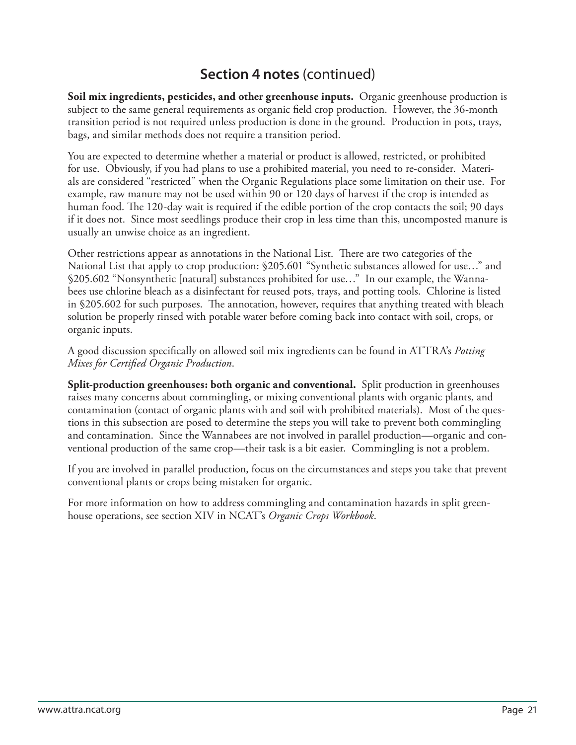## **Section 4 notes** (continued)

**Soil mix ingredients, pesticides, and other greenhouse inputs.** Organic greenhouse production is subject to the same general requirements as organic field crop production. However, the 36-month transition period is not required unless production is done in the ground. Production in pots, trays, bags, and similar methods does not require a transition period.

You are expected to determine whether a material or product is allowed, restricted, or prohibited for use. Obviously, if you had plans to use a prohibited material, you need to re-consider. Materials are considered "restricted" when the Organic Regulations place some limitation on their use. For example, raw manure may not be used within 90 or 120 days of harvest if the crop is intended as human food. The 120-day wait is required if the edible portion of the crop contacts the soil; 90 days if it does not. Since most seedlings produce their crop in less time than this, uncomposted manure is usually an unwise choice as an ingredient.

Other restrictions appear as annotations in the National List. There are two categories of the National List that apply to crop production: §205.601 "Synthetic substances allowed for use…" and §205.602 "Nonsynthetic [natural] substances prohibited for use…" In our example, the Wannabees use chlorine bleach as a disinfectant for reused pots, trays, and potting tools. Chlorine is listed in §205.602 for such purposes. The annotation, however, requires that anything treated with bleach solution be properly rinsed with potable water before coming back into contact with soil, crops, or organic inputs.

A good discussion specifically on allowed soil mix ingredients can be found in ATTRA's *Potting Mixes for Certified Organic Production*.

**Split-production greenhouses: both organic and conventional.** Split production in greenhouses raises many concerns about commingling, or mixing conventional plants with organic plants, and contamination (contact of organic plants with and soil with prohibited materials). Most of the questions in this subsection are posed to determine the steps you will take to prevent both commingling and contamination. Since the Wannabees are not involved in parallel production—organic and conventional production of the same crop—their task is a bit easier. Commingling is not a problem.

If you are involved in parallel production, focus on the circumstances and steps you take that prevent conventional plants or crops being mistaken for organic.

For more information on how to address commingling and contamination hazards in split greenhouse operations, see section XIV in NCAT's *Organic Crops Workbook*.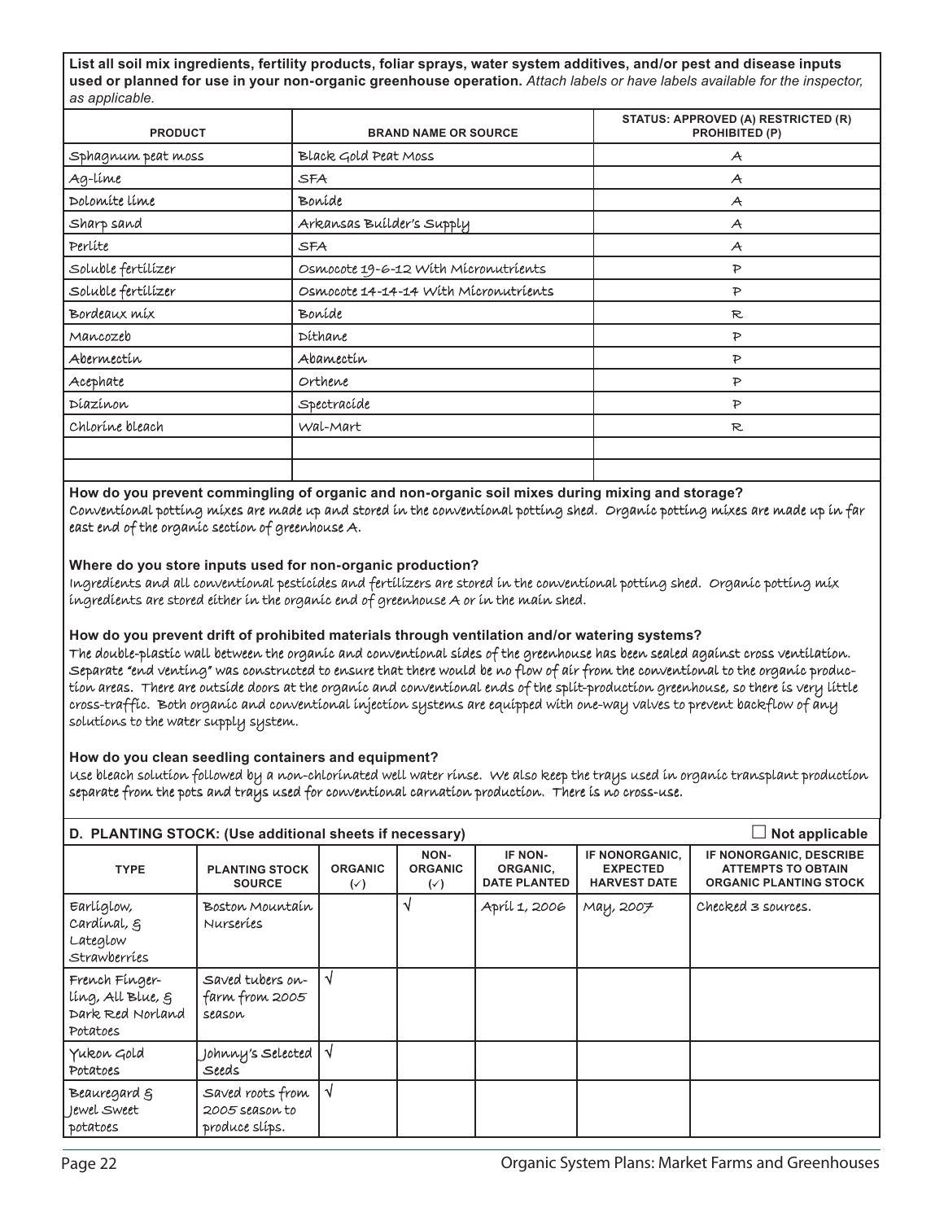**List all soil mix ingredients, fertility products, foliar sprays, water system additives, and/or pest and disease inputs used or planned for use in your non-organic greenhouse operation.** *Attach labels or have labels available for the inspector, as applicable.*

| PRODUCT | BRAND NAME OR SOURCE | STATUS: APPROVED (A) RESTRICTED (R) PROHIBITED (P) |
|---|---|---|
| Sphagnum peat moss | Black Gold Peat Moss | A |
| Ag-lime | SFA | A |
| Dolomite lime | Bonide | A |
| Sharp sand | Arkansas Builder's Supply | A |
| Perlite | SFA | A |
| Soluble fertilizer | Osmocote 19-6-12 With Micronutrients | P |
| Soluble fertilizer | Osmocote 14-14-14 With Micronutrients | P |
| Bordeaux mix | Bonide | R |
| Mancozeb | Dithane | P |
| Abermectin | Abamectin | P |
| Acephate | Orthene | P |
| Diazinon | Spectracide | P |
| Chlorine bleach | Wal-Mart | R |
| | | |
| | | |

**How do you prevent commingling of organic and non-organic soil mixes during mixing and storage?**
Conventional potting mixes are made up and stored in the conventional potting shed. Organic potting mixes are made up in far east end of the organic section of greenhouse A.

**Where do you store inputs used for non-organic production?**
Ingredients and all conventional pesticides and fertilizers are stored in the conventional potting shed. Organic potting mix ingredients are stored either in the organic end of greenhouse A or in the main shed.

**How do you prevent drift of prohibited materials through ventilation and/or watering systems?**
The double-plastic wall between the organic and conventional sides of the greenhouse has been sealed against cross ventilation. Separate "end venting" was constructed to ensure that there would be no flow of air from the conventional to the organic production areas. There are outside doors at the organic and conventional ends of the split-production greenhouse, so there is very little cross-traffic. Both organic and conventional injection systems are equipped with one-way valves to prevent backflow of any solutions to the water supply system.

**How do you clean seedling containers and equipment?**
Use bleach solution followed by a non-chlorinated well water rinse. We also keep the trays used in organic transplant production separate from the pots and trays used for conventional carnation production. There is no cross-use.

## D. PLANTING STOCK: (Use additional sheets if necessary)

☐ Not applicable

| TYPE | PLANTING STOCK SOURCE | ORGANIC (✓) | NON-ORGANIC (✓) | IF NON-ORGANIC, DATE PLANTED | IF NONORGANIC, EXPECTED HARVEST DATE | IF NONORGANIC, DESCRIBE ATTEMPTS TO OBTAIN ORGANIC PLANTING STOCK |
|---|---|---|---|---|---|---|
| Earliglow, Cardinal, & Lateglow Strawberries | Boston Mountain Nurseries | | √ | April 1, 2006 | May, 2007 | Checked 3 sources. |
| French Fingerling, All Blue, & Dark Red Norland Potatoes | Saved tubers on-farm from 2005 season | √ | | | | |
| Yukon Gold Potatoes | Johnny's Selected Seeds | √ | | | | |
| Beauregard & Jewel Sweet potatoes | Saved roots from 2005 season to produce slips. | √ | | | | |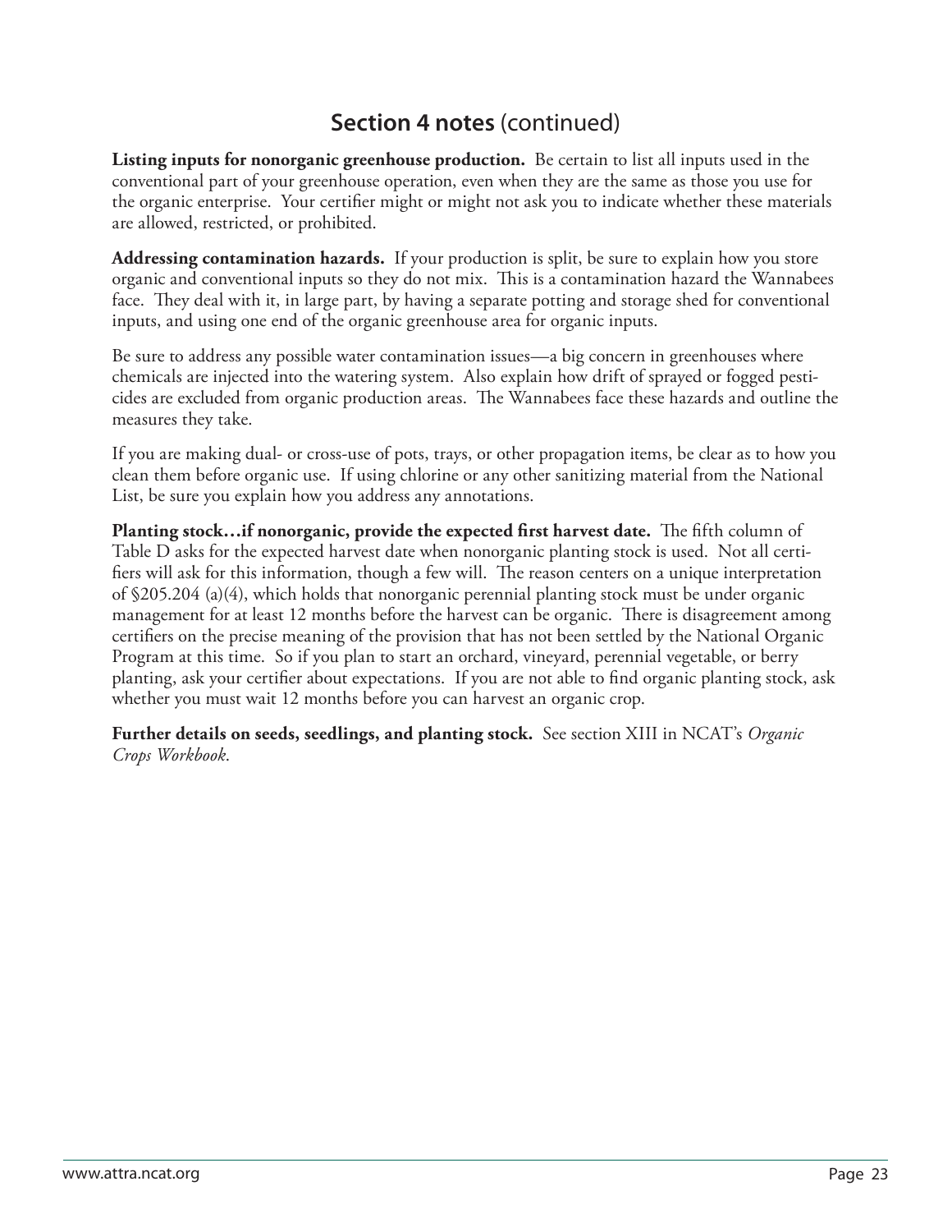## Section 4 notes (continued)

**Listing inputs for nonorganic greenhouse production.** Be certain to list all inputs used in the conventional part of your greenhouse operation, even when they are the same as those you use for the organic enterprise. Your certifier might or might not ask you to indicate whether these materials are allowed, restricted, or prohibited.

**Addressing contamination hazards.** If your production is split, be sure to explain how you store organic and conventional inputs so they do not mix. This is a contamination hazard the Wannabees face. They deal with it, in large part, by having a separate potting and storage shed for conventional inputs, and using one end of the organic greenhouse area for organic inputs.

Be sure to address any possible water contamination issues—a big concern in greenhouses where chemicals are injected into the watering system. Also explain how drift of sprayed or fogged pesticides are excluded from organic production areas. The Wannabees face these hazards and outline the measures they take.

If you are making dual- or cross-use of pots, trays, or other propagation items, be clear as to how you clean them before organic use. If using chlorine or any other sanitizing material from the National List, be sure you explain how you address any annotations.

**Planting stock…if nonorganic, provide the expected first harvest date.** The fifth column of Table D asks for the expected harvest date when nonorganic planting stock is used. Not all certifiers will ask for this information, though a few will. The reason centers on a unique interpretation of §205.204 (a)(4), which holds that nonorganic perennial planting stock must be under organic management for at least 12 months before the harvest can be organic. There is disagreement among certifiers on the precise meaning of the provision that has not been settled by the National Organic Program at this time. So if you plan to start an orchard, vineyard, perennial vegetable, or berry planting, ask your certifier about expectations. If you are not able to find organic planting stock, ask whether you must wait 12 months before you can harvest an organic crop.

**Further details on seeds, seedlings, and planting stock.** See section XIII in NCAT's *Organic Crops Workbook*.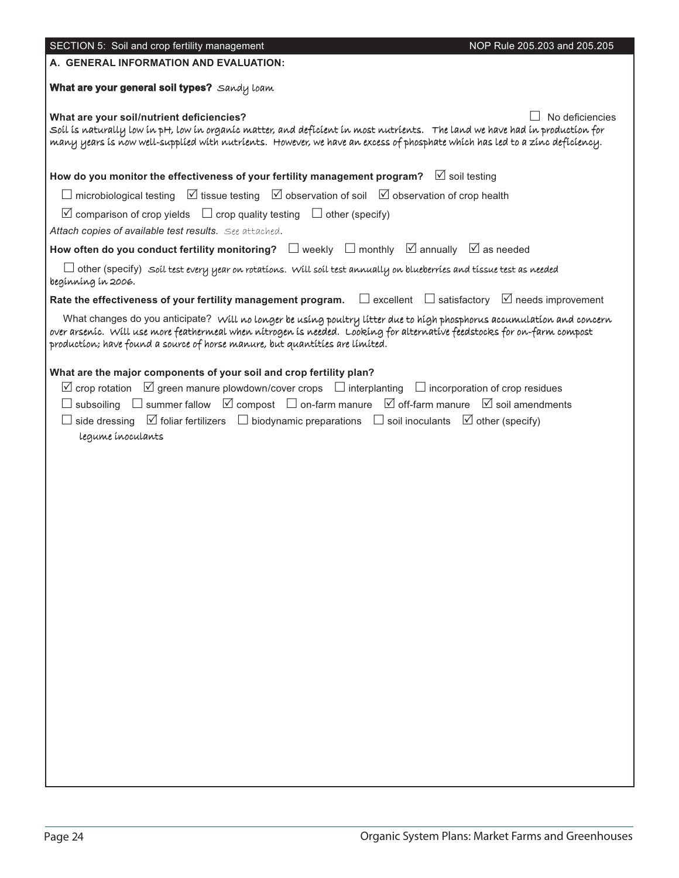## SECTION 5: Soil and crop fertility management — NOP Rule 205.203 and 205.205

### A. GENERAL INFORMATION AND EVALUATION:

**What are your general soil types?** Sandy loam

**What are your soil/nutrient deficiencies?** ☐ No deficiencies

Soil is naturally low in pH, low in organic matter, and deficient in most nutrients. The land we have had in production for many years is now well-supplied with nutrients. However, we have an excess of phosphate which has led to a zinc deficiency.

**How do you monitor the effectiveness of your fertility management program?** ☑ soil testing

☐ microbiological testing ☑ tissue testing ☑ observation of soil ☑ observation of crop health

☑ comparison of crop yields ☐ crop quality testing ☐ other (specify)

*Attach copies of available test results.* See attached.

**How often do you conduct fertility monitoring?** ☐ weekly ☐ monthly ☑ annually ☑ as needed

☐ other (specify) Soil test every year on rotations. Will soil test annually on blueberries and tissue test as needed beginning in 2006.

**Rate the effectiveness of your fertility management program.** ☐ excellent ☐ satisfactory ☑ needs improvement

What changes do you anticipate? Will no longer be using poultry litter due to high phosphorus accumulation and concern over arsenic. Will use more feathermeal when nitrogen is needed. Looking for alternative feedstocks for on-farm compost production; have found a source of horse manure, but quantities are limited.

**What are the major components of your soil and crop fertility plan?**

☑ crop rotation ☑ green manure plowdown/cover crops ☐ interplanting ☐ incorporation of crop residues

☐ subsoiling ☐ summer fallow ☑ compost ☐ on-farm manure ☑ off-farm manure ☑ soil amendments

☐ side dressing ☑ foliar fertilizers ☐ biodynamic preparations ☐ soil inoculants ☑ other (specify)

legume inoculants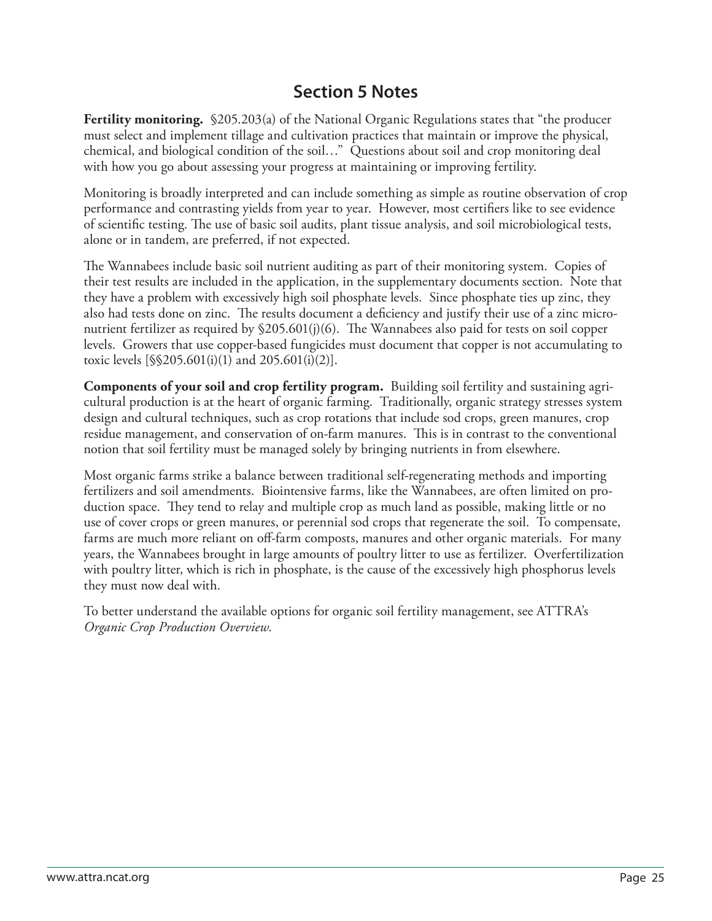## Section 5 Notes

**Fertility monitoring.** §205.203(a) of the National Organic Regulations states that "the producer must select and implement tillage and cultivation practices that maintain or improve the physical, chemical, and biological condition of the soil…" Questions about soil and crop monitoring deal with how you go about assessing your progress at maintaining or improving fertility.

Monitoring is broadly interpreted and can include something as simple as routine observation of crop performance and contrasting yields from year to year. However, most certifiers like to see evidence of scientific testing. The use of basic soil audits, plant tissue analysis, and soil microbiological tests, alone or in tandem, are preferred, if not expected.

The Wannabees include basic soil nutrient auditing as part of their monitoring system. Copies of their test results are included in the application, in the supplementary documents section. Note that they have a problem with excessively high soil phosphate levels. Since phosphate ties up zinc, they also had tests done on zinc. The results document a deficiency and justify their use of a zinc micronutrient fertilizer as required by §205.601(j)(6). The Wannabees also paid for tests on soil copper levels. Growers that use copper-based fungicides must document that copper is not accumulating to toxic levels [§§205.601(i)(1) and 205.601(i)(2)].

**Components of your soil and crop fertility program.** Building soil fertility and sustaining agricultural production is at the heart of organic farming. Traditionally, organic strategy stresses system design and cultural techniques, such as crop rotations that include sod crops, green manures, crop residue management, and conservation of on-farm manures. This is in contrast to the conventional notion that soil fertility must be managed solely by bringing nutrients in from elsewhere.

Most organic farms strike a balance between traditional self-regenerating methods and importing fertilizers and soil amendments. Biointensive farms, like the Wannabees, are often limited on production space. They tend to relay and multiple crop as much land as possible, making little or no use of cover crops or green manures, or perennial sod crops that regenerate the soil. To compensate, farms are much more reliant on off-farm composts, manures and other organic materials. For many years, the Wannabees brought in large amounts of poultry litter to use as fertilizer. Overfertilization with poultry litter, which is rich in phosphate, is the cause of the excessively high phosphorus levels they must now deal with.

To better understand the available options for organic soil fertility management, see ATTRA's *Organic Crop Production Overview*.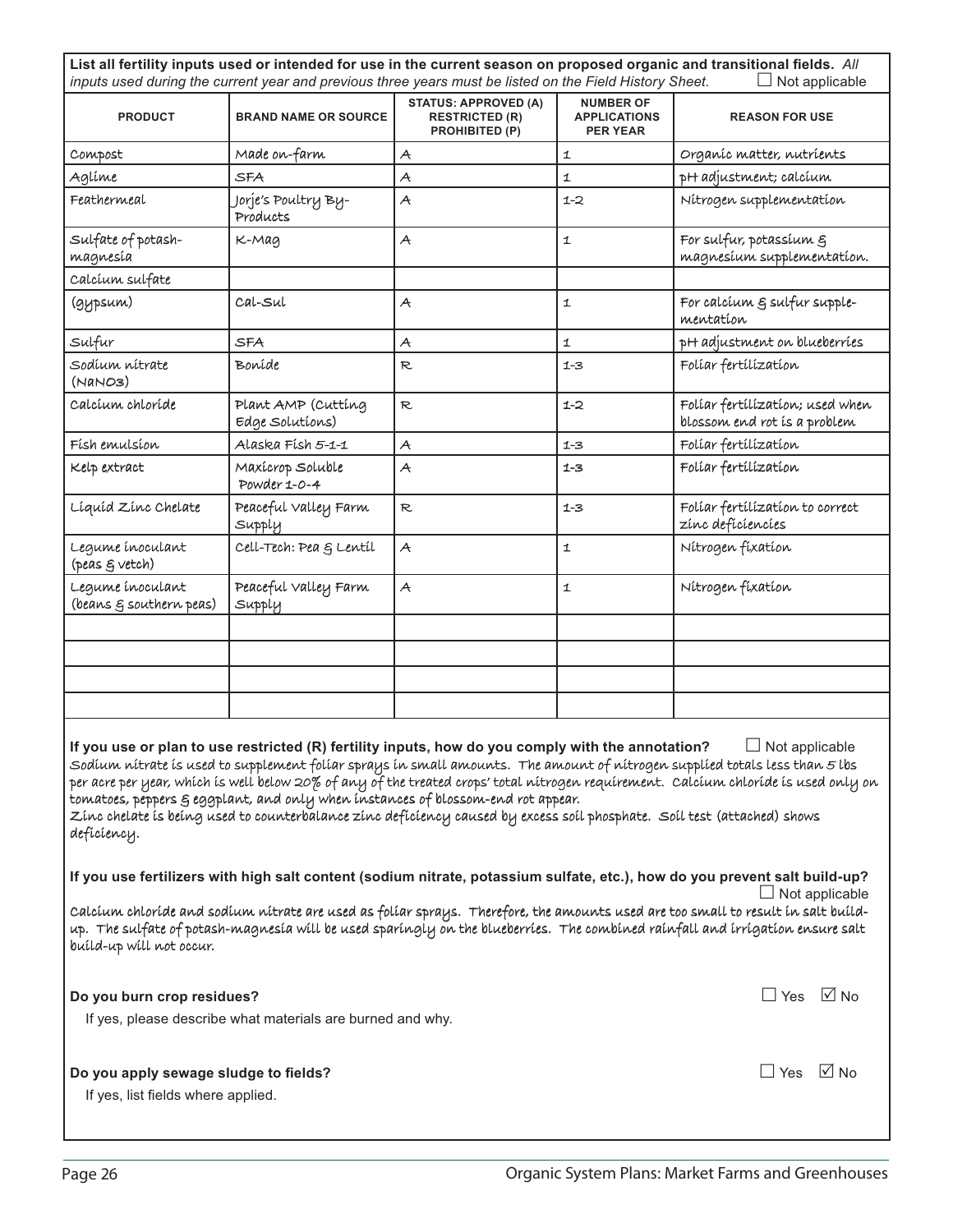**List all fertility inputs used or intended for use in the current season on proposed organic and transitional fields.** *All inputs used during the current year and previous three years must be listed on the Field History Sheet.* ☐ Not applicable

| PRODUCT | BRAND NAME OR SOURCE | STATUS: APPROVED (A) RESTRICTED (R) PROHIBITED (P) | NUMBER OF APPLICATIONS PER YEAR | REASON FOR USE |
|---|---|---|---|---|
| Compost | Made on-farm | A | 1 | Organic matter, nutrients |
| Aglime | SFA | A | 1 | pH adjustment; calcium |
| Feathermeal | Jorje's Poultry By-Products | A | 1-2 | Nitrogen supplementation |
| Sulfate of potash-magnesia | K-Mag | A | 1 | For sulfur, potassium & magnesium supplementation. |
| Calcium sulfate | | | | |
| (gypsum) | Cal-Sul | A | 1 | For calcium & sulfur supplementation |
| Sulfur | SFA | A | 1 | pH adjustment on blueberries |
| Sodium nitrate ($NaNO_3$) | Bonide | R | 1-3 | Foliar fertilization |
| Calcium chloride | Plant AMP (Cutting Edge Solutions) | R | 1-2 | Foliar fertilization; used when blossom end rot is a problem |
| Fish emulsion | Alaska Fish 5-1-1 | A | 1-3 | Foliar fertilization |
| Kelp extract | Maxicrop Soluble Powder 1-0-4 | A | 1-3 | Foliar fertilization |
| Liquid Zinc Chelate | Peaceful Valley Farm Supply | R | 1-3 | Foliar fertilization to correct zinc deficiencies |
| Legume inoculant (peas & vetch) | Cell-Tech: Pea & Lentil | A | 1 | Nitrogen fixation |
| Legume inoculant (beans & southern peas) | Peaceful Valley Farm Supply | A | 1 | Nitrogen fixation |
| | | | | |
| | | | | |
| | | | | |
| | | | | |

**If you use or plan to use restricted (R) fertility inputs, how do you comply with the annotation?** ☐ Not applicable

Sodium nitrate is used to supplement foliar sprays in small amounts. The amount of nitrogen supplied totals less than 5 lbs per acre per year, which is well below 20% of any of the treated crops' total nitrogen requirement. Calcium chloride is used only on tomatoes, peppers & eggplant, and only when instances of blossom-end rot appear.
Zinc chelate is being used to counterbalance zinc deficiency caused by excess soil phosphate. Soil test (attached) shows deficiency.

**If you use fertilizers with high salt content (sodium nitrate, potassium sulfate, etc.), how do you prevent salt build-up?** ☐ Not applicable

Calcium chloride and sodium nitrate are used as foliar sprays. Therefore, the amounts used are too small to result in salt build-up. The sulfate of potash-magnesia will be used sparingly on the blueberries. The combined rainfall and irrigation ensure salt build-up will not occur.

**Do you burn crop residues?** ☐ Yes ☑ No

If yes, please describe what materials are burned and why.

**Do you apply sewage sludge to fields?** ☐ Yes ☑ No

If yes, list fields where applied.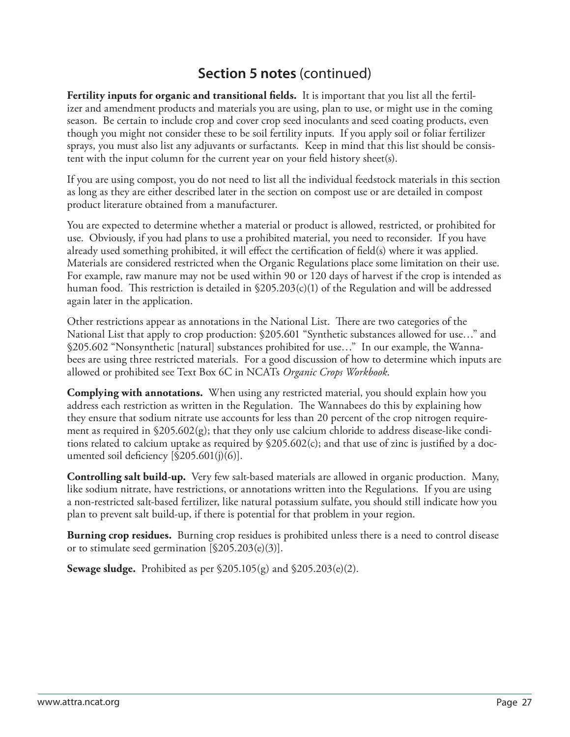## Section 5 notes (continued)

**Fertility inputs for organic and transitional fields.** It is important that you list all the fertilizer and amendment products and materials you are using, plan to use, or might use in the coming season. Be certain to include crop and cover crop seed inoculants and seed coating products, even though you might not consider these to be soil fertility inputs. If you apply soil or foliar fertilizer sprays, you must also list any adjuvants or surfactants. Keep in mind that this list should be consistent with the input column for the current year on your field history sheet(s).

If you are using compost, you do not need to list all the individual feedstock materials in this section as long as they are either described later in the section on compost use or are detailed in compost product literature obtained from a manufacturer.

You are expected to determine whether a material or product is allowed, restricted, or prohibited for use. Obviously, if you had plans to use a prohibited material, you need to reconsider. If you have already used something prohibited, it will effect the certification of field(s) where it was applied. Materials are considered restricted when the Organic Regulations place some limitation on their use. For example, raw manure may not be used within 90 or 120 days of harvest if the crop is intended as human food. This restriction is detailed in §205.203(c)(1) of the Regulation and will be addressed again later in the application.

Other restrictions appear as annotations in the National List. There are two categories of the National List that apply to crop production: §205.601 "Synthetic substances allowed for use…" and §205.602 "Nonsynthetic [natural] substances prohibited for use…" In our example, the Wannabees are using three restricted materials. For a good discussion of how to determine which inputs are allowed or prohibited see Text Box 6C in NCATs *Organic Crops Workbook*.

**Complying with annotations.** When using any restricted material, you should explain how you address each restriction as written in the Regulation. The Wannabees do this by explaining how they ensure that sodium nitrate use accounts for less than 20 percent of the crop nitrogen requirement as required in §205.602(g); that they only use calcium chloride to address disease-like conditions related to calcium uptake as required by §205.602(c); and that use of zinc is justified by a documented soil deficiency [§205.601(j)(6)].

**Controlling salt build-up.** Very few salt-based materials are allowed in organic production. Many, like sodium nitrate, have restrictions, or annotations written into the Regulations. If you are using a non-restricted salt-based fertilizer, like natural potassium sulfate, you should still indicate how you plan to prevent salt build-up, if there is potential for that problem in your region.

**Burning crop residues.** Burning crop residues is prohibited unless there is a need to control disease or to stimulate seed germination [§205.203(e)(3)].

**Sewage sludge.** Prohibited as per §205.105(g) and §205.203(e)(2).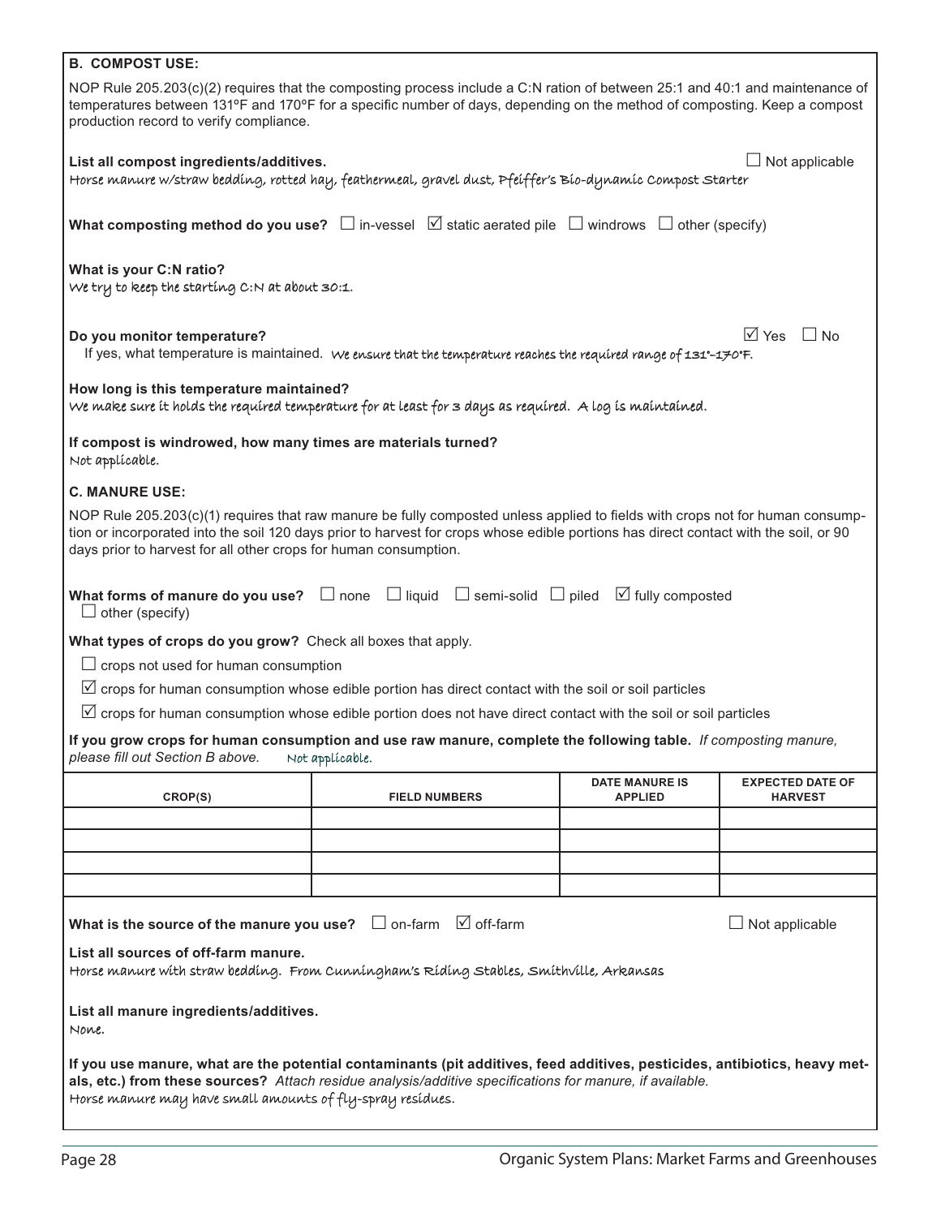## B. COMPOST USE:

NOP Rule 205.203(c)(2) requires that the composting process include a C:N ration of between 25:1 and 40:1 and maintenance of temperatures between 131ºF and 170ºF for a specific number of days, depending on the method of composting. Keep a compost production record to verify compliance.

**List all compost ingredients/additives.** ☐ Not applicable

Horse manure w/straw bedding, rotted hay, feathermeal, gravel dust, Pfeiffer's Bio-dynamic Compost Starter

**What composting method do you use?** ☐ in-vessel ☑ static aerated pile ☐ windrows ☐ other (specify)

**What is your C:N ratio?**

We try to keep the starting C:N at about 30:1.

**Do you monitor temperature?** ☑ Yes ☐ No

If yes, what temperature is maintained. We ensure that the temperature reaches the required range of 131°-170°F.

**How long is this temperature maintained?**

We make sure it holds the required temperature for at least for 3 days as required. A log is maintained.

**If compost is windrowed, how many times are materials turned?**

Not applicable.

## C. MANURE USE:

NOP Rule 205.203(c)(1) requires that raw manure be fully composted unless applied to fields with crops not for human consumption or incorporated into the soil 120 days prior to harvest for crops whose edible portions has direct contact with the soil, or 90 days prior to harvest for all other crops for human consumption.

**What forms of manure do you use?** ☐ none ☐ liquid ☐ semi-solid ☐ piled ☑ fully composted ☐ other (specify)

**What types of crops do you grow?** Check all boxes that apply.

☐ crops not used for human consumption

☑ crops for human consumption whose edible portion has direct contact with the soil or soil particles

☑ crops for human consumption whose edible portion does not have direct contact with the soil or soil particles

**If you grow crops for human consumption and use raw manure, complete the following table.** *If composting manure, please fill out Section B above.* Not applicable.

| CROP(S) | FIELD NUMBERS | DATE MANURE IS APPLIED | EXPECTED DATE OF HARVEST |
|---|---|---|---|
| | | | |
| | | | |
| | | | |
| | | | |

**What is the source of the manure you use?** ☐ on-farm ☑ off-farm ☐ Not applicable

**List all sources of off-farm manure.**

Horse manure with straw bedding. From Cunningham's Riding Stables, Smithville, Arkansas

**List all manure ingredients/additives.**

None.

**If you use manure, what are the potential contaminants (pit additives, feed additives, pesticides, antibiotics, heavy metals, etc.) from these sources?** *Attach residue analysis/additive specifications for manure, if available.*

Horse manure may have small amounts of fly-spray residues.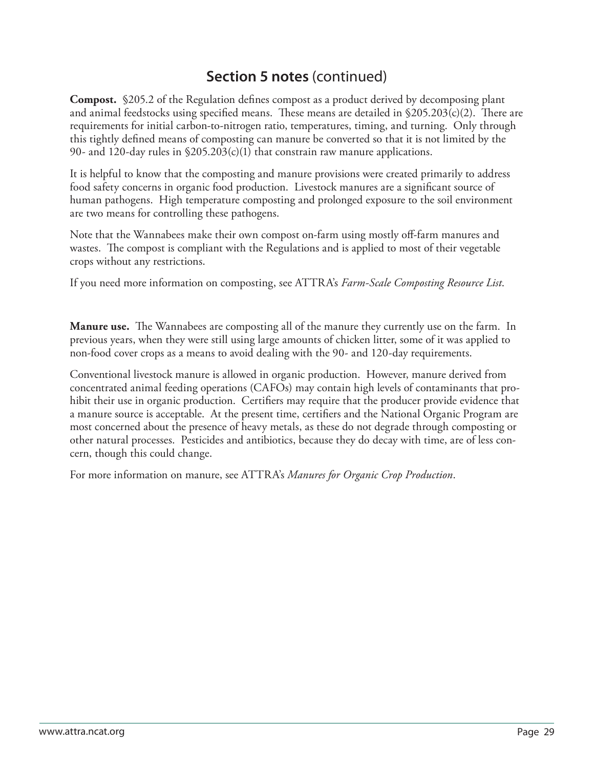## Section 5 notes (continued)

**Compost.** §205.2 of the Regulation defines compost as a product derived by decomposing plant and animal feedstocks using specified means. These means are detailed in §205.203(c)(2). There are requirements for initial carbon-to-nitrogen ratio, temperatures, timing, and turning. Only through this tightly defined means of composting can manure be converted so that it is not limited by the 90- and 120-day rules in §205.203(c)(1) that constrain raw manure applications.

It is helpful to know that the composting and manure provisions were created primarily to address food safety concerns in organic food production. Livestock manures are a significant source of human pathogens. High temperature composting and prolonged exposure to the soil environment are two means for controlling these pathogens.

Note that the Wannabees make their own compost on-farm using mostly off-farm manures and wastes. The compost is compliant with the Regulations and is applied to most of their vegetable crops without any restrictions.

If you need more information on composting, see ATTRA's *Farm-Scale Composting Resource List*.

**Manure use.** The Wannabees are composting all of the manure they currently use on the farm. In previous years, when they were still using large amounts of chicken litter, some of it was applied to non-food cover crops as a means to avoid dealing with the 90- and 120-day requirements.

Conventional livestock manure is allowed in organic production. However, manure derived from concentrated animal feeding operations (CAFOs) may contain high levels of contaminants that prohibit their use in organic production. Certifiers may require that the producer provide evidence that a manure source is acceptable. At the present time, certifiers and the National Organic Program are most concerned about the presence of heavy metals, as these do not degrade through composting or other natural processes. Pesticides and antibiotics, because they do decay with time, are of less concern, though this could change.

For more information on manure, see ATTRA's *Manures for Organic Crop Production*.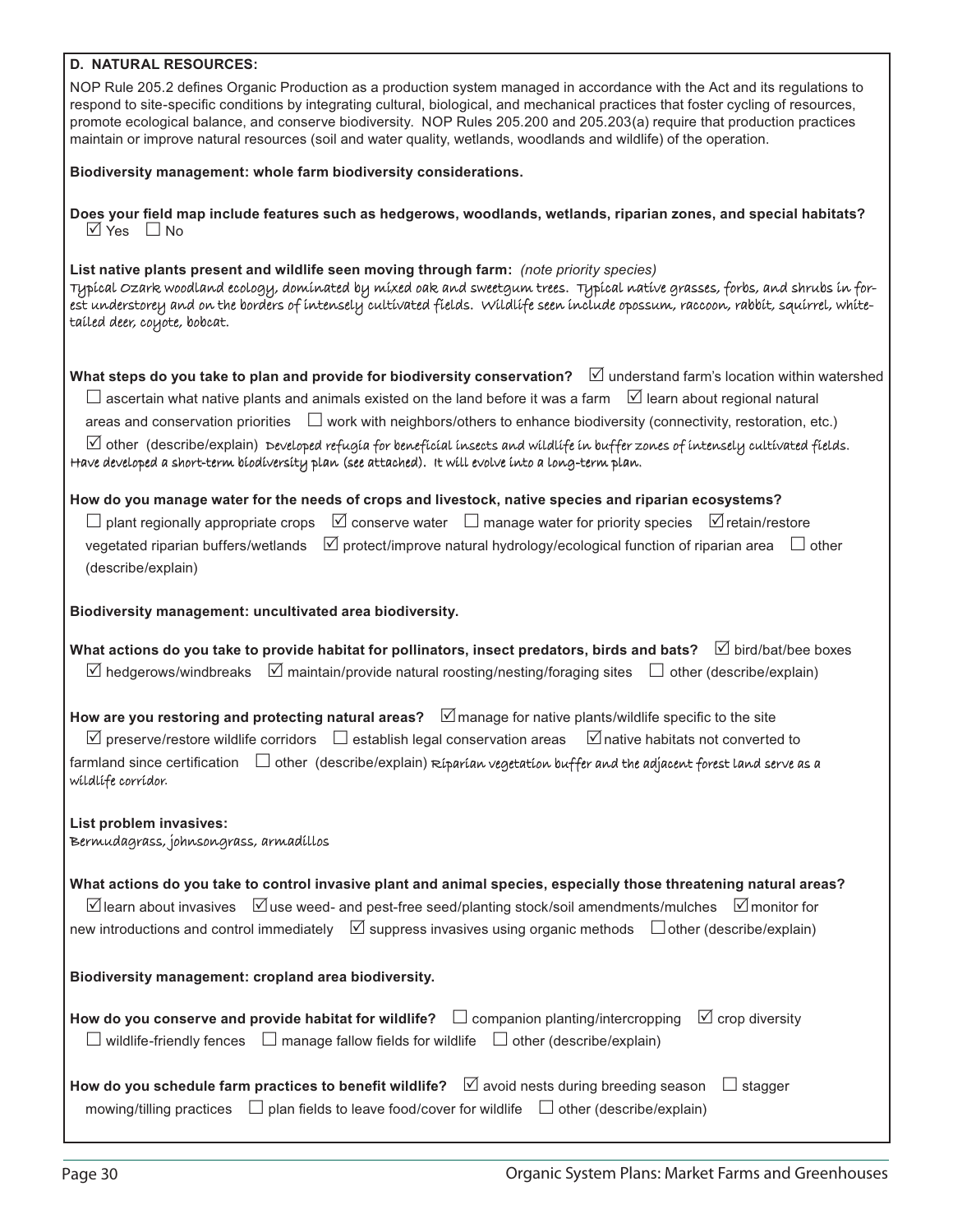## D. NATURAL RESOURCES:

NOP Rule 205.2 defines Organic Production as a production system managed in accordance with the Act and its regulations to respond to site-specific conditions by integrating cultural, biological, and mechanical practices that foster cycling of resources, promote ecological balance, and conserve biodiversity. NOP Rules 205.200 and 205.203(a) require that production practices maintain or improve natural resources (soil and water quality, wetlands, woodlands and wildlife) of the operation.

**Biodiversity management: whole farm biodiversity considerations.**

**Does your field map include features such as hedgerows, woodlands, wetlands, riparian zones, and special habitats?**
☑ Yes ☐ No

**List native plants present and wildlife seen moving through farm:** *(note priority species)*
Typical Ozark woodland ecology, dominated by mixed oak and sweetgum trees. Typical native grasses, forbs, and shrubs in forest understorey and on the borders of intensely cultivated fields. Wildlife seen include opossum, raccoon, rabbit, squirrel, white-tailed deer, coyote, bobcat.

**What steps do you take to plan and provide for biodiversity conservation?** ☑ understand farm's location within watershed ☐ ascertain what native plants and animals existed on the land before it was a farm ☑ learn about regional natural areas and conservation priorities ☐ work with neighbors/others to enhance biodiversity (connectivity, restoration, etc.) ☑ other (describe/explain) Developed refugia for beneficial insects and wildlife in buffer zones of intensely cultivated fields. Have developed a short-term biodiversity plan (see attached). It will evolve into a long-term plan.

**How do you manage water for the needs of crops and livestock, native species and riparian ecosystems?**
☐ plant regionally appropriate crops ☑ conserve water ☐ manage water for priority species ☑ retain/restore vegetated riparian buffers/wetlands ☑ protect/improve natural hydrology/ecological function of riparian area ☐ other (describe/explain)

**Biodiversity management: uncultivated area biodiversity.**

**What actions do you take to provide habitat for pollinators, insect predators, birds and bats?** ☑ bird/bat/bee boxes ☑ hedgerows/windbreaks ☑ maintain/provide natural roosting/nesting/foraging sites ☐ other (describe/explain)

**How are you restoring and protecting natural areas?** ☑ manage for native plants/wildlife specific to the site ☑ preserve/restore wildlife corridors ☐ establish legal conservation areas ☑ native habitats not converted to farmland since certification ☐ other (describe/explain) Riparian vegetation buffer and the adjacent forest land serve as a wildlife corridor.

**List problem invasives:**
Bermudagrass, johnsongrass, armadillos

**What actions do you take to control invasive plant and animal species, especially those threatening natural areas?**
☑ learn about invasives ☑ use weed- and pest-free seed/planting stock/soil amendments/mulches ☑ monitor for new introductions and control immediately ☑ suppress invasives using organic methods ☐ other (describe/explain)

**Biodiversity management: cropland area biodiversity.**

**How do you conserve and provide habitat for wildlife?** ☐ companion planting/intercropping ☑ crop diversity ☐ wildlife-friendly fences ☐ manage fallow fields for wildlife ☐ other (describe/explain)

**How do you schedule farm practices to benefit wildlife?** ☑ avoid nests during breeding season ☐ stagger mowing/tilling practices ☐ plan fields to leave food/cover for wildlife ☐ other (describe/explain)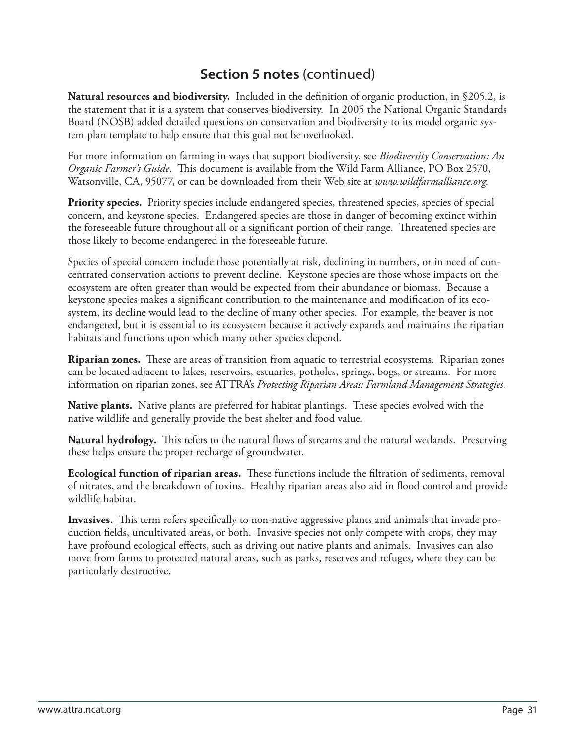## Section 5 notes (continued)

**Natural resources and biodiversity.** Included in the definition of organic production, in §205.2, is the statement that it is a system that conserves biodiversity. In 2005 the National Organic Standards Board (NOSB) added detailed questions on conservation and biodiversity to its model organic system plan template to help ensure that this goal not be overlooked.

For more information on farming in ways that support biodiversity, see *Biodiversity Conservation: An Organic Farmer's Guide*. This document is available from the Wild Farm Alliance, PO Box 2570, Watsonville, CA, 95077, or can be downloaded from their Web site at *www.wildfarmalliance.org*.

**Priority species.** Priority species include endangered species, threatened species, species of special concern, and keystone species. Endangered species are those in danger of becoming extinct within the foreseeable future throughout all or a significant portion of their range. Threatened species are those likely to become endangered in the foreseeable future.

Species of special concern include those potentially at risk, declining in numbers, or in need of concentrated conservation actions to prevent decline. Keystone species are those whose impacts on the ecosystem are often greater than would be expected from their abundance or biomass. Because a keystone species makes a significant contribution to the maintenance and modification of its ecosystem, its decline would lead to the decline of many other species. For example, the beaver is not endangered, but it is essential to its ecosystem because it actively expands and maintains the riparian habitats and functions upon which many other species depend.

**Riparian zones.** These are areas of transition from aquatic to terrestrial ecosystems. Riparian zones can be located adjacent to lakes, reservoirs, estuaries, potholes, springs, bogs, or streams. For more information on riparian zones, see ATTRA's *Protecting Riparian Areas: Farmland Management Strategies*.

**Native plants.** Native plants are preferred for habitat plantings. These species evolved with the native wildlife and generally provide the best shelter and food value.

**Natural hydrology.** This refers to the natural flows of streams and the natural wetlands. Preserving these helps ensure the proper recharge of groundwater.

**Ecological function of riparian areas.** These functions include the filtration of sediments, removal of nitrates, and the breakdown of toxins. Healthy riparian areas also aid in flood control and provide wildlife habitat.

**Invasives.** This term refers specifically to non-native aggressive plants and animals that invade production fields, uncultivated areas, or both. Invasive species not only compete with crops, they may have profound ecological effects, such as driving out native plants and animals. Invasives can also move from farms to protected natural areas, such as parks, reserves and refuges, where they can be particularly destructive.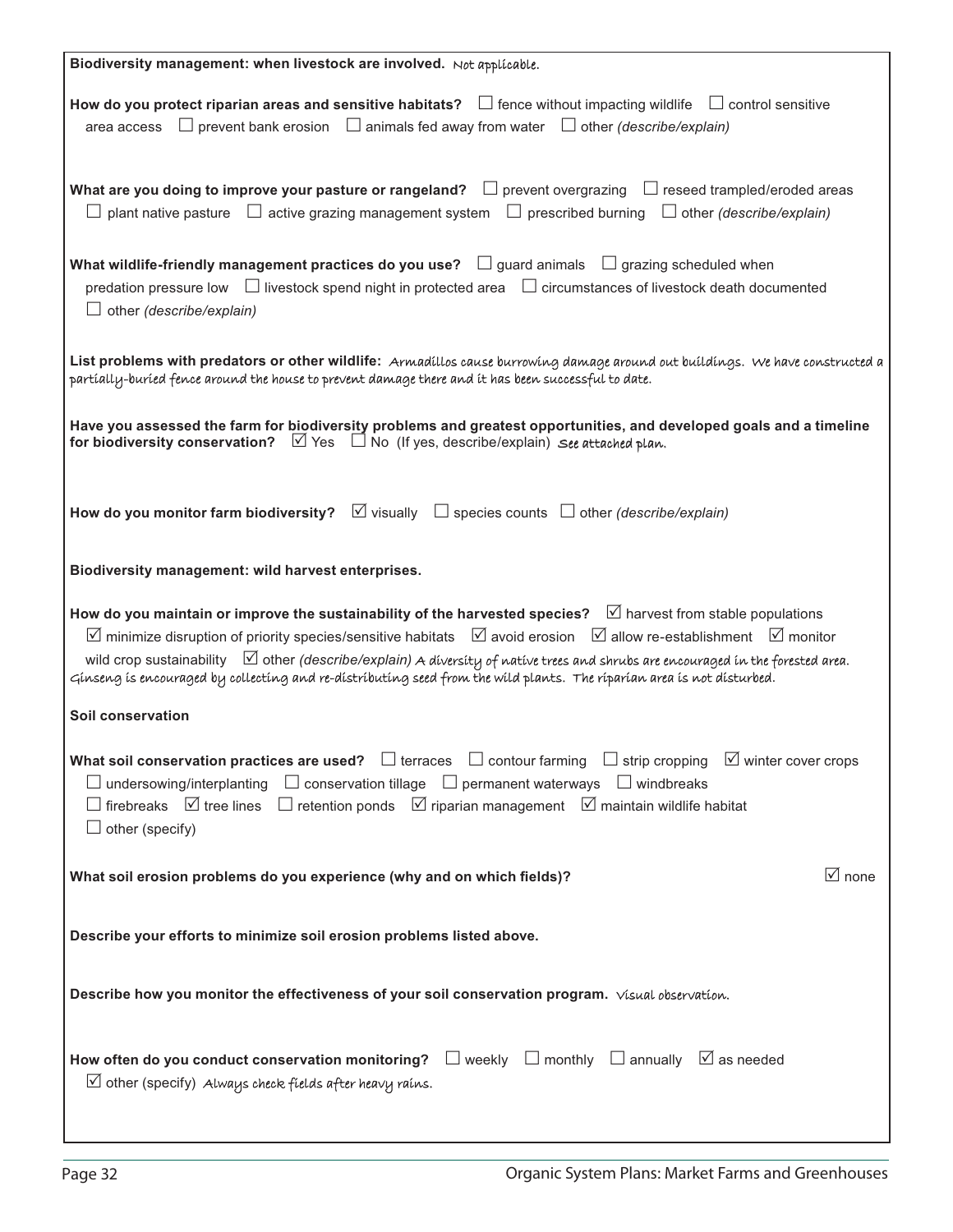**Biodiversity management: when livestock are involved.** Not applicable.

**How do you protect riparian areas and sensitive habitats?** ☐ fence without impacting wildlife ☐ control sensitive area access ☐ prevent bank erosion ☐ animals fed away from water ☐ other *(describe/explain)*

**What are you doing to improve your pasture or rangeland?** ☐ prevent overgrazing ☐ reseed trampled/eroded areas ☐ plant native pasture ☐ active grazing management system ☐ prescribed burning ☐ other *(describe/explain)*

**What wildlife-friendly management practices do you use?** ☐ guard animals ☐ grazing scheduled when predation pressure low ☐ livestock spend night in protected area ☐ circumstances of livestock death documented ☐ other *(describe/explain)*

**List problems with predators or other wildlife:** Armadillos cause burrowing damage around out buildings. We have constructed a partially-buried fence around the house to prevent damage there and it has been successful to date.

**Have you assessed the farm for biodiversity problems and greatest opportunities, and developed goals and a timeline for biodiversity conservation?** ☑ Yes ☐ No (If yes, describe/explain) See attached plan.

**How do you monitor farm biodiversity?** ☑ visually ☐ species counts ☐ other *(describe/explain)*

**Biodiversity management: wild harvest enterprises.**

**How do you maintain or improve the sustainability of the harvested species?** ☑ harvest from stable populations ☑ minimize disruption of priority species/sensitive habitats ☑ avoid erosion ☑ allow re-establishment ☑ monitor wild crop sustainability ☑ other *(describe/explain)* A diversity of native trees and shrubs are encouraged in the forested area. Ginseng is encouraged by collecting and re-distributing seed from the wild plants. The riparian area is not disturbed.

**Soil conservation**

**What soil conservation practices are used?** ☐ terraces ☐ contour farming ☐ strip cropping ☑ winter cover crops ☐ undersowing/interplanting ☐ conservation tillage ☐ permanent waterways ☐ windbreaks ☐ firebreaks ☑ tree lines ☐ retention ponds ☑ riparian management ☑ maintain wildlife habitat ☐ other (specify)

**What soil erosion problems do you experience (why and on which fields)?** ☑ none

**Describe your efforts to minimize soil erosion problems listed above.**

**Describe how you monitor the effectiveness of your soil conservation program.** Visual observation.

**How often do you conduct conservation monitoring?** ☐ weekly ☐ monthly ☐ annually ☑ as needed ☑ other (specify) Always check fields after heavy rains.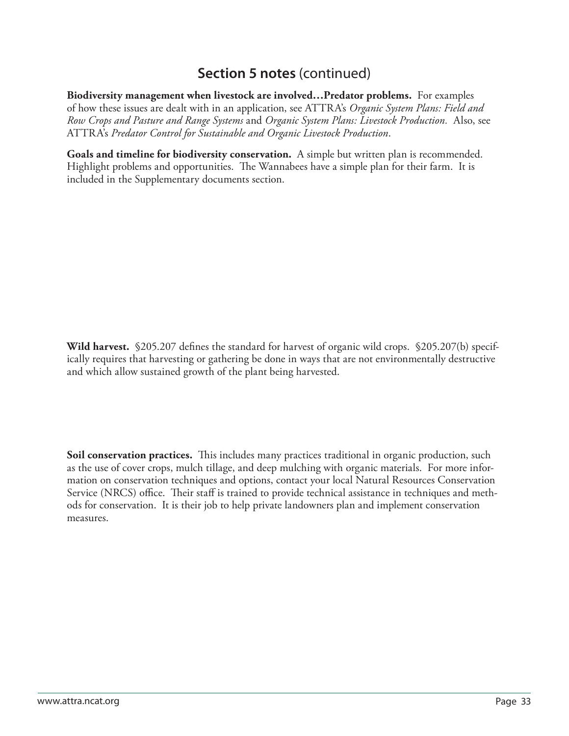## Section 5 notes (continued)

**Biodiversity management when livestock are involved…Predator problems.** For examples of how these issues are dealt with in an application, see ATTRA's *Organic System Plans: Field and Row Crops and Pasture and Range Systems* and *Organic System Plans: Livestock Production*. Also, see ATTRA's *Predator Control for Sustainable and Organic Livestock Production*.

**Goals and timeline for biodiversity conservation.** A simple but written plan is recommended. Highlight problems and opportunities. The Wannabees have a simple plan for their farm. It is included in the Supplementary documents section.

**Wild harvest.** §205.207 defines the standard for harvest of organic wild crops. §205.207(b) specifically requires that harvesting or gathering be done in ways that are not environmentally destructive and which allow sustained growth of the plant being harvested.

**Soil conservation practices.** This includes many practices traditional in organic production, such as the use of cover crops, mulch tillage, and deep mulching with organic materials. For more information on conservation techniques and options, contact your local Natural Resources Conservation Service (NRCS) office. Their staff is trained to provide technical assistance in techniques and methods for conservation. It is their job to help private landowners plan and implement conservation measures.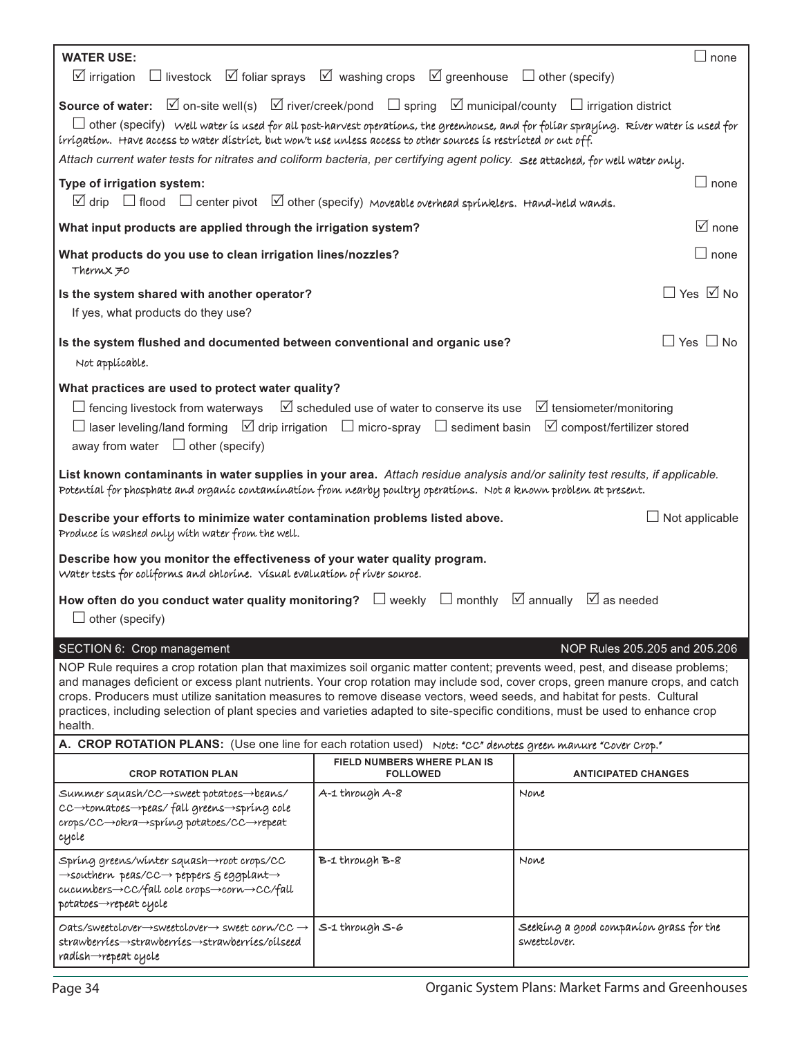**WATER USE:** ☐ none

☑ irrigation ☐ livestock ☑ foliar sprays ☑ washing crops ☑ greenhouse ☐ other (specify)

**Source of water:** ☑ on-site well(s) ☑ river/creek/pond ☐ spring ☑ municipal/county ☐ irrigation district

☐ other (specify) Well water is used for all post-harvest operations, the greenhouse, and for foliar spraying. River water is used for irrigation. Have access to water district, but won't use unless access to other sources is restricted or cut off.

*Attach current water tests for nitrates and coliform bacteria, per certifying agent policy.* See attached, for well water only.

**Type of irrigation system:** ☐ none

☑ drip ☐ flood ☐ center pivot ☑ other (specify) Moveable overhead sprinklers. Hand-held wands.

**What input products are applied through the irrigation system?** ☑ none

**What products do you use to clean irrigation lines/nozzles?** ☐ none

ThermX 70

**Is the system shared with another operator?** ☐ Yes ☑ No

If yes, what products do they use?

**Is the system flushed and documented between conventional and organic use?** ☐ Yes ☐ No

Not applicable.

**What practices are used to protect water quality?**

☐ fencing livestock from waterways ☑ scheduled use of water to conserve its use ☑ tensiometer/monitoring

☐ laser leveling/land forming ☑ drip irrigation ☐ micro-spray ☐ sediment basin ☑ compost/fertilizer stored away from water ☐ other (specify)

**List known contaminants in water supplies in your area.** *Attach residue analysis and/or salinity test results, if applicable.*

Potential for phosphate and organic contamination from nearby poultry operations. Not a known problem at present.

**Describe your efforts to minimize water contamination problems listed above.** ☐ Not applicable

Produce is washed only with water from the well.

**Describe how you monitor the effectiveness of your water quality program.**

Water tests for coliforms and chlorine. Visual evaluation of river source.

**How often do you conduct water quality monitoring?** ☐ weekly ☐ monthly ☑ annually ☑ as needed

☐ other (specify)

## SECTION 6: Crop management — NOP Rules 205.205 and 205.206

NOP Rule requires a crop rotation plan that maximizes soil organic matter content; prevents weed, pest, and disease problems; and manages deficient or excess plant nutrients. Your crop rotation may include sod, cover crops, green manure crops, and catch crops. Producers must utilize sanitation measures to remove disease vectors, weed seeds, and habitat for pests. Cultural practices, including selection of plant species and varieties adapted to site-specific conditions, must be used to enhance crop health.

**A. CROP ROTATION PLANS:** (Use one line for each rotation used) Note: "CC" denotes green manure "Cover Crop."

| CROP ROTATION PLAN | FIELD NUMBERS WHERE PLAN IS FOLLOWED | ANTICIPATED CHANGES |
|---|---|---|
| Summer squash/CC→sweet potatoes→beans/CC→tomatoes→peas/ fall greens→spring cole crops/CC→okra→spring potatoes/CC→repeat cycle | A-1 through A-8 | None |
| Spring greens/winter squash→root crops/CC →southern peas/CC→ peppers & eggplant→ cucumbers→CC/fall cole crops→corn→CC/fall potatoes→repeat cycle | B-1 through B-8 | None |
| Oats/sweetclover→sweetclover→ sweet corn/CC → strawberries→strawberries→strawberries/oilseed radish→repeat cycle | S-1 through S-6 | Seeking a good companion grass for the sweetclover. |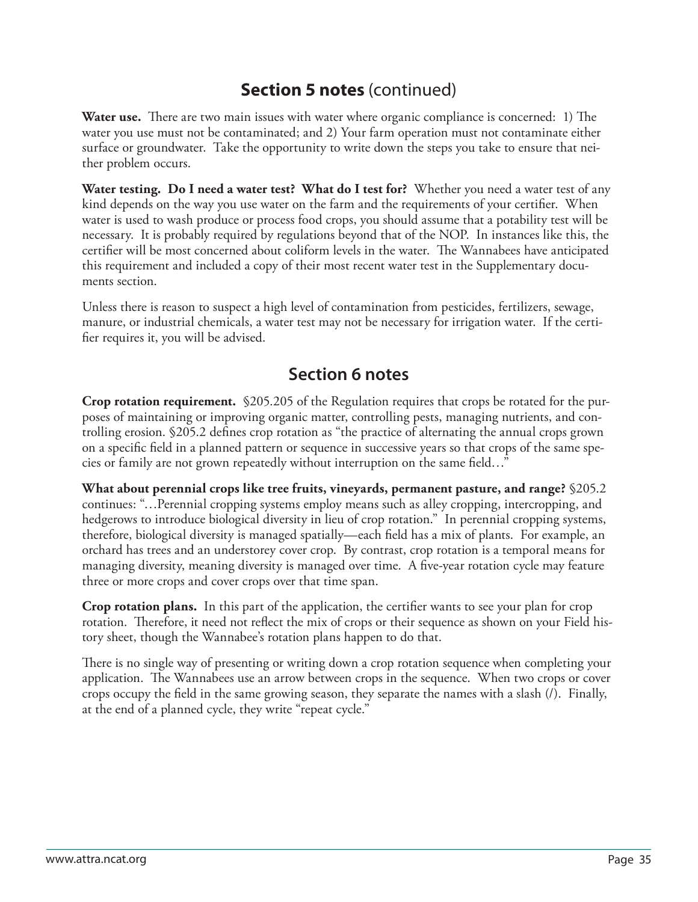## Section 5 notes (continued)

**Water use.** There are two main issues with water where organic compliance is concerned: 1) The water you use must not be contaminated; and 2) Your farm operation must not contaminate either surface or groundwater. Take the opportunity to write down the steps you take to ensure that neither problem occurs.

**Water testing. Do I need a water test? What do I test for?** Whether you need a water test of any kind depends on the way you use water on the farm and the requirements of your certifier. When water is used to wash produce or process food crops, you should assume that a potability test will be necessary. It is probably required by regulations beyond that of the NOP. In instances like this, the certifier will be most concerned about coliform levels in the water. The Wannabees have anticipated this requirement and included a copy of their most recent water test in the Supplementary documents section.

Unless there is reason to suspect a high level of contamination from pesticides, fertilizers, sewage, manure, or industrial chemicals, a water test may not be necessary for irrigation water. If the certifier requires it, you will be advised.

## Section 6 notes

**Crop rotation requirement.** §205.205 of the Regulation requires that crops be rotated for the purposes of maintaining or improving organic matter, controlling pests, managing nutrients, and controlling erosion. §205.2 defines crop rotation as "the practice of alternating the annual crops grown on a specific field in a planned pattern or sequence in successive years so that crops of the same species or family are not grown repeatedly without interruption on the same field…"

**What about perennial crops like tree fruits, vineyards, permanent pasture, and range?** §205.2 continues: "…Perennial cropping systems employ means such as alley cropping, intercropping, and hedgerows to introduce biological diversity in lieu of crop rotation." In perennial cropping systems, therefore, biological diversity is managed spatially—each field has a mix of plants. For example, an orchard has trees and an understorey cover crop. By contrast, crop rotation is a temporal means for managing diversity, meaning diversity is managed over time. A five-year rotation cycle may feature three or more crops and cover crops over that time span.

**Crop rotation plans.** In this part of the application, the certifier wants to see your plan for crop rotation. Therefore, it need not reflect the mix of crops or their sequence as shown on your Field history sheet, though the Wannabee's rotation plans happen to do that.

There is no single way of presenting or writing down a crop rotation sequence when completing your application. The Wannabees use an arrow between crops in the sequence. When two crops or cover crops occupy the field in the same growing season, they separate the names with a slash (/). Finally, at the end of a planned cycle, they write "repeat cycle."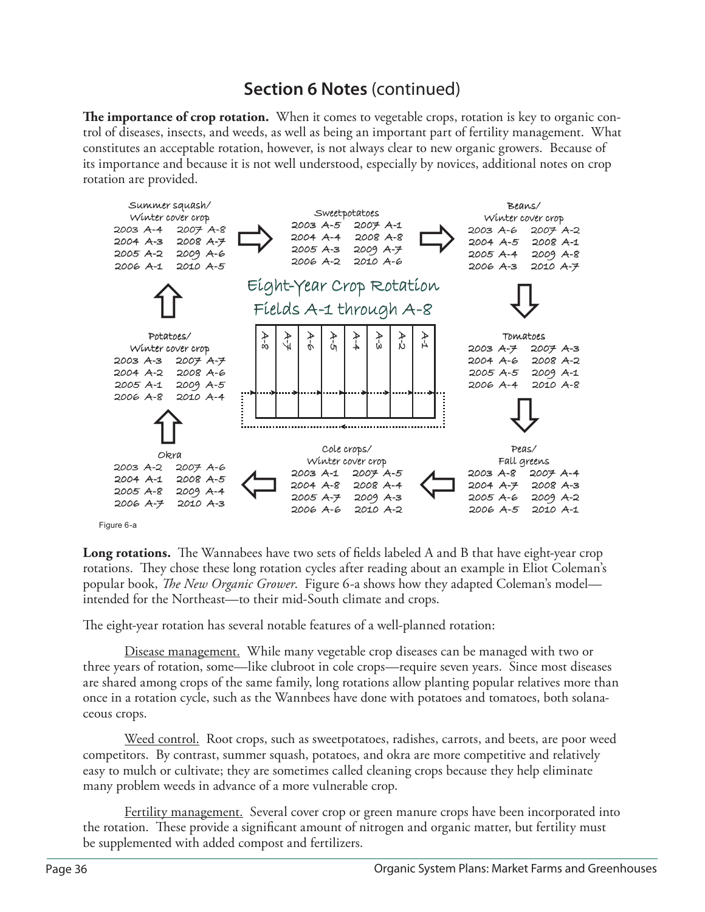## Section 6 Notes (continued)

**The importance of crop rotation.** When it comes to vegetable crops, rotation is key to organic control of diseases, insects, and weeds, as well as being an important part of fertility management. What constitutes an acceptable rotation, however, is not always clear to new organic growers. Because of its importance and because it is not well understood, especially by novices, additional notes on crop rotation are provided.

Eight-Year Crop Rotation
Fields A-1 through A-8

| Crop | 2003 | 2004 | 2005 | 2006 | 2007 | 2008 | 2009 | 2010 |
|---|---|---|---|---|---|---|---|---|
| Summer squash/Winter cover crop | A-4 | A-3 | A-2 | A-1 | A-8 | A-7 | A-6 | A-5 |
| Sweetpotatoes | A-5 | A-4 | A-3 | A-2 | A-1 | A-8 | A-7 | A-6 |
| Beans/Winter cover crop | A-6 | A-5 | A-4 | A-3 | A-2 | A-1 | A-8 | A-7 |
| Tomatoes | A-7 | A-6 | A-5 | A-4 | A-3 | A-2 | A-1 | A-8 |
| Peas/Fall greens | A-8 | A-7 | A-6 | A-5 | A-4 | A-3 | A-2 | A-1 |
| Cole crops/Winter cover crop | A-1 | A-8 | A-7 | A-6 | A-5 | A-4 | A-3 | A-2 |
| Okra | A-2 | A-1 | A-8 | A-7 | A-6 | A-5 | A-4 | A-3 |
| Potatoes/Winter cover crop | A-3 | A-2 | A-1 | A-8 | A-7 | A-6 | A-5 | A-4 |

Figure 6-a

**Long rotations.** The Wannabees have two sets of fields labeled A and B that have eight-year crop rotations. They chose these long rotation cycles after reading about an example in Eliot Coleman's popular book, *The New Organic Grower*. Figure 6-a shows how they adapted Coleman's model—intended for the Northeast—to their mid-South climate and crops.

The eight-year rotation has several notable features of a well-planned rotation:

Disease management. While many vegetable crop diseases can be managed with two or three years of rotation, some—like clubroot in cole crops—require seven years. Since most diseases are shared among crops of the same family, long rotations allow planting popular relatives more than once in a rotation cycle, such as the Wannbees have done with potatoes and tomatoes, both solanaceous crops.

Weed control. Root crops, such as sweetpotatoes, radishes, carrots, and beets, are poor weed competitors. By contrast, summer squash, potatoes, and okra are more competitive and relatively easy to mulch or cultivate; they are sometimes called cleaning crops because they help eliminate many problem weeds in advance of a more vulnerable crop.

Fertility management. Several cover crop or green manure crops have been incorporated into the rotation. These provide a significant amount of nitrogen and organic matter, but fertility must be supplemented with added compost and fertilizers.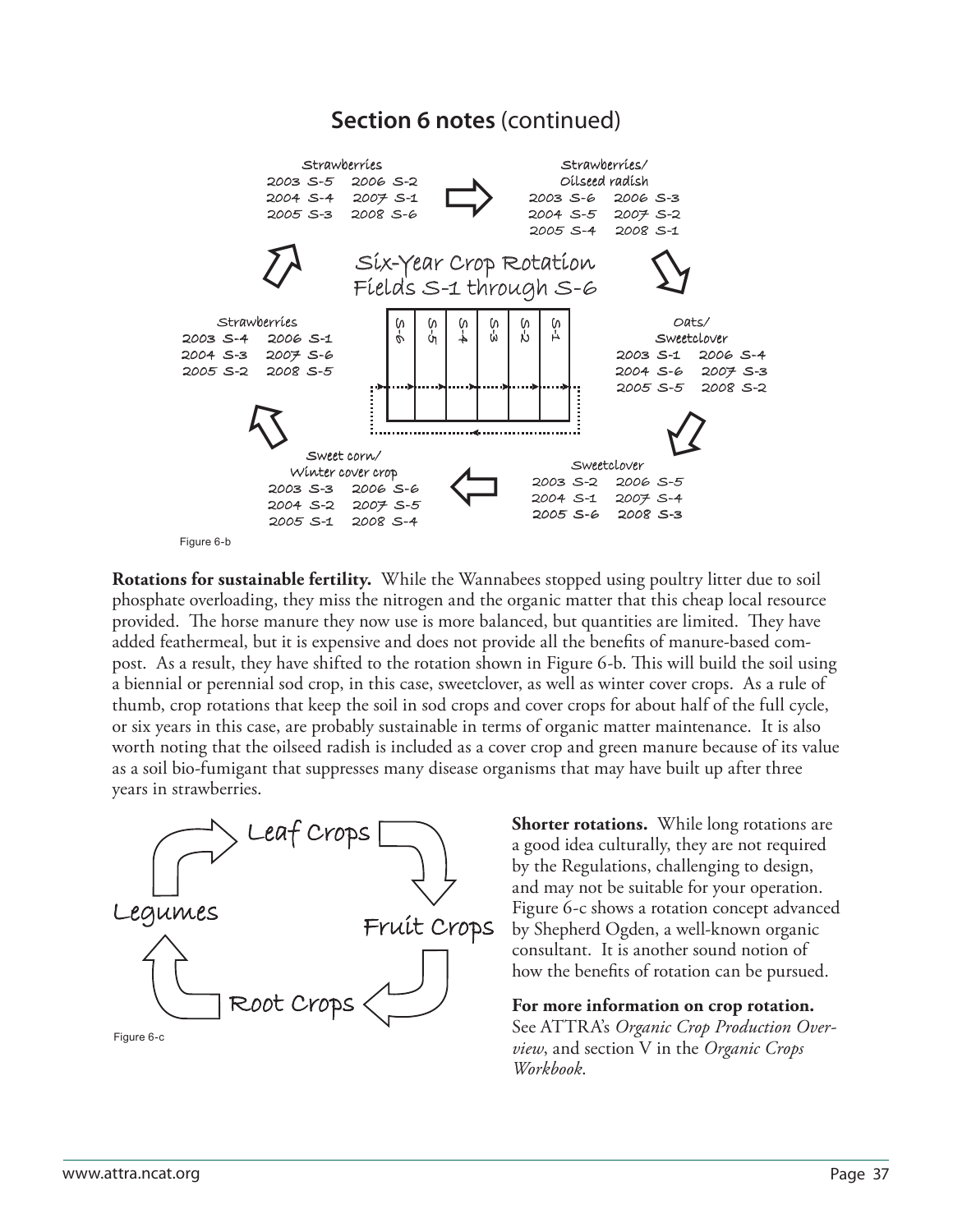## Section 6 notes (continued)

Strawberries
2003 S-5 2006 S-2
2004 S-4 2007 S-1
2005 S-3 2008 S-6

Strawberries/
Oilseed radish
2003 S-6 2006 S-3
2004 S-5 2007 S-2
2005 S-4 2008 S-1

Six-Year Crop Rotation
Fields S-1 through S-6

Strawberries
2003 S-4 2006 S-1
2004 S-3 2007 S-6
2005 S-2 2008 S-5

S-6 S-5 S-4 S-3 S-2 S-1

Oats/
Sweetclover
2003 S-1 2006 S-4
2004 S-6 2007 S-3
2005 S-5 2008 S-2

Sweet corn/
Winter cover crop
2003 S-3 2006 S-6
2004 S-2 2007 S-5
2005 S-1 2008 S-4

Sweetclover
2003 S-2 2006 S-5
2004 S-1 2007 S-4
2005 S-6 2008 S-3

Figure 6-b

**Rotations for sustainable fertility.** While the Wannabees stopped using poultry litter due to soil phosphate overloading, they miss the nitrogen and the organic matter that this cheap local resource provided. The horse manure they now use is more balanced, but quantities are limited. They have added feathermeal, but it is expensive and does not provide all the benefits of manure-based compost. As a result, they have shifted to the rotation shown in Figure 6-b. This will build the soil using a biennial or perennial sod crop, in this case, sweetclover, as well as winter cover crops. As a rule of thumb, crop rotations that keep the soil in sod crops and cover crops for about half of the full cycle, or six years in this case, are probably sustainable in terms of organic matter maintenance. It is also worth noting that the oilseed radish is included as a cover crop and green manure because of its value as a soil bio-fumigant that suppresses many disease organisms that may have built up after three years in strawberries.

Leaf Crops → Fruit Crops → Root Crops → Legumes

Figure 6-c

**Shorter rotations.** While long rotations are a good idea culturally, they are not required by the Regulations, challenging to design, and may not be suitable for your operation. Figure 6-c shows a rotation concept advanced by Shepherd Ogden, a well-known organic consultant. It is another sound notion of how the benefits of rotation can be pursued.

**For more information on crop rotation.** See ATTRA's *Organic Crop Production Overview*, and section V in the *Organic Crops Workbook*.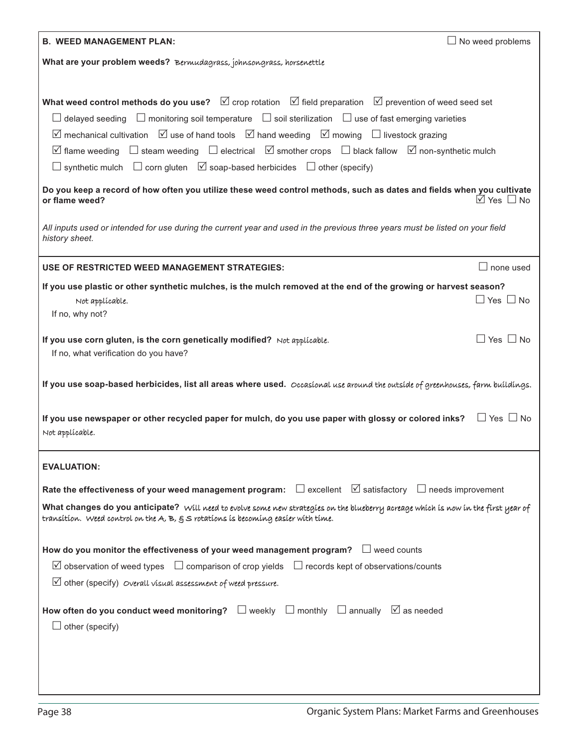**B. WEED MANAGEMENT PLAN:** ☐ No weed problems

**What are your problem weeds?** Bermudagrass, johnsongrass, horsenettle

**What weed control methods do you use?** ☑ crop rotation ☑ field preparation ☑ prevention of weed seed set

☐ delayed seeding ☐ monitoring soil temperature ☐ soil sterilization ☐ use of fast emerging varieties

☑ mechanical cultivation ☑ use of hand tools ☑ hand weeding ☑ mowing ☐ livestock grazing

☑ flame weeding ☐ steam weeding ☐ electrical ☑ smother crops ☐ black fallow ☑ non-synthetic mulch

☐ synthetic mulch ☐ corn gluten ☑ soap-based herbicides ☐ other (specify)

**Do you keep a record of how often you utilize these weed control methods, such as dates and fields when you cultivate or flame weed?** ☑ Yes ☐ No

*All inputs used or intended for use during the current year and used in the previous three years must be listed on your field history sheet.*

**USE OF RESTRICTED WEED MANAGEMENT STRATEGIES:** ☐ none used

**If you use plastic or other synthetic mulches, is the mulch removed at the end of the growing or harvest season?** ☐ Yes ☐ No

Not applicable.

If no, why not?

**If you use corn gluten, is the corn genetically modified?** Not applicable. ☐ Yes ☐ No

If no, what verification do you have?

**If you use soap-based herbicides, list all areas where used.** Occasional use around the outside of greenhouses, farm buildings.

**If you use newspaper or other recycled paper for mulch, do you use paper with glossy or colored inks?** ☐ Yes ☐ No

Not applicable.

**EVALUATION:**

**Rate the effectiveness of your weed management program:** ☐ excellent ☑ satisfactory ☐ needs improvement

**What changes do you anticipate?** Will need to evolve some new strategies on the blueberry acreage which is now in the first year of transition. Weed control on the A, B, & S rotations is becoming easier with time.

**How do you monitor the effectiveness of your weed management program?** ☐ weed counts

☑ observation of weed types ☐ comparison of crop yields ☐ records kept of observations/counts

☑ other (specify) Overall visual assessment of weed pressure.

**How often do you conduct weed monitoring?** ☐ weekly ☐ monthly ☐ annually ☑ as needed

☐ other (specify)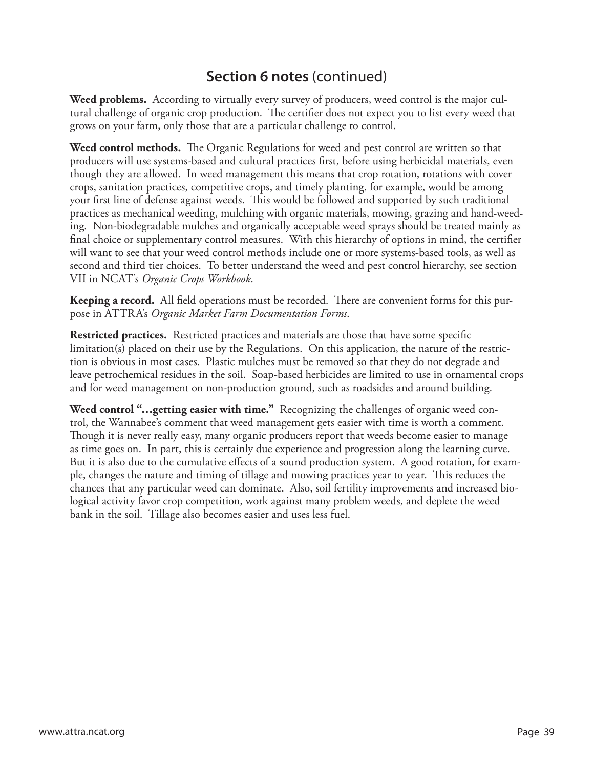## **Section 6 notes** (continued)

**Weed problems.** According to virtually every survey of producers, weed control is the major cultural challenge of organic crop production. The certifier does not expect you to list every weed that grows on your farm, only those that are a particular challenge to control.

**Weed control methods.** The Organic Regulations for weed and pest control are written so that producers will use systems-based and cultural practices first, before using herbicidal materials, even though they are allowed. In weed management this means that crop rotation, rotations with cover crops, sanitation practices, competitive crops, and timely planting, for example, would be among your first line of defense against weeds. This would be followed and supported by such traditional practices as mechanical weeding, mulching with organic materials, mowing, grazing and hand-weeding. Non-biodegradable mulches and organically acceptable weed sprays should be treated mainly as final choice or supplementary control measures. With this hierarchy of options in mind, the certifier will want to see that your weed control methods include one or more systems-based tools, as well as second and third tier choices. To better understand the weed and pest control hierarchy, see section VII in NCAT's *Organic Crops Workbook*.

**Keeping a record.** All field operations must be recorded. There are convenient forms for this purpose in ATTRA's *Organic Market Farm Documentation Forms*.

**Restricted practices.** Restricted practices and materials are those that have some specific limitation(s) placed on their use by the Regulations. On this application, the nature of the restriction is obvious in most cases. Plastic mulches must be removed so that they do not degrade and leave petrochemical residues in the soil. Soap-based herbicides are limited to use in ornamental crops and for weed management on non-production ground, such as roadsides and around building.

**Weed control "…getting easier with time."** Recognizing the challenges of organic weed control, the Wannabee's comment that weed management gets easier with time is worth a comment. Though it is never really easy, many organic producers report that weeds become easier to manage as time goes on. In part, this is certainly due experience and progression along the learning curve. But it is also due to the cumulative effects of a sound production system. A good rotation, for example, changes the nature and timing of tillage and mowing practices year to year. This reduces the chances that any particular weed can dominate. Also, soil fertility improvements and increased biological activity favor crop competition, work against many problem weeds, and deplete the weed bank in the soil. Tillage also becomes easier and uses less fuel.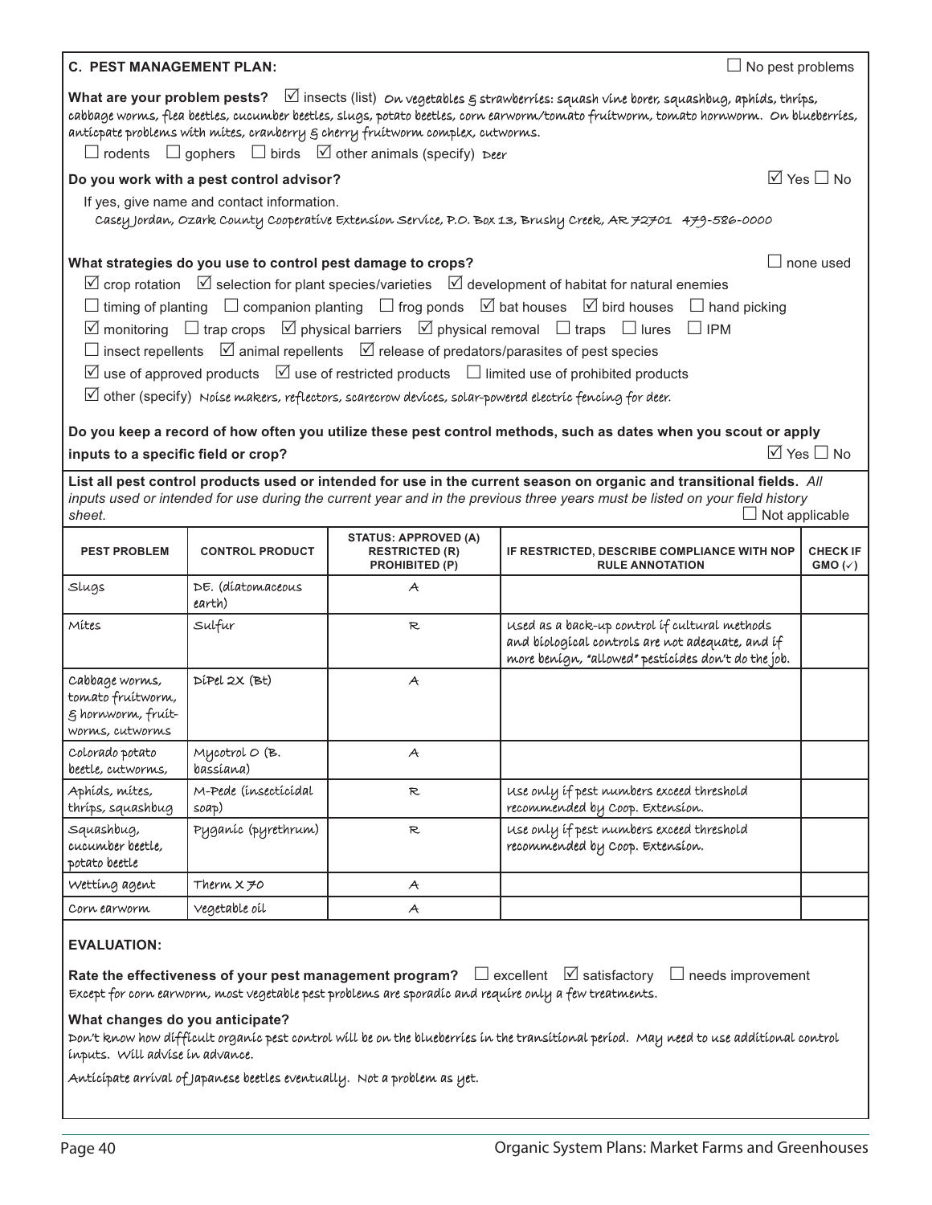### C. PEST MANAGEMENT PLAN:

☐ No pest problems

**What are your problem pests?** ☑ insects (list) On vegetables & strawberries: squash vine borer, squashbug, aphids, thrips, cabbage worms, flea beetles, cucumber beetles, slugs, potato beetles, corn earworm/tomato fruitworm, tomato hornworm. On blueberries, anticipate problems with mites, cranberry & cherry fruitworm complex, cutworms.

☐ rodents ☐ gophers ☐ birds ☑ other animals (specify) Deer

**Do you work with a pest control advisor?** ☑ Yes ☐ No

If yes, give name and contact information.
Casey Jordan, Ozark County Cooperative Extension Service, P.O. Box 13, Brushy Creek, AR 72701 479-586-0000

**What strategies do you use to control pest damage to crops?** ☐ none used

☑ crop rotation ☑ selection for plant species/varieties ☑ development of habitat for natural enemies

☐ timing of planting ☐ companion planting ☐ frog ponds ☑ bat houses ☑ bird houses ☐ hand picking

☑ monitoring ☐ trap crops ☑ physical barriers ☑ physical removal ☐ traps ☐ lures ☐ IPM

☐ insect repellents ☑ animal repellents ☑ release of predators/parasites of pest species

☑ use of approved products ☑ use of restricted products ☐ limited use of prohibited products

☑ other (specify) Noise makers, reflectors, scarecrow devices, solar-powered electric fencing for deer.

**Do you keep a record of how often you utilize these pest control methods, such as dates when you scout or apply inputs to a specific field or crop?** ☑ Yes ☐ No

**List all pest control products used or intended for use in the current season on organic and transitional fields.** *All inputs used or intended for use during the current year and in the previous three years must be listed on your field history sheet.* ☐ Not applicable

| PEST PROBLEM | CONTROL PRODUCT | STATUS: APPROVED (A) RESTRICTED (R) PROHIBITED (P) | IF RESTRICTED, DESCRIBE COMPLIANCE WITH NOP RULE ANNOTATION | CHECK IF GMO (✓) |
|---|---|---|---|---|
| Slugs | DE. (diatomaceous earth) | A | | |
| Mites | Sulfur | R | Used as a back-up control if cultural methods and biological controls are not adequate, and if more benign, "allowed" pesticides don't do the job. | |
| Cabbage worms, tomato fruitworm, & hornworm, fruitworms, cutworms | DiPel 2X (Bt) | A | | |
| Colorado potato beetle, cutworms, | Mycotrol O (B. bassiana) | A | | |
| Aphids, mites, thrips, squashbug | M-Pede (insecticidal soap) | R | Use only if pest numbers exceed threshold recommended by Coop. Extension. | |
| Squashbug, cucumber beetle, potato beetle | Pyganic (pyrethrum) | R | Use only if pest numbers exceed threshold recommended by Coop. Extension. | |
| Wetting agent | Therm X 70 | A | | |
| Corn earworm | Vegetable oil | A | | |

**EVALUATION:**

**Rate the effectiveness of your pest management program?** ☐ excellent ☑ satisfactory ☐ needs improvement

Except for corn earworm, most vegetable pest problems are sporadic and require only a few treatments.

**What changes do you anticipate?**

Don't know how difficult organic pest control will be on the blueberries in the transitional period. May need to use additional control inputs. Will advise in advance.

Anticipate arrival of Japanese beetles eventually. Not a problem as yet.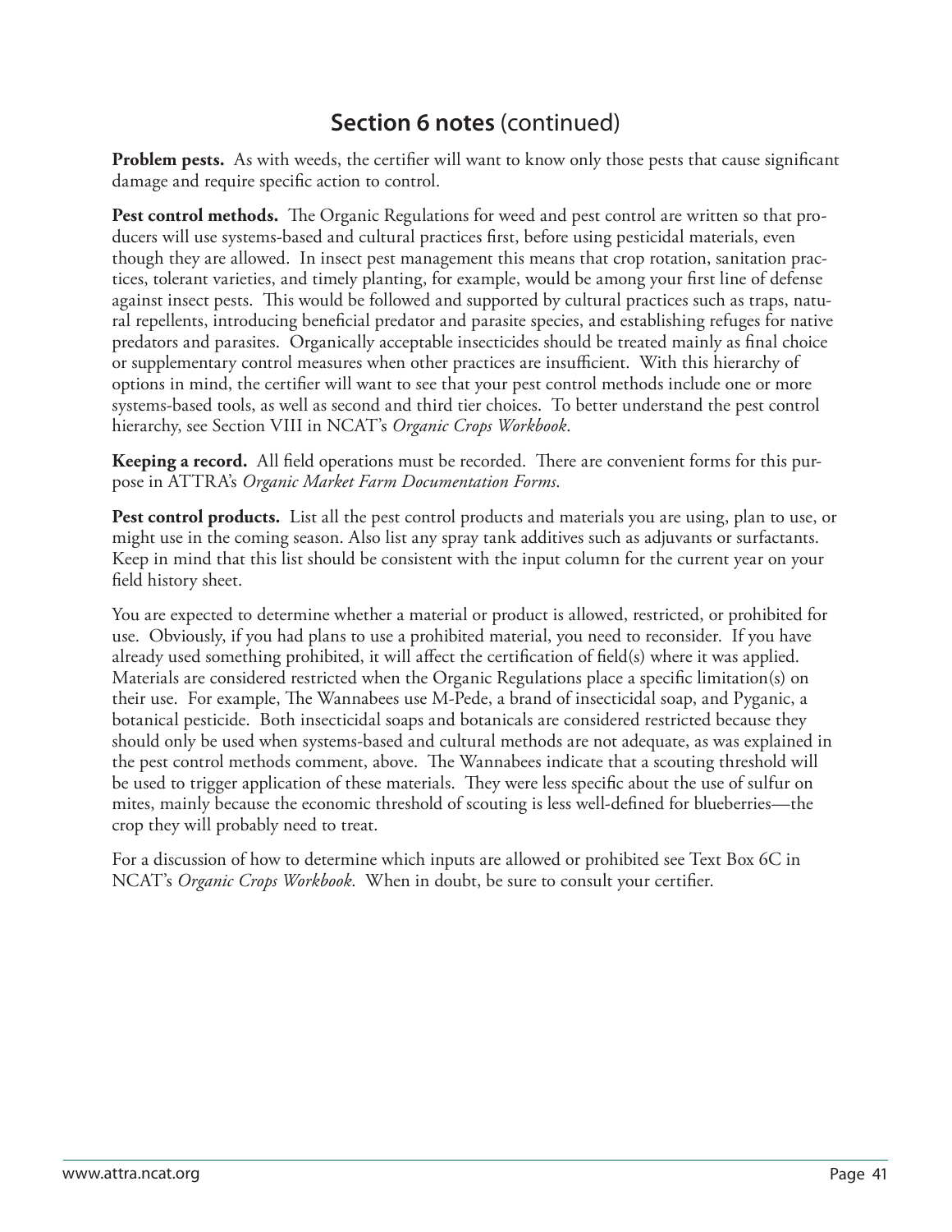## Section 6 notes (continued)

**Problem pests.** As with weeds, the certifier will want to know only those pests that cause significant damage and require specific action to control.

**Pest control methods.** The Organic Regulations for weed and pest control are written so that producers will use systems-based and cultural practices first, before using pesticidal materials, even though they are allowed. In insect pest management this means that crop rotation, sanitation practices, tolerant varieties, and timely planting, for example, would be among your first line of defense against insect pests. This would be followed and supported by cultural practices such as traps, natural repellents, introducing beneficial predator and parasite species, and establishing refuges for native predators and parasites. Organically acceptable insecticides should be treated mainly as final choice or supplementary control measures when other practices are insufficient. With this hierarchy of options in mind, the certifier will want to see that your pest control methods include one or more systems-based tools, as well as second and third tier choices. To better understand the pest control hierarchy, see Section VIII in NCAT's *Organic Crops Workbook*.

**Keeping a record.** All field operations must be recorded. There are convenient forms for this purpose in ATTRA's *Organic Market Farm Documentation Forms*.

**Pest control products.** List all the pest control products and materials you are using, plan to use, or might use in the coming season. Also list any spray tank additives such as adjuvants or surfactants. Keep in mind that this list should be consistent with the input column for the current year on your field history sheet.

You are expected to determine whether a material or product is allowed, restricted, or prohibited for use. Obviously, if you had plans to use a prohibited material, you need to reconsider. If you have already used something prohibited, it will affect the certification of field(s) where it was applied. Materials are considered restricted when the Organic Regulations place a specific limitation(s) on their use. For example, The Wannabees use M-Pede, a brand of insecticidal soap, and Pyganic, a botanical pesticide. Both insecticidal soaps and botanicals are considered restricted because they should only be used when systems-based and cultural methods are not adequate, as was explained in the pest control methods comment, above. The Wannabees indicate that a scouting threshold will be used to trigger application of these materials. They were less specific about the use of sulfur on mites, mainly because the economic threshold of scouting is less well-defined for blueberries—the crop they will probably need to treat.

For a discussion of how to determine which inputs are allowed or prohibited see Text Box 6C in NCAT's *Organic Crops Workbook*. When in doubt, be sure to consult your certifier.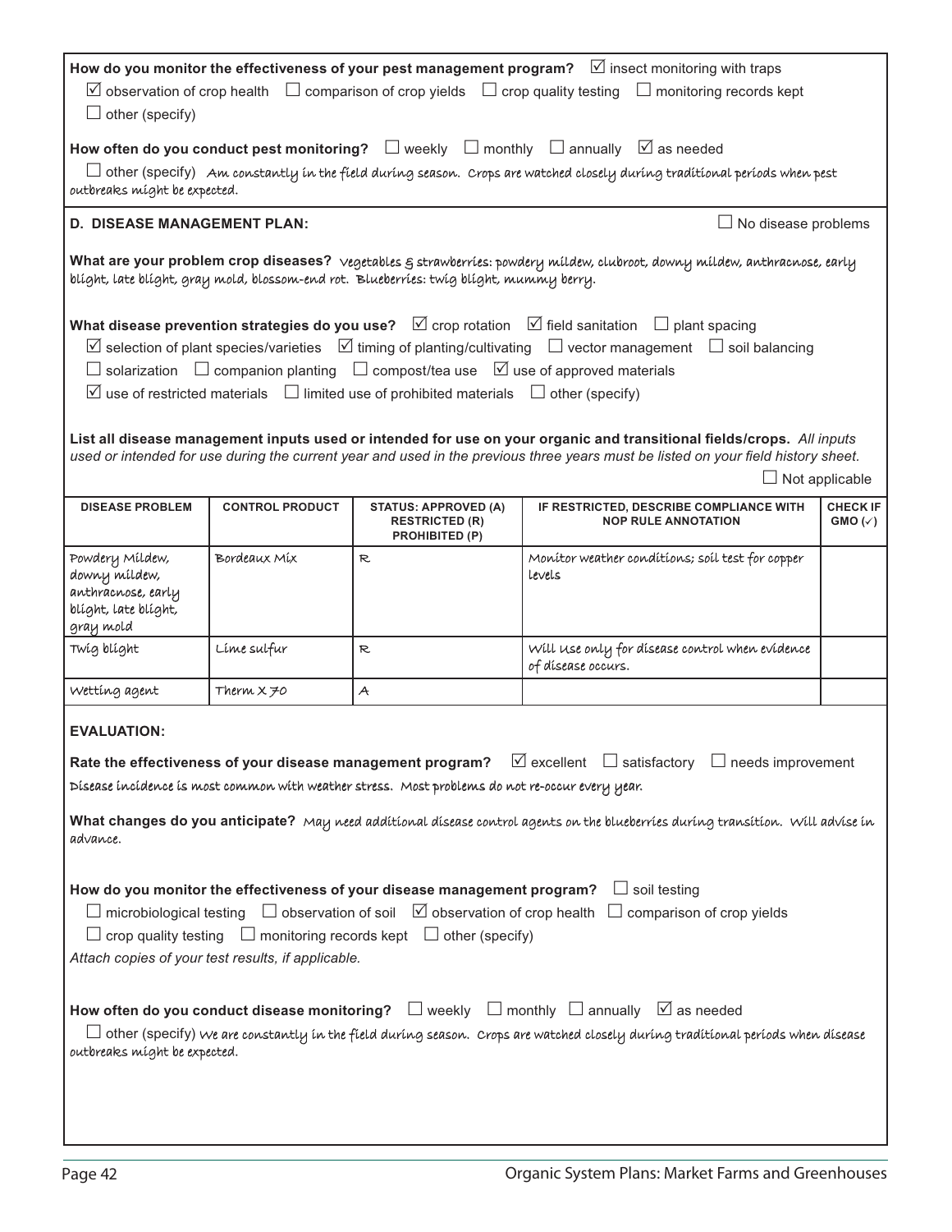**How do you monitor the effectiveness of your pest management program?** ☑ insect monitoring with traps ☑ observation of crop health ☐ comparison of crop yields ☐ crop quality testing ☐ monitoring records kept ☐ other (specify)

**How often do you conduct pest monitoring?** ☐ weekly ☐ monthly ☐ annually ☑ as needed ☐ other (specify) *Am constantly in the field during season. Crops are watched closely during traditional periods when pest outbreaks might be expected.*

**D. DISEASE MANAGEMENT PLAN:** ☐ No disease problems

**What are your problem crop diseases?** *Vegetables & strawberries: powdery mildew, clubroot, downy mildew, anthracnose, early blight, late blight, gray mold, blossom-end rot. Blueberries: twig blight, mummy berry.*

**What disease prevention strategies do you use?** ☑ crop rotation ☑ field sanitation ☐ plant spacing ☑ selection of plant species/varieties ☑ timing of planting/cultivating ☐ vector management ☐ soil balancing ☐ solarization ☐ companion planting ☐ compost/tea use ☑ use of approved materials ☑ use of restricted materials ☐ limited use of prohibited materials ☐ other (specify)

**List all disease management inputs used or intended for use on your organic and transitional fields/crops.** *All inputs used or intended for use during the current year and used in the previous three years must be listed on your field history sheet.*

☐ Not applicable

| DISEASE PROBLEM | CONTROL PRODUCT | STATUS: APPROVED (A) RESTRICTED (R) PROHIBITED (P) | IF RESTRICTED, DESCRIBE COMPLIANCE WITH NOP RULE ANNOTATION | CHECK IF GMO (✓) |
|---|---|---|---|---|
| Powdery Mildew, downy mildew, anthracnose, early blight, late blight, gray mold | Bordeaux Mix | R | Monitor weather conditions; soil test for copper levels | |
| Twig blight | Lime sulfur | R | Will use only for disease control when evidence of disease occurs. | |
| Wetting agent | Therm X 70 | A | | |

**EVALUATION:**

**Rate the effectiveness of your disease management program?** ☑ excellent ☐ satisfactory ☐ needs improvement

*Disease incidence is most common with weather stress. Most problems do not re-occur every year.*

**What changes do you anticipate?** *May need additional disease control agents on the blueberries during transition. Will advise in advance.*

**How do you monitor the effectiveness of your disease management program?** ☐ soil testing ☐ microbiological testing ☐ observation of soil ☑ observation of crop health ☐ comparison of crop yields ☐ crop quality testing ☐ monitoring records kept ☐ other (specify)

*Attach copies of your test results, if applicable.*

**How often do you conduct disease monitoring?** ☐ weekly ☐ monthly ☐ annually ☑ as needed ☐ other (specify) *We are constantly in the field during season. Crops are watched closely during traditional periods when disease outbreaks might be expected.*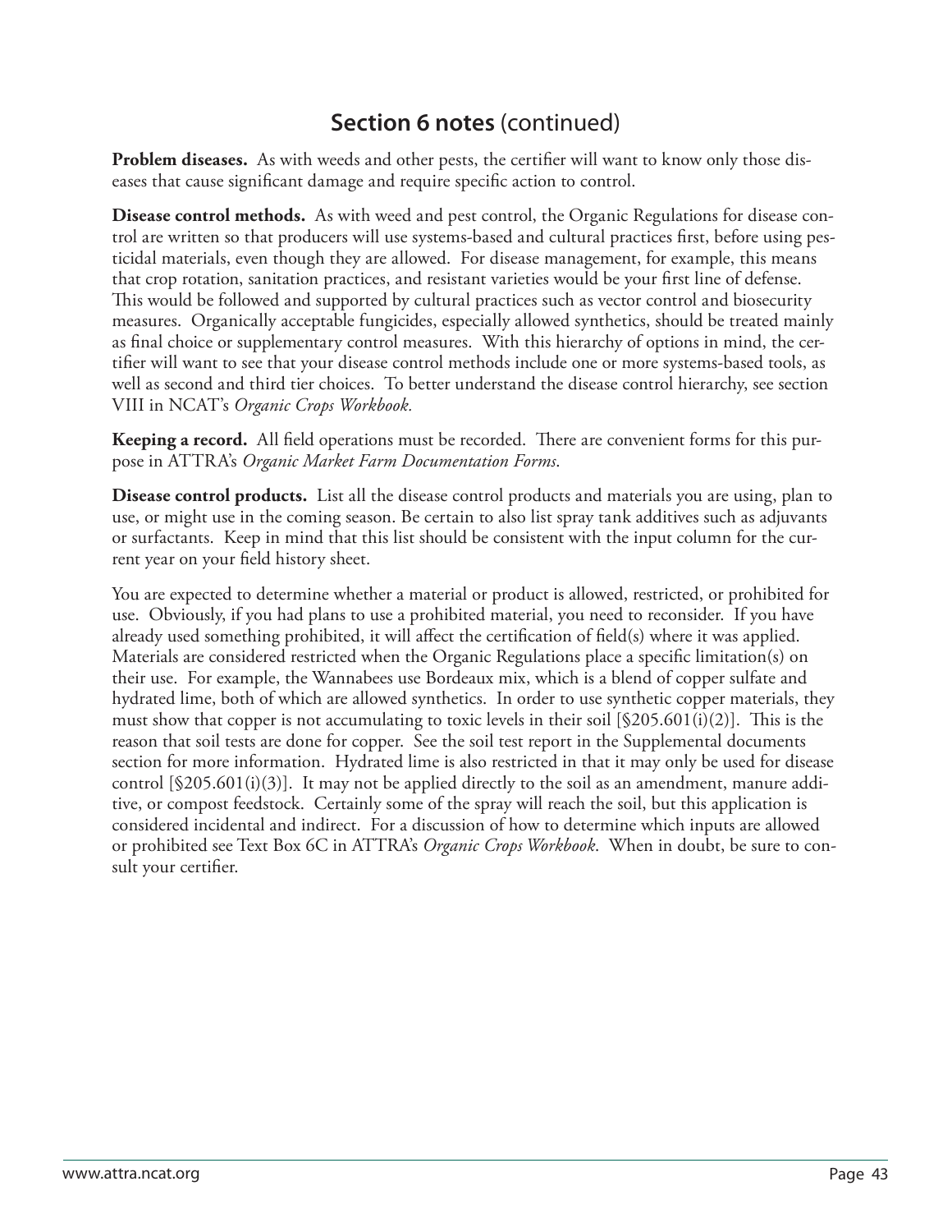## **Section 6 notes** (continued)

**Problem diseases.** As with weeds and other pests, the certifier will want to know only those diseases that cause significant damage and require specific action to control.

**Disease control methods.** As with weed and pest control, the Organic Regulations for disease control are written so that producers will use systems-based and cultural practices first, before using pesticidal materials, even though they are allowed. For disease management, for example, this means that crop rotation, sanitation practices, and resistant varieties would be your first line of defense. This would be followed and supported by cultural practices such as vector control and biosecurity measures. Organically acceptable fungicides, especially allowed synthetics, should be treated mainly as final choice or supplementary control measures. With this hierarchy of options in mind, the certifier will want to see that your disease control methods include one or more systems-based tools, as well as second and third tier choices. To better understand the disease control hierarchy, see section VIII in NCAT's *Organic Crops Workbook.*

**Keeping a record.** All field operations must be recorded. There are convenient forms for this purpose in ATTRA's *Organic Market Farm Documentation Forms*.

**Disease control products.** List all the disease control products and materials you are using, plan to use, or might use in the coming season. Be certain to also list spray tank additives such as adjuvants or surfactants. Keep in mind that this list should be consistent with the input column for the current year on your field history sheet.

You are expected to determine whether a material or product is allowed, restricted, or prohibited for use. Obviously, if you had plans to use a prohibited material, you need to reconsider. If you have already used something prohibited, it will affect the certification of field(s) where it was applied. Materials are considered restricted when the Organic Regulations place a specific limitation(s) on their use. For example, the Wannabees use Bordeaux mix, which is a blend of copper sulfate and hydrated lime, both of which are allowed synthetics. In order to use synthetic copper materials, they must show that copper is not accumulating to toxic levels in their soil [§205.601(i)(2)]. This is the reason that soil tests are done for copper. See the soil test report in the Supplemental documents section for more information. Hydrated lime is also restricted in that it may only be used for disease control [§205.601(i)(3)]. It may not be applied directly to the soil as an amendment, manure additive, or compost feedstock. Certainly some of the spray will reach the soil, but this application is considered incidental and indirect. For a discussion of how to determine which inputs are allowed or prohibited see Text Box 6C in ATTRA's *Organic Crops Workbook*. When in doubt, be sure to consult your certifier.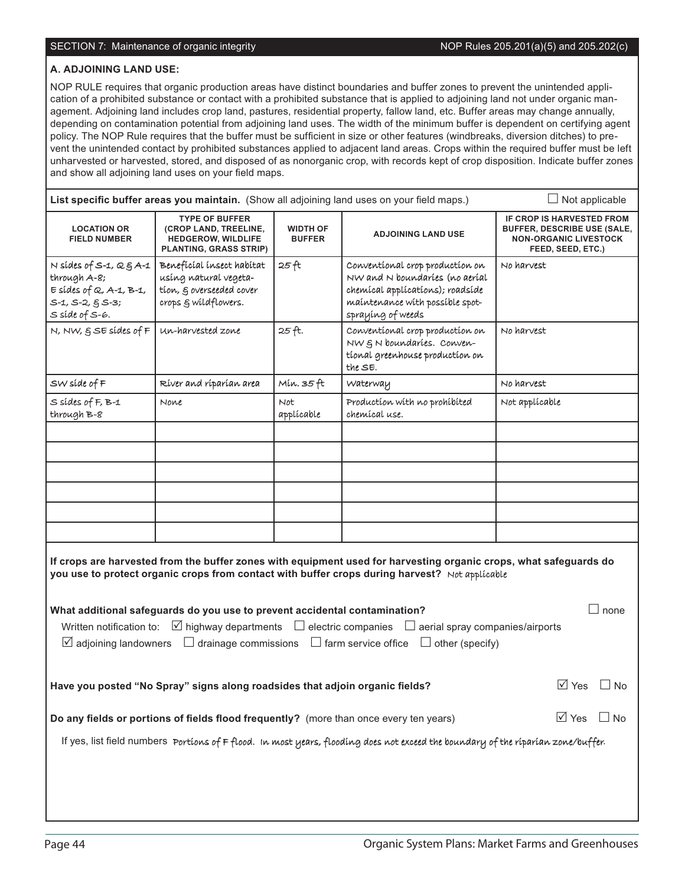SECTION 7: Maintenance of organic integrity — NOP Rules 205.201(a)(5) and 205.202(c)

### A. ADJOINING LAND USE:

NOP RULE requires that organic production areas have distinct boundaries and buffer zones to prevent the unintended application of a prohibited substance or contact with a prohibited substance that is applied to adjoining land not under organic management. Adjoining land includes crop land, pastures, residential property, fallow land, etc. Buffer areas may change annually, depending on contamination potential from adjoining land uses. The width of the minimum buffer is dependent on certifying agent policy. The NOP Rule requires that the buffer must be sufficient in size or other features (windbreaks, diversion ditches) to prevent the unintended contact by prohibited substances applied to adjacent land areas. Crops within the required buffer must be left unharvested or harvested, stored, and disposed of as nonorganic crop, with records kept of crop disposition. Indicate buffer zones and show all adjoining land uses on your field maps.

**List specific buffer areas you maintain.** (Show all adjoining land uses on your field maps.) ☐ Not applicable

| LOCATION OR FIELD NUMBER | TYPE OF BUFFER (CROP LAND, TREELINE, HEDGEROW, WILDLIFE PLANTING, GRASS STRIP) | WIDTH OF BUFFER | ADJOINING LAND USE | IF CROP IS HARVESTED FROM BUFFER, DESCRIBE USE (SALE, NON-ORGANIC LIVESTOCK FEED, SEED, ETC.) |
|---|---|---|---|---|
| N sides of S-1, Q & A-1 through A-8; E sides of Q, A-1, B-1, S-1, S-2, & S-3; S side of S-6. | Beneficial insect habitat using natural vegetation, & overseeded cover crops & wildflowers. | 25 ft | Conventional crop production on NW and N boundaries (no aerial chemical applications); roadside maintenance with possible spot-spraying of weeds | No harvest |
| N, NW, & SE sides of F | Un-harvested zone | 25 ft. | Conventional crop production on NW & N boundaries. Conventional greenhouse production on the SE. | No harvest |
| SW side of F | River and riparian area | Min. 35 ft | Waterway | No harvest |
| S sides of F, B-1 through B-8 | None | Not applicable | Production with no prohibited chemical use. | Not applicable |
| | | | | |
| | | | | |
| | | | | |
| | | | | |
| | | | | |
| | | | | |

**If crops are harvested from the buffer zones with equipment used for harvesting organic crops, what safeguards do you use to protect organic crops from contact with buffer crops during harvest?** Not applicable

**What additional safeguards do you use to prevent accidental contamination?** ☐ none

Written notification to: ☑ highway departments ☐ electric companies ☐ aerial spray companies/airports
☑ adjoining landowners ☐ drainage commissions ☐ farm service office ☐ other (specify)

**Have you posted "No Spray" signs along roadsides that adjoin organic fields?** ☑ Yes ☐ No

**Do any fields or portions of fields flood frequently?** (more than once every ten years) ☑ Yes ☐ No

If yes, list field numbers Portions of F flood. In most years, flooding does not exceed the boundary of the riparian zone/buffer.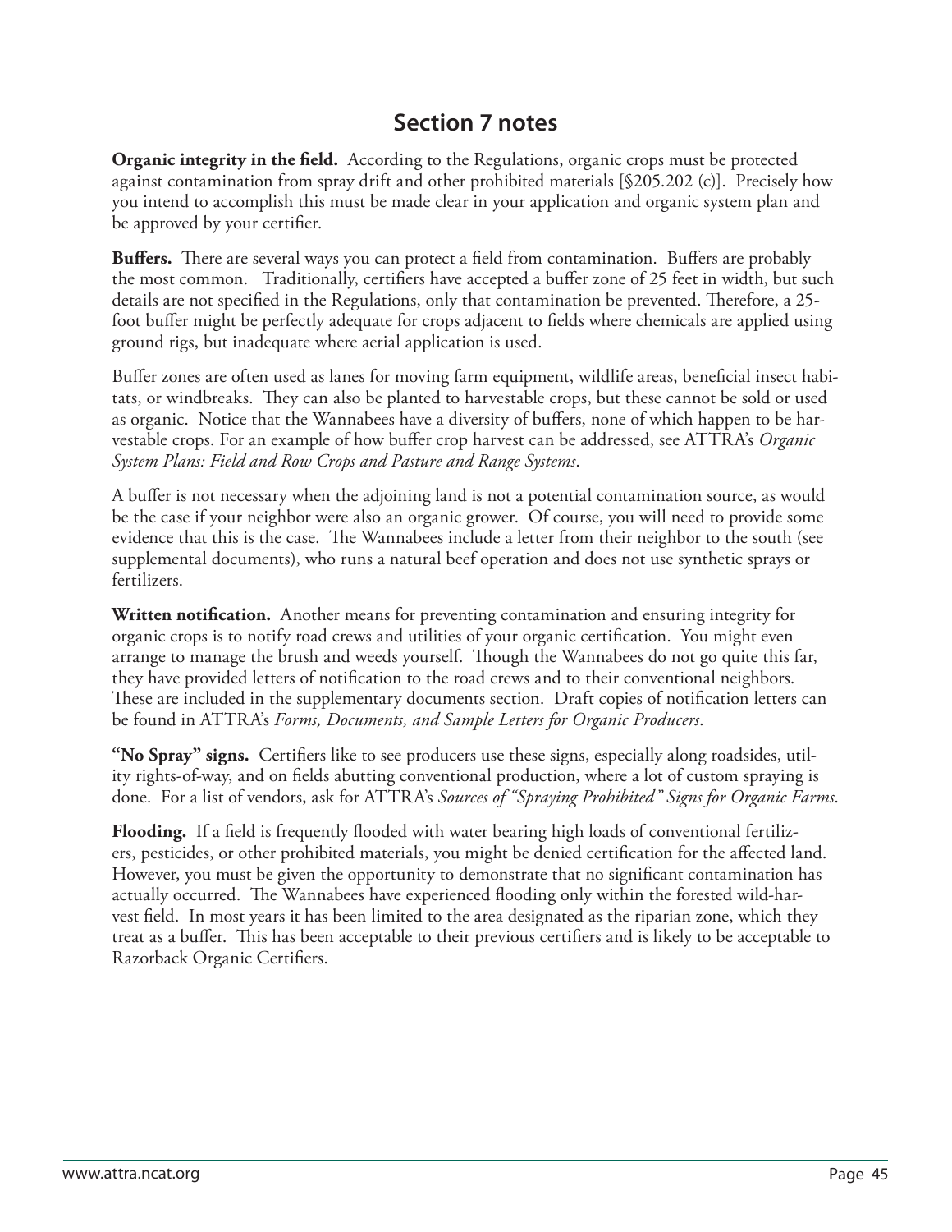## Section 7 notes

**Organic integrity in the field.** According to the Regulations, organic crops must be protected against contamination from spray drift and other prohibited materials [§205.202 (c)]. Precisely how you intend to accomplish this must be made clear in your application and organic system plan and be approved by your certifier.

**Buffers.** There are several ways you can protect a field from contamination. Buffers are probably the most common. Traditionally, certifiers have accepted a buffer zone of 25 feet in width, but such details are not specified in the Regulations, only that contamination be prevented. Therefore, a 25-foot buffer might be perfectly adequate for crops adjacent to fields where chemicals are applied using ground rigs, but inadequate where aerial application is used.

Buffer zones are often used as lanes for moving farm equipment, wildlife areas, beneficial insect habitats, or windbreaks. They can also be planted to harvestable crops, but these cannot be sold or used as organic. Notice that the Wannabees have a diversity of buffers, none of which happen to be harvestable crops. For an example of how buffer crop harvest can be addressed, see ATTRA's *Organic System Plans: Field and Row Crops and Pasture and Range Systems*.

A buffer is not necessary when the adjoining land is not a potential contamination source, as would be the case if your neighbor were also an organic grower. Of course, you will need to provide some evidence that this is the case. The Wannabees include a letter from their neighbor to the south (see supplemental documents), who runs a natural beef operation and does not use synthetic sprays or fertilizers.

**Written notification.** Another means for preventing contamination and ensuring integrity for organic crops is to notify road crews and utilities of your organic certification. You might even arrange to manage the brush and weeds yourself. Though the Wannabees do not go quite this far, they have provided letters of notification to the road crews and to their conventional neighbors. These are included in the supplementary documents section. Draft copies of notification letters can be found in ATTRA's *Forms, Documents, and Sample Letters for Organic Producers*.

**"No Spray" signs.** Certifiers like to see producers use these signs, especially along roadsides, utility rights-of-way, and on fields abutting conventional production, where a lot of custom spraying is done. For a list of vendors, ask for ATTRA's *Sources of "Spraying Prohibited" Signs for Organic Farms*.

**Flooding.** If a field is frequently flooded with water bearing high loads of conventional fertilizers, pesticides, or other prohibited materials, you might be denied certification for the affected land. However, you must be given the opportunity to demonstrate that no significant contamination has actually occurred. The Wannabees have experienced flooding only within the forested wild-harvest field. In most years it has been limited to the area designated as the riparian zone, which they treat as a buffer. This has been acceptable to their previous certifiers and is likely to be acceptable to Razorback Organic Certifiers.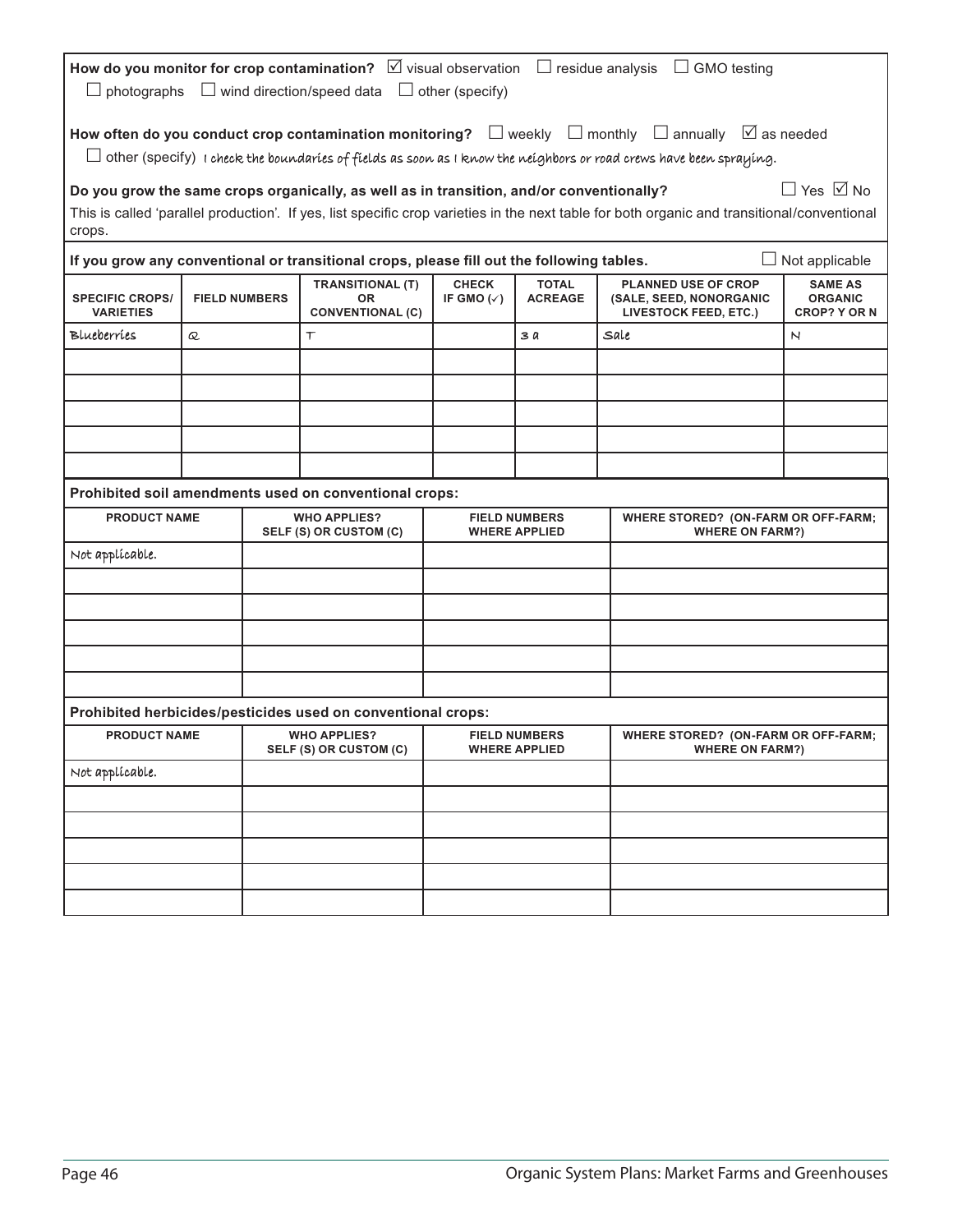**How do you monitor for crop contamination?** ☑ visual observation ☐ residue analysis ☐ GMO testing ☐ photographs ☐ wind direction/speed data ☐ other (specify)

**How often do you conduct crop contamination monitoring?** ☐ weekly ☐ monthly ☐ annually ☑ as needed
☐ other (specify) I check the boundaries of fields as soon as I know the neighbors or road crews have been spraying.

**Do you grow the same crops organically, as well as in transition, and/or conventionally?** ☐ Yes ☑ No

This is called 'parallel production'. If yes, list specific crop varieties in the next table for both organic and transitional/conventional crops.

**If you grow any conventional or transitional crops, please fill out the following tables.** ☐ Not applicable

| SPECIFIC CROPS/ VARIETIES | FIELD NUMBERS | TRANSITIONAL (T) OR CONVENTIONAL (C) | CHECK IF GMO (✓) | TOTAL ACREAGE | PLANNED USE OF CROP (SALE, SEED, NONORGANIC LIVESTOCK FEED, ETC.) | SAME AS ORGANIC CROP? Y OR N |
|---|---|---|---|---|---|---|
| Blueberries | Q | T | | 3 a | Sale | N |
| | | | | | | |
| | | | | | | |
| | | | | | | |
| | | | | | | |
| | | | | | | |

**Prohibited soil amendments used on conventional crops:**

| PRODUCT NAME | WHO APPLIES? SELF (S) OR CUSTOM (C) | FIELD NUMBERS WHERE APPLIED | WHERE STORED? (ON-FARM OR OFF-FARM; WHERE ON FARM?) |
|---|---|---|---|
| Not applicable. | | | |
| | | | |
| | | | |
| | | | |
| | | | |
| | | | |

**Prohibited herbicides/pesticides used on conventional crops:**

| PRODUCT NAME | WHO APPLIES? SELF (S) OR CUSTOM (C) | FIELD NUMBERS WHERE APPLIED | WHERE STORED? (ON-FARM OR OFF-FARM; WHERE ON FARM?) |
|---|---|---|---|
| Not applicable. | | | |
| | | | |
| | | | |
| | | | |
| | | | |
| | | | |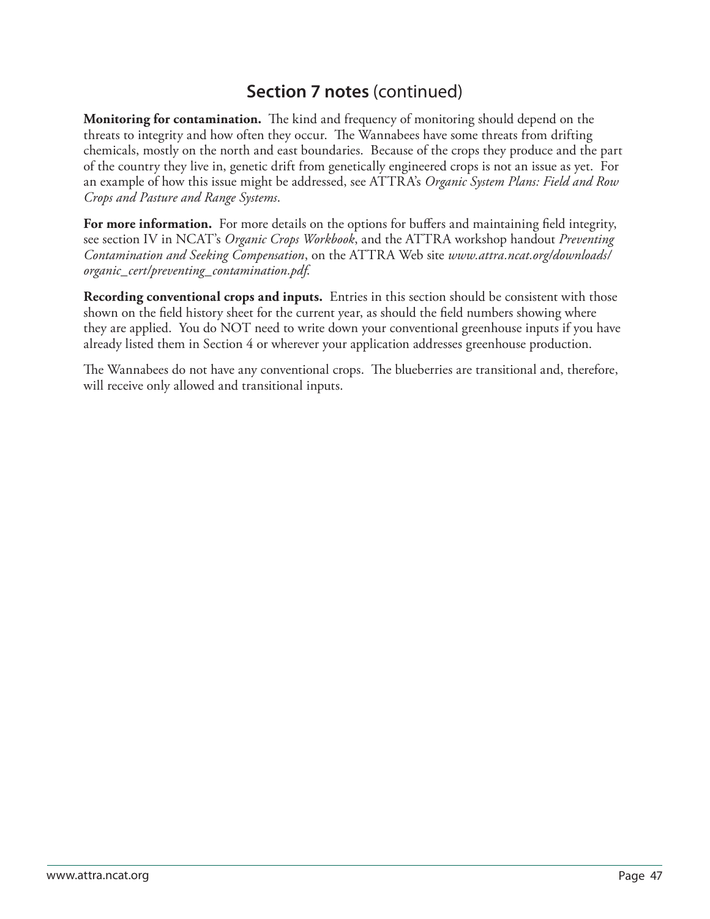## **Section 7 notes** (continued)

**Monitoring for contamination.** The kind and frequency of monitoring should depend on the threats to integrity and how often they occur. The Wannabees have some threats from drifting chemicals, mostly on the north and east boundaries. Because of the crops they produce and the part of the country they live in, genetic drift from genetically engineered crops is not an issue as yet. For an example of how this issue might be addressed, see ATTRA's *Organic System Plans: Field and Row Crops and Pasture and Range Systems*.

**For more information.** For more details on the options for buffers and maintaining field integrity, see section IV in NCAT's *Organic Crops Workbook*, and the ATTRA workshop handout *Preventing Contamination and Seeking Compensation*, on the ATTRA Web site *www.attra.ncat.org/downloads/organic_cert/preventing_contamination.pdf.*

**Recording conventional crops and inputs.** Entries in this section should be consistent with those shown on the field history sheet for the current year, as should the field numbers showing where they are applied. You do NOT need to write down your conventional greenhouse inputs if you have already listed them in Section 4 or wherever your application addresses greenhouse production.

The Wannabees do not have any conventional crops. The blueberries are transitional and, therefore, will receive only allowed and transitional inputs.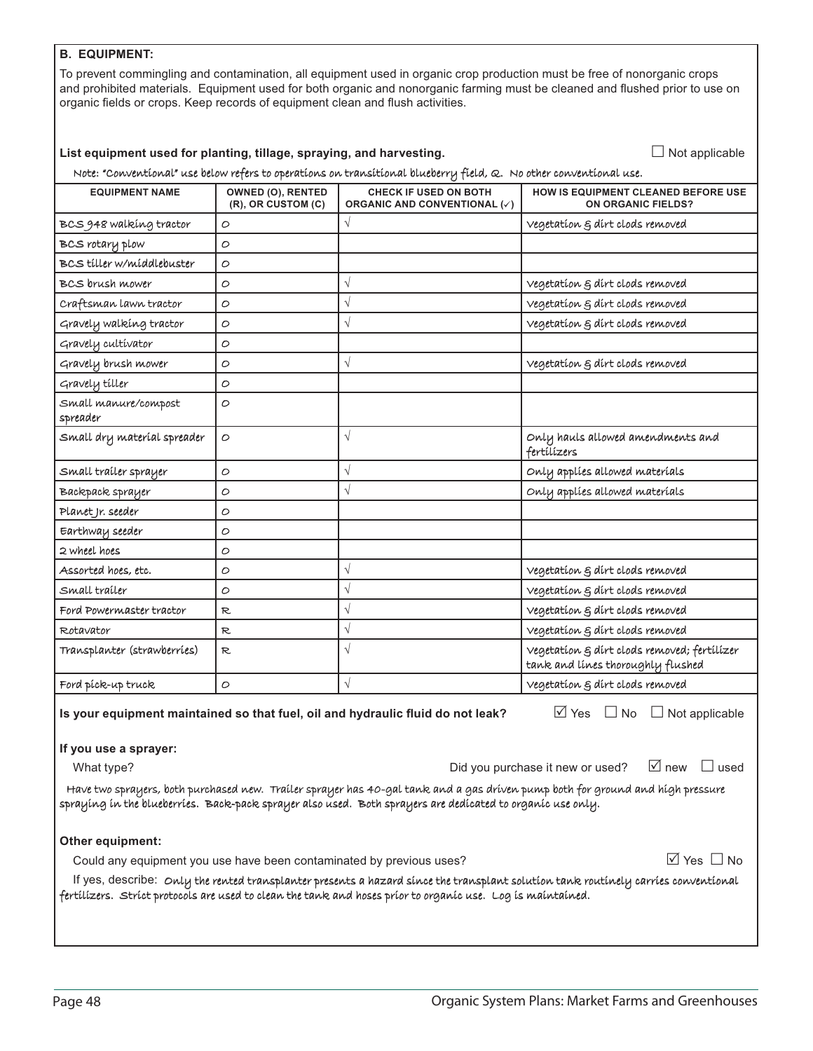**B. EQUIPMENT:**

To prevent commingling and contamination, all equipment used in organic crop production must be free of nonorganic crops and prohibited materials. Equipment used for both organic and nonorganic farming must be cleaned and flushed prior to use on organic fields or crops. Keep records of equipment clean and flush activities.

**List equipment used for planting, tillage, spraying, and harvesting.** ☐ Not applicable

Note: "Conventional" use below refers to operations on transitional blueberry field, Q. No other conventional use.

| EQUIPMENT NAME | OWNED (O), RENTED (R), OR CUSTOM (C) | CHECK IF USED ON BOTH ORGANIC AND CONVENTIONAL (✓) | HOW IS EQUIPMENT CLEANED BEFORE USE ON ORGANIC FIELDS? |
|---|---|---|---|
| BCS 948 walking tractor | O | √ | Vegetation & dirt clods removed |
| BCS rotary plow | O | | |
| BCS tiller w/middlebuster | O | | |
| BCS brush mower | O | √ | Vegetation & dirt clods removed |
| Craftsman lawn tractor | O | √ | Vegetation & dirt clods removed |
| Gravely walking tractor | O | √ | Vegetation & dirt clods removed |
| Gravely cultivator | O | | |
| Gravely brush mower | O | √ | Vegetation & dirt clods removed |
| Gravely tiller | O | | |
| Small manure/compost spreader | O | | |
| Small dry material spreader | O | √ | Only hauls allowed amendments and fertilizers |
| Small trailer sprayer | O | √ | Only applies allowed materials |
| Backpack sprayer | O | √ | Only applies allowed materials |
| Planet Jr. seeder | O | | |
| Earthway seeder | O | | |
| 2 wheel hoes | O | | |
| Assorted hoes, etc. | O | √ | Vegetation & dirt clods removed |
| Small trailer | O | √ | Vegetation & dirt clods removed |
| Ford Powermaster tractor | R | √ | Vegetation & dirt clods removed |
| Rotavator | R | √ | Vegetation & dirt clods removed |
| Transplanter (strawberries) | R | √ | Vegetation & dirt clods removed; fertilizer tank and lines thoroughly flushed |
| Ford pick-up truck | O | √ | Vegetation & dirt clods removed |

**Is your equipment maintained so that fuel, oil and hydraulic fluid do not leak?** ☑ Yes ☐ No ☐ Not applicable

**If you use a sprayer:**

What type? Did you purchase it new or used? ☑ new ☐ used

Have two sprayers, both purchased new. Trailer sprayer has 40-gal tank and a gas driven pump both for ground and high pressure spraying in the blueberries. Back-pack sprayer also used. Both sprayers are dedicated to organic use only.

**Other equipment:**

Could any equipment you use have been contaminated by previous uses? ☑ Yes ☐ No

If yes, describe: Only the rented transplanter presents a hazard since the transplant solution tank routinely carries conventional fertilizers. Strict protocols are used to clean the tank and hoses prior to organic use. Log is maintained.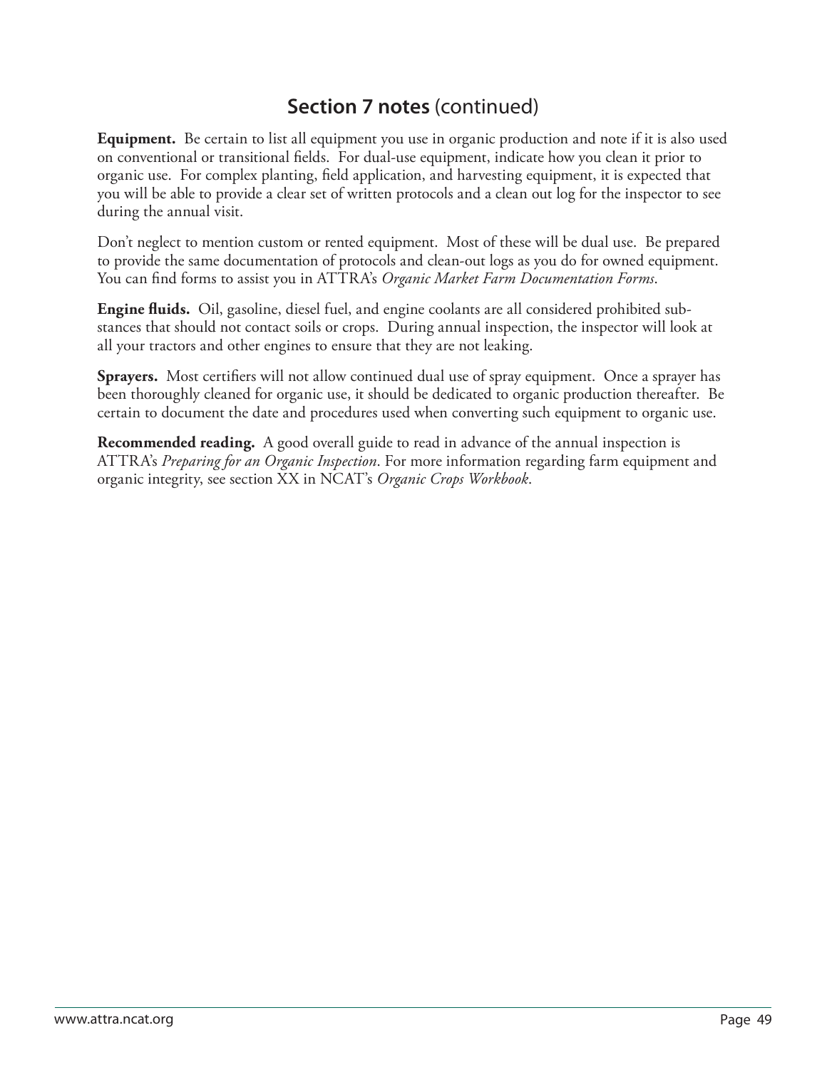## **Section 7 notes** (continued)

**Equipment.** Be certain to list all equipment you use in organic production and note if it is also used on conventional or transitional fields. For dual-use equipment, indicate how you clean it prior to organic use. For complex planting, field application, and harvesting equipment, it is expected that you will be able to provide a clear set of written protocols and a clean out log for the inspector to see during the annual visit.

Don't neglect to mention custom or rented equipment. Most of these will be dual use. Be prepared to provide the same documentation of protocols and clean-out logs as you do for owned equipment. You can find forms to assist you in ATTRA's *Organic Market Farm Documentation Forms*.

**Engine fluids.** Oil, gasoline, diesel fuel, and engine coolants are all considered prohibited substances that should not contact soils or crops. During annual inspection, the inspector will look at all your tractors and other engines to ensure that they are not leaking.

**Sprayers.** Most certifiers will not allow continued dual use of spray equipment. Once a sprayer has been thoroughly cleaned for organic use, it should be dedicated to organic production thereafter. Be certain to document the date and procedures used when converting such equipment to organic use.

**Recommended reading.** A good overall guide to read in advance of the annual inspection is ATTRA's *Preparing for an Organic Inspection*. For more information regarding farm equipment and organic integrity, see section XX in NCAT's *Organic Crops Workbook*.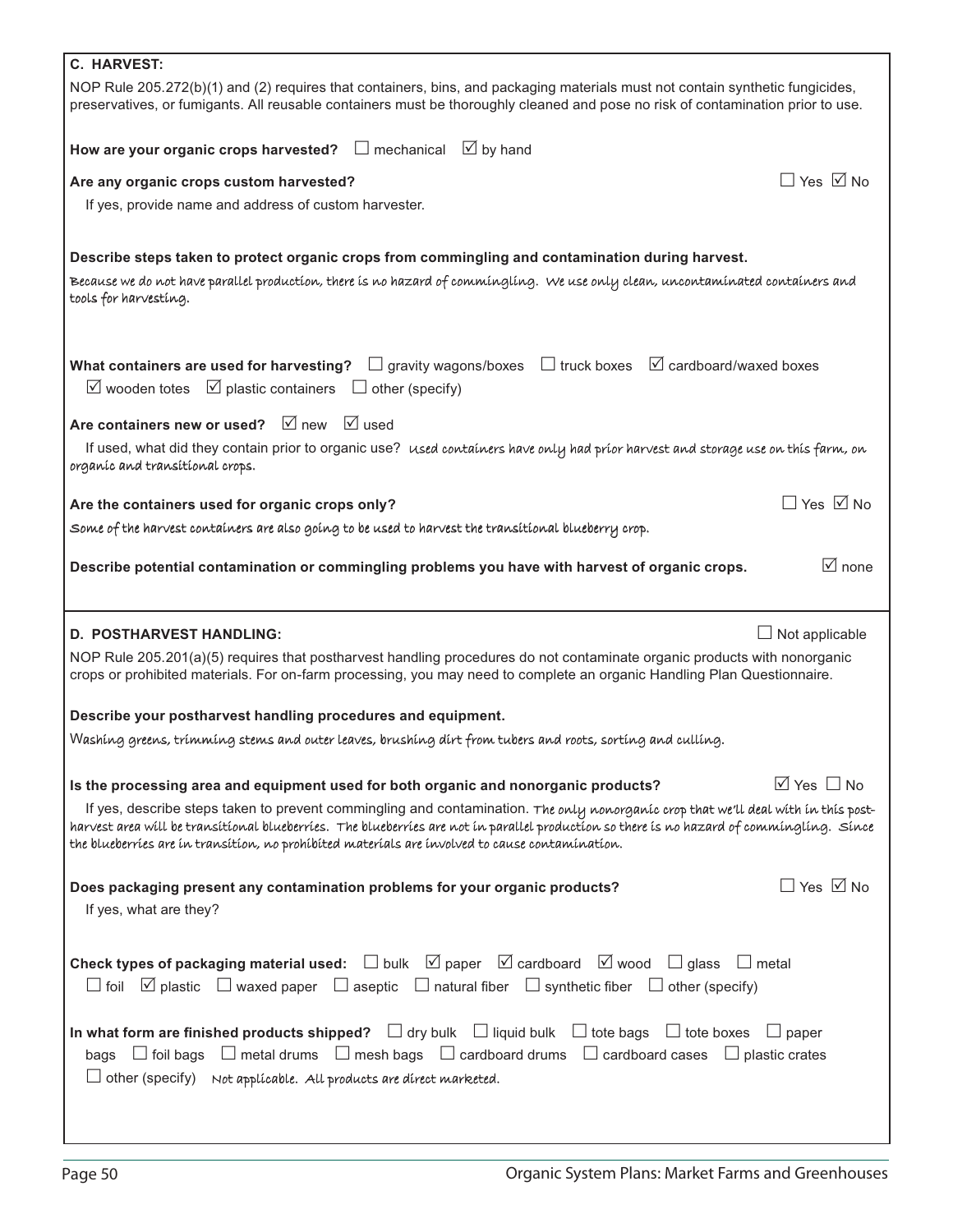## C. HARVEST:

NOP Rule 205.272(b)(1) and (2) requires that containers, bins, and packaging materials must not contain synthetic fungicides, preservatives, or fumigants. All reusable containers must be thoroughly cleaned and pose no risk of contamination prior to use.

**How are your organic crops harvested?** ☐ mechanical ☑ by hand

**Are any organic crops custom harvested?** ☐ Yes ☑ No

If yes, provide name and address of custom harvester.

**Describe steps taken to protect organic crops from commingling and contamination during harvest.**

Because we do not have parallel production, there is no hazard of commingling. We use only clean, uncontaminated containers and tools for harvesting.

**What containers are used for harvesting?** ☐ gravity wagons/boxes ☐ truck boxes ☑ cardboard/waxed boxes ☑ wooden totes ☑ plastic containers ☐ other (specify)

**Are containers new or used?** ☑ new ☑ used

If used, what did they contain prior to organic use? Used containers have only had prior harvest and storage use on this farm, on organic and transitional crops.

**Are the containers used for organic crops only?** ☐ Yes ☑ No

Some of the harvest containers are also going to be used to harvest the transitional blueberry crop.

**Describe potential contamination or commingling problems you have with harvest of organic crops.** ☑ none

## D. POSTHARVEST HANDLING:

☐ Not applicable

NOP Rule 205.201(a)(5) requires that postharvest handling procedures do not contaminate organic products with nonorganic crops or prohibited materials. For on-farm processing, you may need to complete an organic Handling Plan Questionnaire.

**Describe your postharvest handling procedures and equipment.**

Washing greens, trimming stems and outer leaves, brushing dirt from tubers and roots, sorting and culling.

**Is the processing area and equipment used for both organic and nonorganic products?** ☑ Yes ☐ No

If yes, describe steps taken to prevent commingling and contamination. The only nonorganic crop that we'll deal with in this post-harvest area will be transitional blueberries. The blueberries are not in parallel production so there is no hazard of commingling. Since the blueberries are in transition, no prohibited materials are involved to cause contamination.

**Does packaging present any contamination problems for your organic products?** ☐ Yes ☑ No

If yes, what are they?

**Check types of packaging material used:** ☐ bulk ☑ paper ☑ cardboard ☑ wood ☐ glass ☐ metal ☐ foil ☑ plastic ☐ waxed paper ☐ aseptic ☐ natural fiber ☐ synthetic fiber ☐ other (specify)

**In what form are finished products shipped?** ☐ dry bulk ☐ liquid bulk ☐ tote bags ☐ tote boxes ☐ paper bags ☐ foil bags ☐ metal drums ☐ mesh bags ☐ cardboard drums ☐ cardboard cases ☐ plastic crates ☐ other (specify) Not applicable. All products are direct marketed.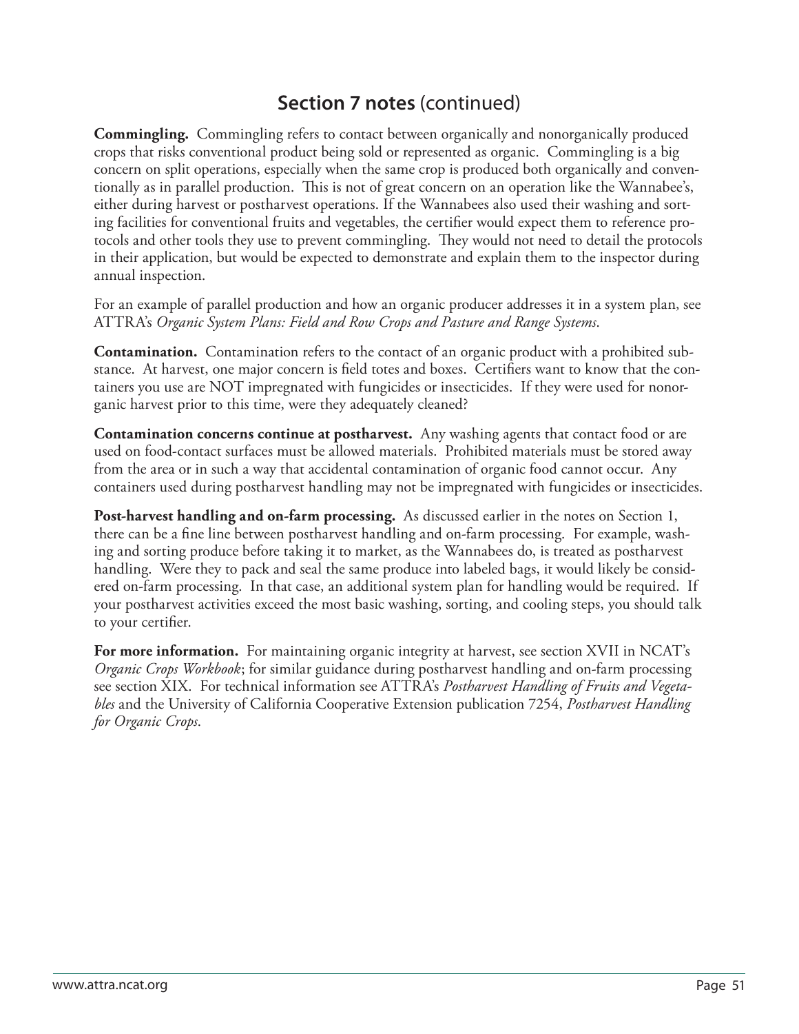## Section 7 notes (continued)

**Commingling.** Commingling refers to contact between organically and nonorganically produced crops that risks conventional product being sold or represented as organic. Commingling is a big concern on split operations, especially when the same crop is produced both organically and conventionally as in parallel production. This is not of great concern on an operation like the Wannabee's, either during harvest or postharvest operations. If the Wannabees also used their washing and sorting facilities for conventional fruits and vegetables, the certifier would expect them to reference protocols and other tools they use to prevent commingling. They would not need to detail the protocols in their application, but would be expected to demonstrate and explain them to the inspector during annual inspection.

For an example of parallel production and how an organic producer addresses it in a system plan, see ATTRA's *Organic System Plans: Field and Row Crops and Pasture and Range Systems*.

**Contamination.** Contamination refers to the contact of an organic product with a prohibited substance. At harvest, one major concern is field totes and boxes. Certifiers want to know that the containers you use are NOT impregnated with fungicides or insecticides. If they were used for nonorganic harvest prior to this time, were they adequately cleaned?

**Contamination concerns continue at postharvest.** Any washing agents that contact food or are used on food-contact surfaces must be allowed materials. Prohibited materials must be stored away from the area or in such a way that accidental contamination of organic food cannot occur. Any containers used during postharvest handling may not be impregnated with fungicides or insecticides.

**Post-harvest handling and on-farm processing.** As discussed earlier in the notes on Section 1, there can be a fine line between postharvest handling and on-farm processing. For example, washing and sorting produce before taking it to market, as the Wannabees do, is treated as postharvest handling. Were they to pack and seal the same produce into labeled bags, it would likely be considered on-farm processing. In that case, an additional system plan for handling would be required. If your postharvest activities exceed the most basic washing, sorting, and cooling steps, you should talk to your certifier.

**For more information.** For maintaining organic integrity at harvest, see section XVII in NCAT's *Organic Crops Workbook*; for similar guidance during postharvest handling and on-farm processing see section XIX. For technical information see ATTRA's *Postharvest Handling of Fruits and Vegetables* and the University of California Cooperative Extension publication 7254, *Postharvest Handling for Organic Crops*.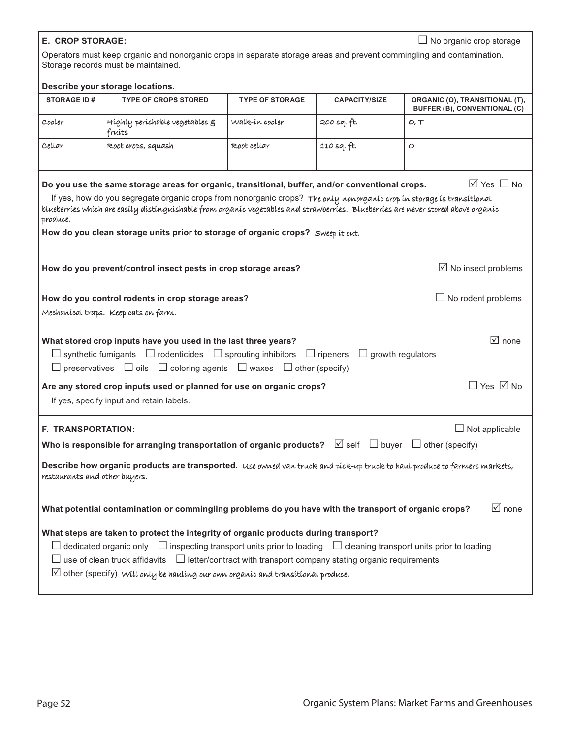## E. CROP STORAGE:

☐ No organic crop storage

Operators must keep organic and nonorganic crops in separate storage areas and prevent commingling and contamination. Storage records must be maintained.

**Describe your storage locations.**

| STORAGE ID # | TYPE OF CROPS STORED | TYPE OF STORAGE | CAPACITY/SIZE | ORGANIC (O), TRANSITIONAL (T), BUFFER (B), CONVENTIONAL (C) |
|---|---|---|---|---|
| Cooler | Highly perishable vegetables & fruits | Walk-in cooler | 200 sq. ft. | O, T |
| Cellar | Root crops, squash | Root cellar | 110 sq. ft. | O |
| | | | | |

**Do you use the same storage areas for organic, transitional, buffer, and/or conventional crops.** ☑ Yes ☐ No

If yes, how do you segregate organic crops from nonorganic crops? The only nonorganic crop in storage is transitional blueberries which are easily distinguishable from organic vegetables and strawberries. Blueberries are never stored above organic produce.

**How do you clean storage units prior to storage of organic crops?** Sweep it out.

**How do you prevent/control insect pests in crop storage areas?** ☑ No insect problems

**How do you control rodents in crop storage areas?** ☐ No rodent problems

Mechanical traps. Keep cats on farm.

**What stored crop inputs have you used in the last three years?** ☑ none

☐ synthetic fumigants ☐ rodenticides ☐ sprouting inhibitors ☐ ripeners ☐ growth regulators
☐ preservatives ☐ oils ☐ coloring agents ☐ waxes ☐ other (specify)

**Are any stored crop inputs used or planned for use on organic crops?** ☐ Yes ☑ No

If yes, specify input and retain labels.

## F. TRANSPORTATION:

☐ Not applicable

**Who is responsible for arranging transportation of organic products?** ☑ self ☐ buyer ☐ other (specify)

**Describe how organic products are transported.** Use owned van truck and pick-up truck to haul produce to farmers markets, restaurants and other buyers.

**What potential contamination or commingling problems do you have with the transport of organic crops?** ☑ none

**What steps are taken to protect the integrity of organic products during transport?**

☐ dedicated organic only ☐ inspecting transport units prior to loading ☐ cleaning transport units prior to loading
☐ use of clean truck affidavits ☐ letter/contract with transport company stating organic requirements
☑ other (specify) Will only be hauling our own organic and transitional produce.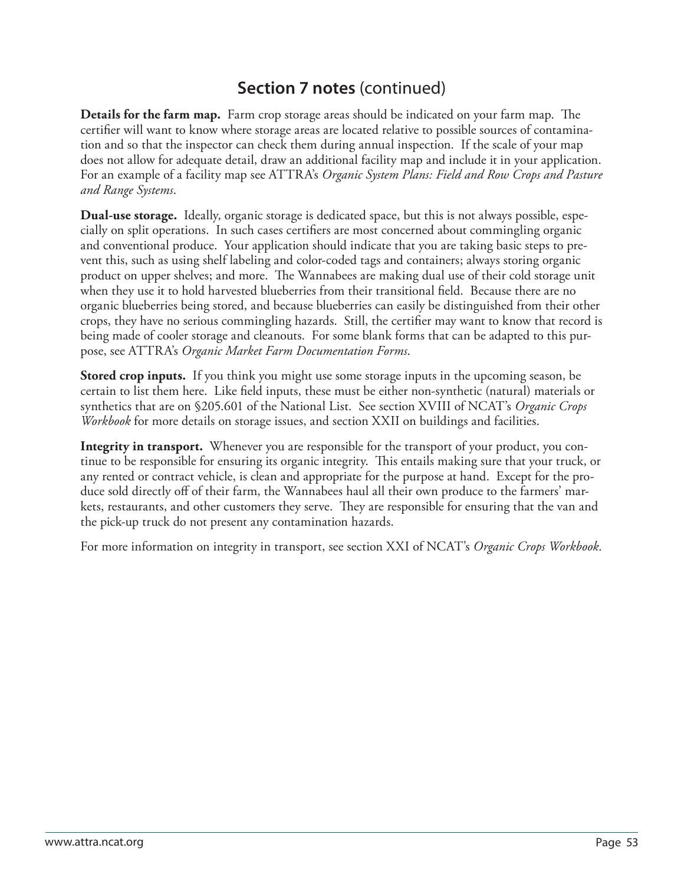## **Section 7 notes** (continued)

**Details for the farm map.** Farm crop storage areas should be indicated on your farm map. The certifier will want to know where storage areas are located relative to possible sources of contamination and so that the inspector can check them during annual inspection. If the scale of your map does not allow for adequate detail, draw an additional facility map and include it in your application. For an example of a facility map see ATTRA's *Organic System Plans: Field and Row Crops and Pasture and Range Systems*.

**Dual-use storage.** Ideally, organic storage is dedicated space, but this is not always possible, especially on split operations. In such cases certifiers are most concerned about commingling organic and conventional produce. Your application should indicate that you are taking basic steps to prevent this, such as using shelf labeling and color-coded tags and containers; always storing organic product on upper shelves; and more. The Wannabees are making dual use of their cold storage unit when they use it to hold harvested blueberries from their transitional field. Because there are no organic blueberries being stored, and because blueberries can easily be distinguished from their other crops, they have no serious commingling hazards. Still, the certifier may want to know that record is being made of cooler storage and cleanouts. For some blank forms that can be adapted to this purpose, see ATTRA's *Organic Market Farm Documentation Forms*.

**Stored crop inputs.** If you think you might use some storage inputs in the upcoming season, be certain to list them here. Like field inputs, these must be either non-synthetic (natural) materials or synthetics that are on §205.601 of the National List. See section XVIII of NCAT's *Organic Crops Workbook* for more details on storage issues, and section XXII on buildings and facilities.

**Integrity in transport.** Whenever you are responsible for the transport of your product, you continue to be responsible for ensuring its organic integrity. This entails making sure that your truck, or any rented or contract vehicle, is clean and appropriate for the purpose at hand. Except for the produce sold directly off of their farm, the Wannabees haul all their own produce to the farmers' markets, restaurants, and other customers they serve. They are responsible for ensuring that the van and the pick-up truck do not present any contamination hazards.

For more information on integrity in transport, see section XXI of NCAT's *Organic Crops Workbook*.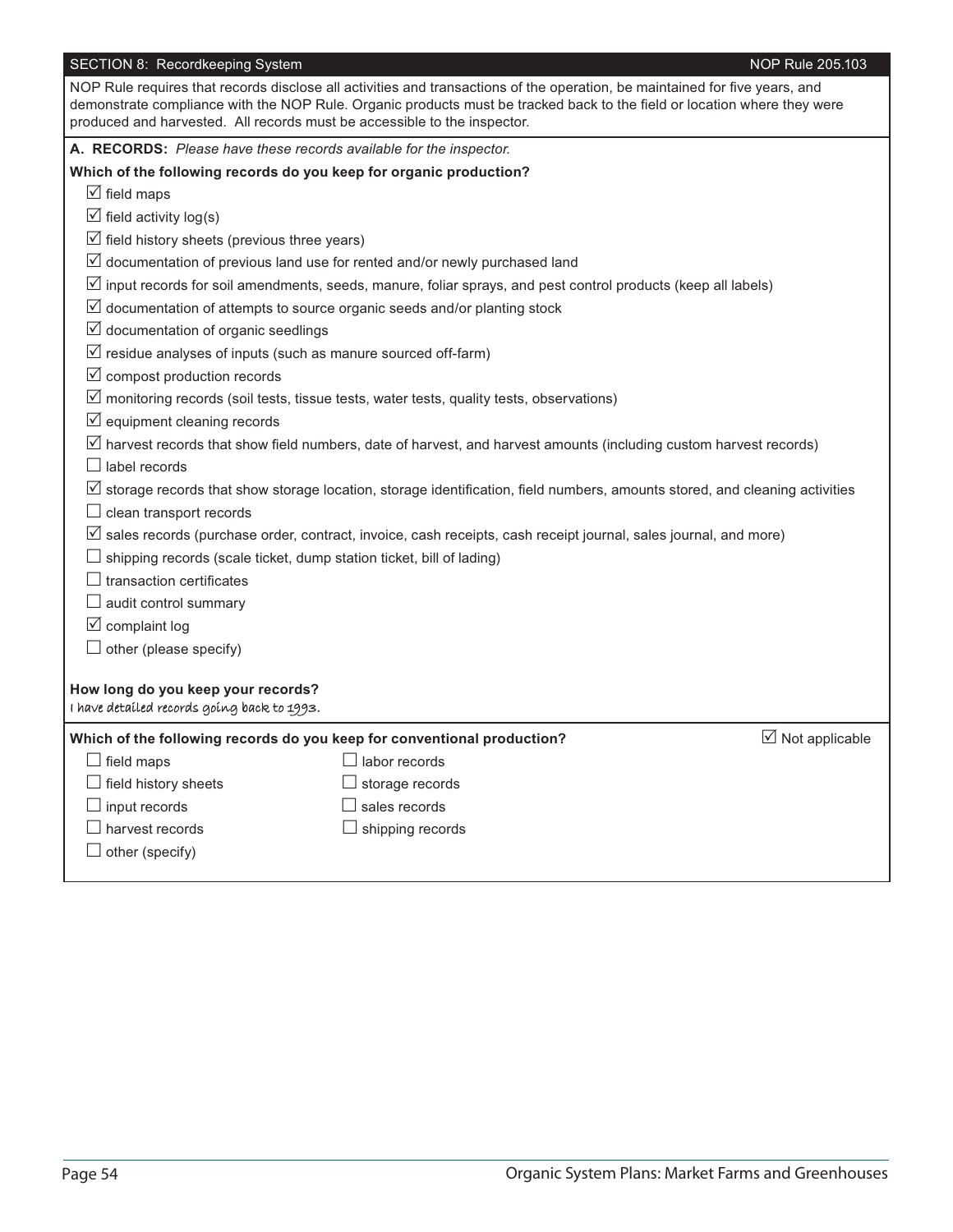## SECTION 8: Recordkeeping System

NOP Rule 205.103

NOP Rule requires that records disclose all activities and transactions of the operation, be maintained for five years, and demonstrate compliance with the NOP Rule. Organic products must be tracked back to the field or location where they were produced and harvested. All records must be accessible to the inspector.

**A. RECORDS:** *Please have these records available for the inspector.*

**Which of the following records do you keep for organic production?**

- ☑ field maps
- ☑ field activity log(s)
- ☑ field history sheets (previous three years)
- ☑ documentation of previous land use for rented and/or newly purchased land
- ☑ input records for soil amendments, seeds, manure, foliar sprays, and pest control products (keep all labels)
- ☑ documentation of attempts to source organic seeds and/or planting stock
- ☑ documentation of organic seedlings
- ☑ residue analyses of inputs (such as manure sourced off-farm)
- ☑ compost production records
- ☑ monitoring records (soil tests, tissue tests, water tests, quality tests, observations)
- ☑ equipment cleaning records
- ☑ harvest records that show field numbers, date of harvest, and harvest amounts (including custom harvest records)
- ☐ label records
- ☑ storage records that show storage location, storage identification, field numbers, amounts stored, and cleaning activities
- ☐ clean transport records
- ☑ sales records (purchase order, contract, invoice, cash receipts, cash receipt journal, sales journal, and more)
- ☐ shipping records (scale ticket, dump station ticket, bill of lading)
- ☐ transaction certificates
- ☐ audit control summary
- ☑ complaint log
- ☐ other (please specify)

**How long do you keep your records?**
I have detailed records going back to 1993.

**Which of the following records do you keep for conventional production?** ☑ Not applicable

- ☐ field maps
- ☐ field history sheets
- ☐ input records
- ☐ harvest records
- ☐ other (specify)
- ☐ labor records
- ☐ storage records
- ☐ sales records
- ☐ shipping records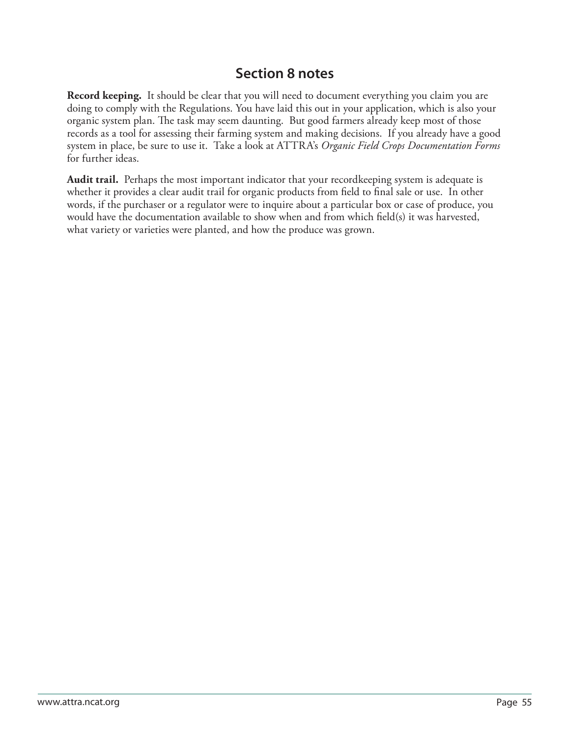## Section 8 notes

**Record keeping.** It should be clear that you will need to document everything you claim you are doing to comply with the Regulations. You have laid this out in your application, which is also your organic system plan. The task may seem daunting. But good farmers already keep most of those records as a tool for assessing their farming system and making decisions. If you already have a good system in place, be sure to use it. Take a look at ATTRA's *Organic Field Crops Documentation Forms* for further ideas.

**Audit trail.** Perhaps the most important indicator that your recordkeeping system is adequate is whether it provides a clear audit trail for organic products from field to final sale or use. In other words, if the purchaser or a regulator were to inquire about a particular box or case of produce, you would have the documentation available to show when and from which field(s) it was harvested, what variety or varieties were planted, and how the produce was grown.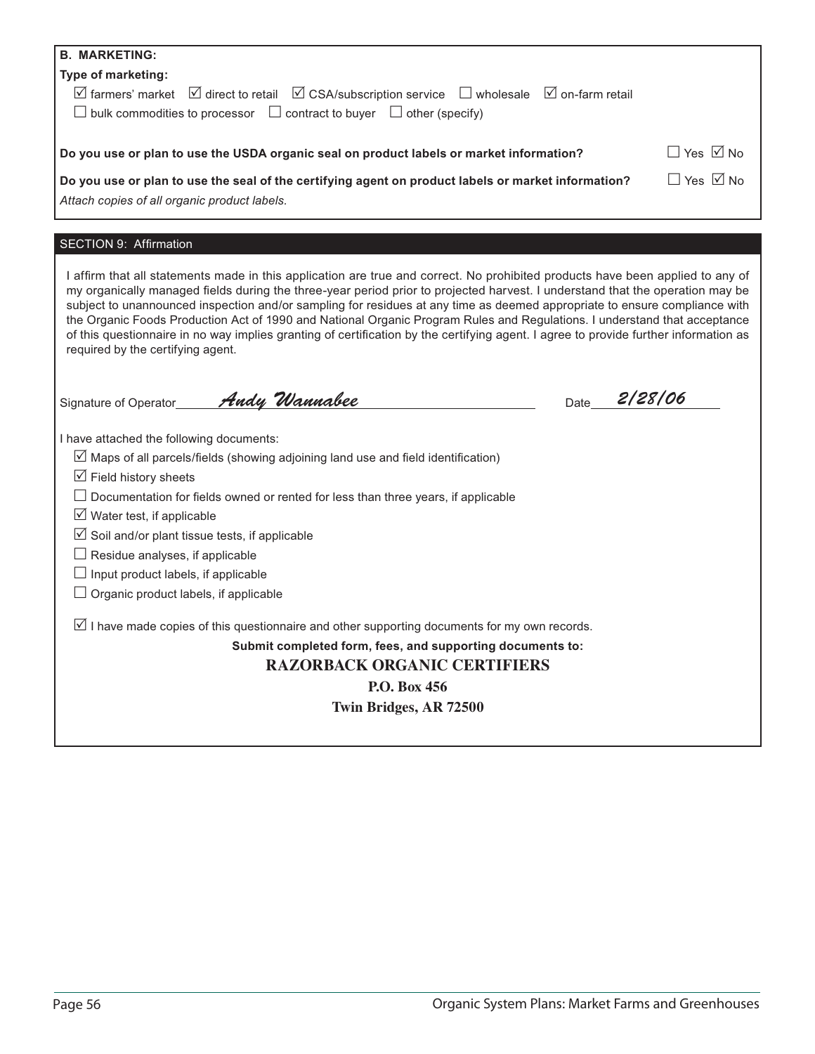**B. MARKETING:**

**Type of marketing:**

☑ farmers' market ☑ direct to retail ☑ CSA/subscription service ☐ wholesale ☑ on-farm retail

☐ bulk commodities to processor ☐ contract to buyer ☐ other (specify)

**Do you use or plan to use the USDA organic seal on product labels or market information?** ☐ Yes ☑ No

**Do you use or plan to use the seal of the certifying agent on product labels or market information?** ☐ Yes ☑ No

*Attach copies of all organic product labels.*

## SECTION 9: Affirmation

I affirm that all statements made in this application are true and correct. No prohibited products have been applied to any of my organically managed fields during the three-year period prior to projected harvest. I understand that the operation may be subject to unannounced inspection and/or sampling for residues at any time as deemed appropriate to ensure compliance with the Organic Foods Production Act of 1990 and National Organic Program Rules and Regulations. I understand that acceptance of this questionnaire in no way implies granting of certification by the certifying agent. I agree to provide further information as required by the certifying agent.

Signature of Operator *Andy Wannabee* Date *2/28/06*

I have attached the following documents:

- ☑ Maps of all parcels/fields (showing adjoining land use and field identification)
- ☑ Field history sheets
- ☐ Documentation for fields owned or rented for less than three years, if applicable
- ☑ Water test, if applicable
- ☑ Soil and/or plant tissue tests, if applicable
- ☐ Residue analyses, if applicable
- ☐ Input product labels, if applicable
- ☐ Organic product labels, if applicable

☑ I have made copies of this questionnaire and other supporting documents for my own records.

**Submit completed form, fees, and supporting documents to:**

**RAZORBACK ORGANIC CERTIFIERS**

**P.O. Box 456**

**Twin Bridges, AR 72500**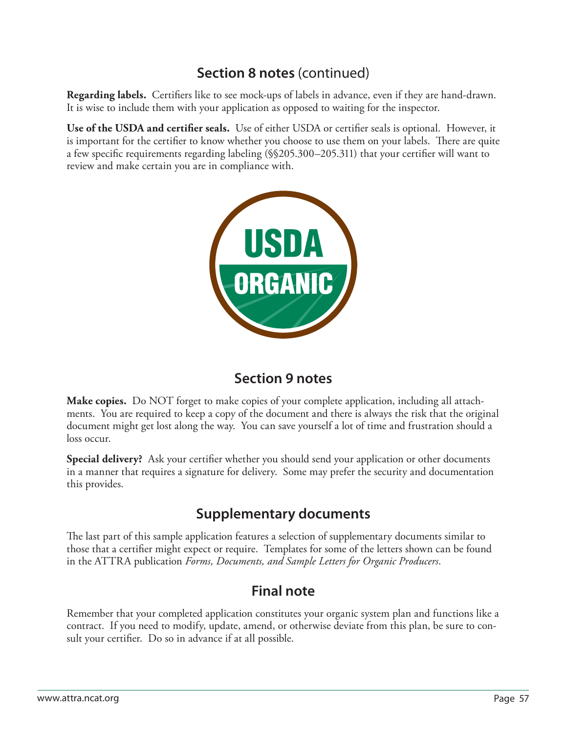## Section 8 notes (continued)

**Regarding labels.** Certifiers like to see mock-ups of labels in advance, even if they are hand-drawn. It is wise to include them with your application as opposed to waiting for the inspector.

**Use of the USDA and certifier seals.** Use of either USDA or certifier seals is optional. However, it is important for the certifier to know whether you choose to use them on your labels. There are quite a few specific requirements regarding labeling (§§205.300–205.311) that your certifier will want to review and make certain you are in compliance with.

## Section 9 notes

**Make copies.** Do NOT forget to make copies of your complete application, including all attachments. You are required to keep a copy of the document and there is always the risk that the original document might get lost along the way. You can save yourself a lot of time and frustration should a loss occur.

**Special delivery?** Ask your certifier whether you should send your application or other documents in a manner that requires a signature for delivery. Some may prefer the security and documentation this provides.

## Supplementary documents

The last part of this sample application features a selection of supplementary documents similar to those that a certifier might expect or require. Templates for some of the letters shown can be found in the ATTRA publication *Forms, Documents, and Sample Letters for Organic Producers*.

## Final note

Remember that your completed application constitutes your organic system plan and functions like a contract. If you need to modify, update, amend, or otherwise deviate from this plan, be sure to consult your certifier. Do so in advance if at all possible.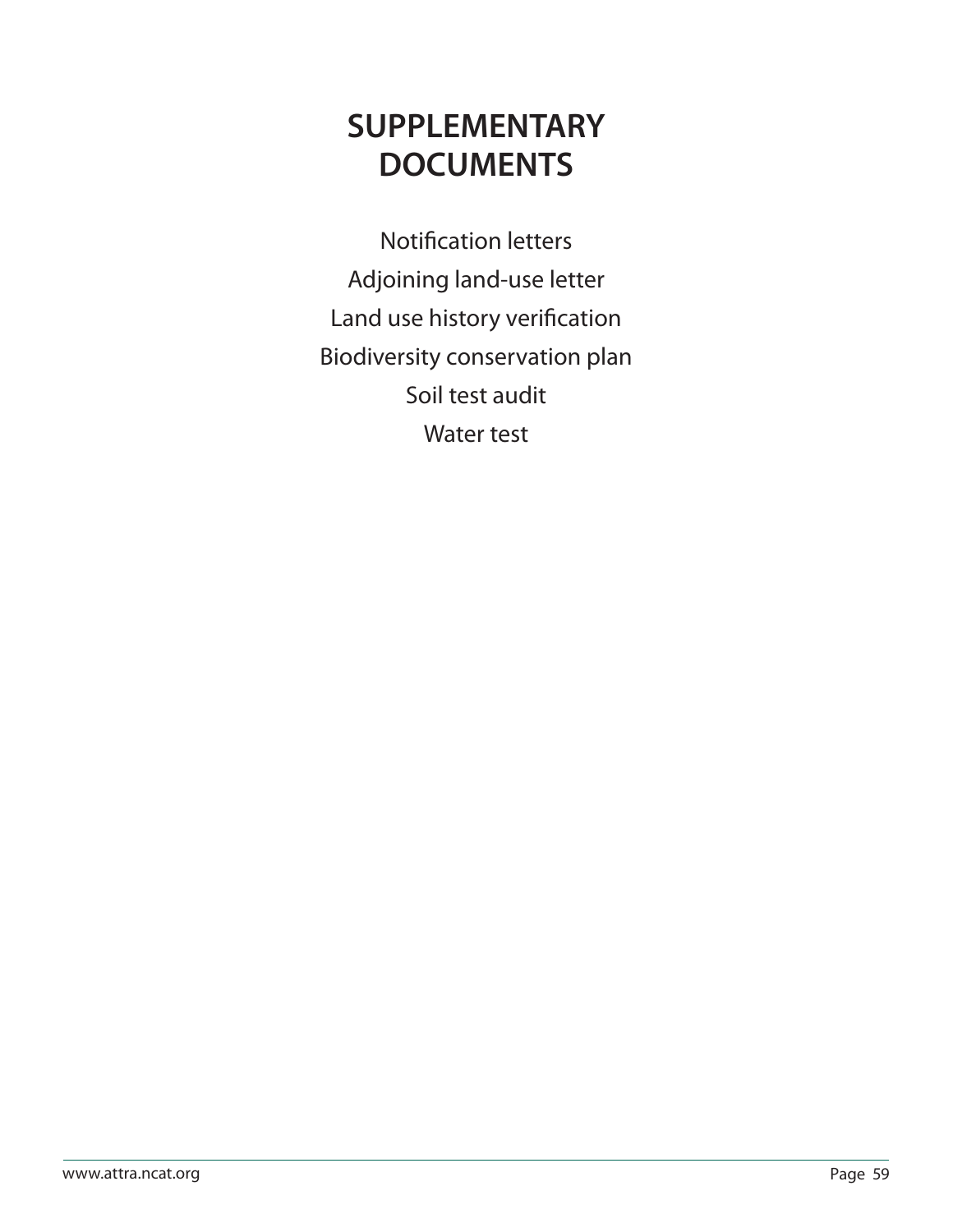# SUPPLEMENTARY DOCUMENTS

Notification letters

Adjoining land-use letter

Land use history verification

Biodiversity conservation plan

Soil test audit

Water test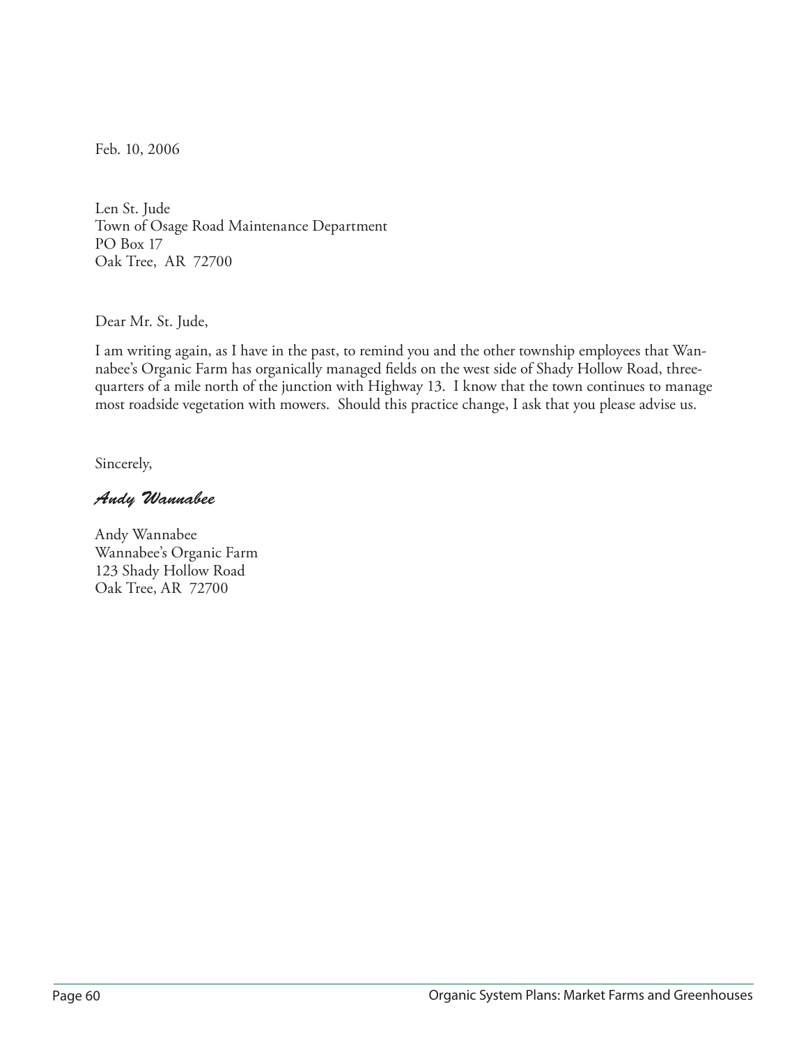Feb. 10, 2006

Len St. Jude
Town of Osage Road Maintenance Department
PO Box 17
Oak Tree, AR 72700

Dear Mr. St. Jude,

I am writing again, as I have in the past, to remind you and the other township employees that Wannabee's Organic Farm has organically managed fields on the west side of Shady Hollow Road, three-quarters of a mile north of the junction with Highway 13. I know that the town continues to manage most roadside vegetation with mowers. Should this practice change, I ask that you please advise us.

Sincerely,

*Andy Wannabee*

Andy Wannabee
Wannabee's Organic Farm
123 Shady Hollow Road
Oak Tree, AR 72700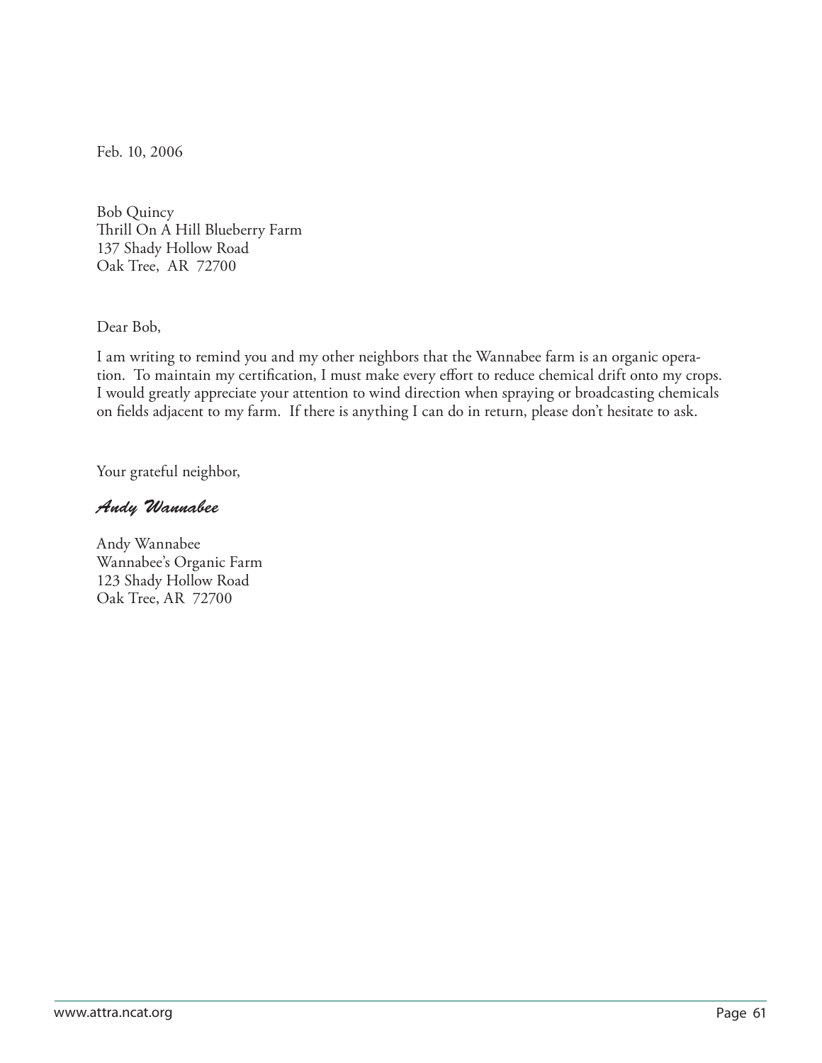Feb. 10, 2006

Bob Quincy  
Thrill On A Hill Blueberry Farm  
137 Shady Hollow Road  
Oak Tree, AR 72700

Dear Bob,

I am writing to remind you and my other neighbors that the Wannabee farm is an organic operation. To maintain my certification, I must make every effort to reduce chemical drift onto my crops. I would greatly appreciate your attention to wind direction when spraying or broadcasting chemicals on fields adjacent to my farm. If there is anything I can do in return, please don't hesitate to ask.

Your grateful neighbor,

*Andy Wannabee*

Andy Wannabee  
Wannabee's Organic Farm  
123 Shady Hollow Road  
Oak Tree, AR 72700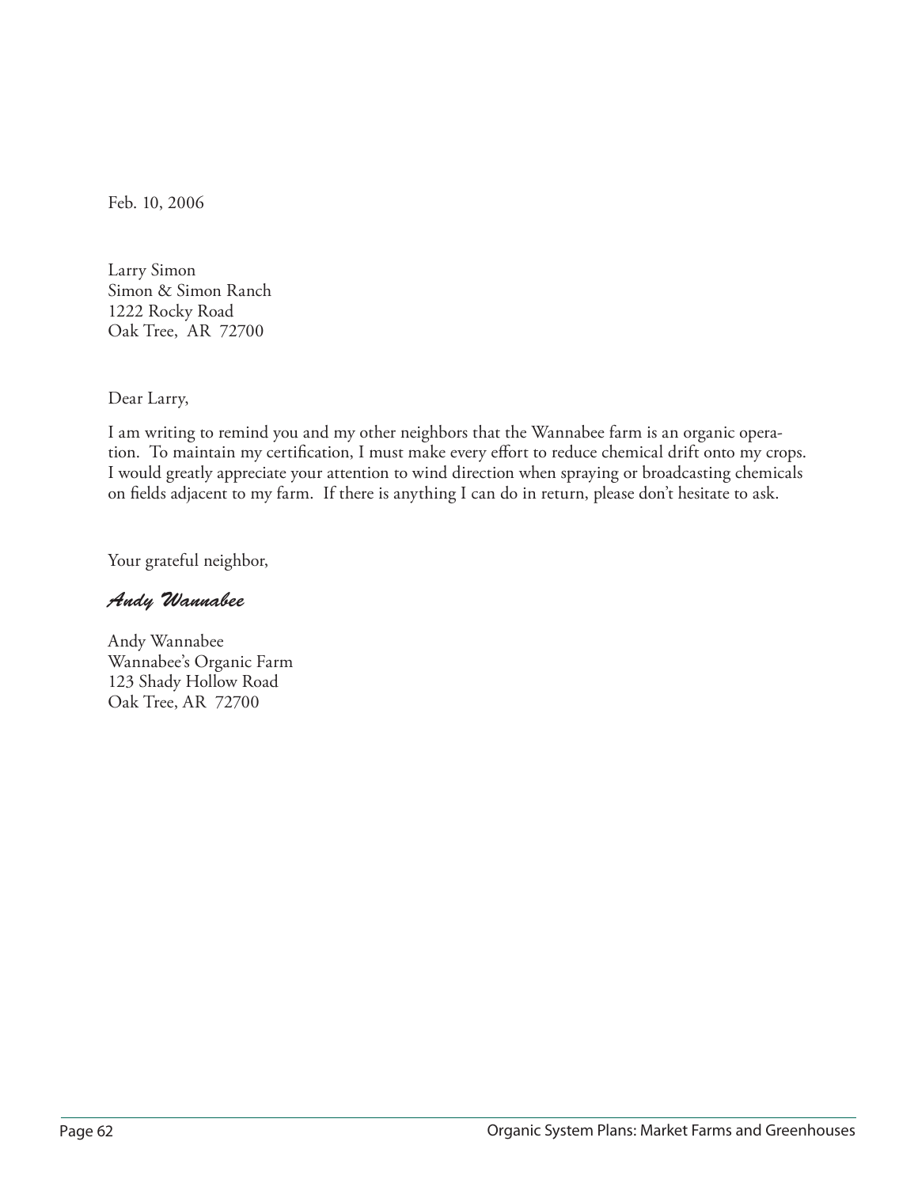Feb. 10, 2006

Larry Simon
Simon & Simon Ranch
1222 Rocky Road
Oak Tree, AR 72700

Dear Larry,

I am writing to remind you and my other neighbors that the Wannabee farm is an organic operation. To maintain my certification, I must make every effort to reduce chemical drift onto my crops. I would greatly appreciate your attention to wind direction when spraying or broadcasting chemicals on fields adjacent to my farm. If there is anything I can do in return, please don't hesitate to ask.

Your grateful neighbor,

*Andy Wannabee*

Andy Wannabee
Wannabee's Organic Farm
123 Shady Hollow Road
Oak Tree, AR 72700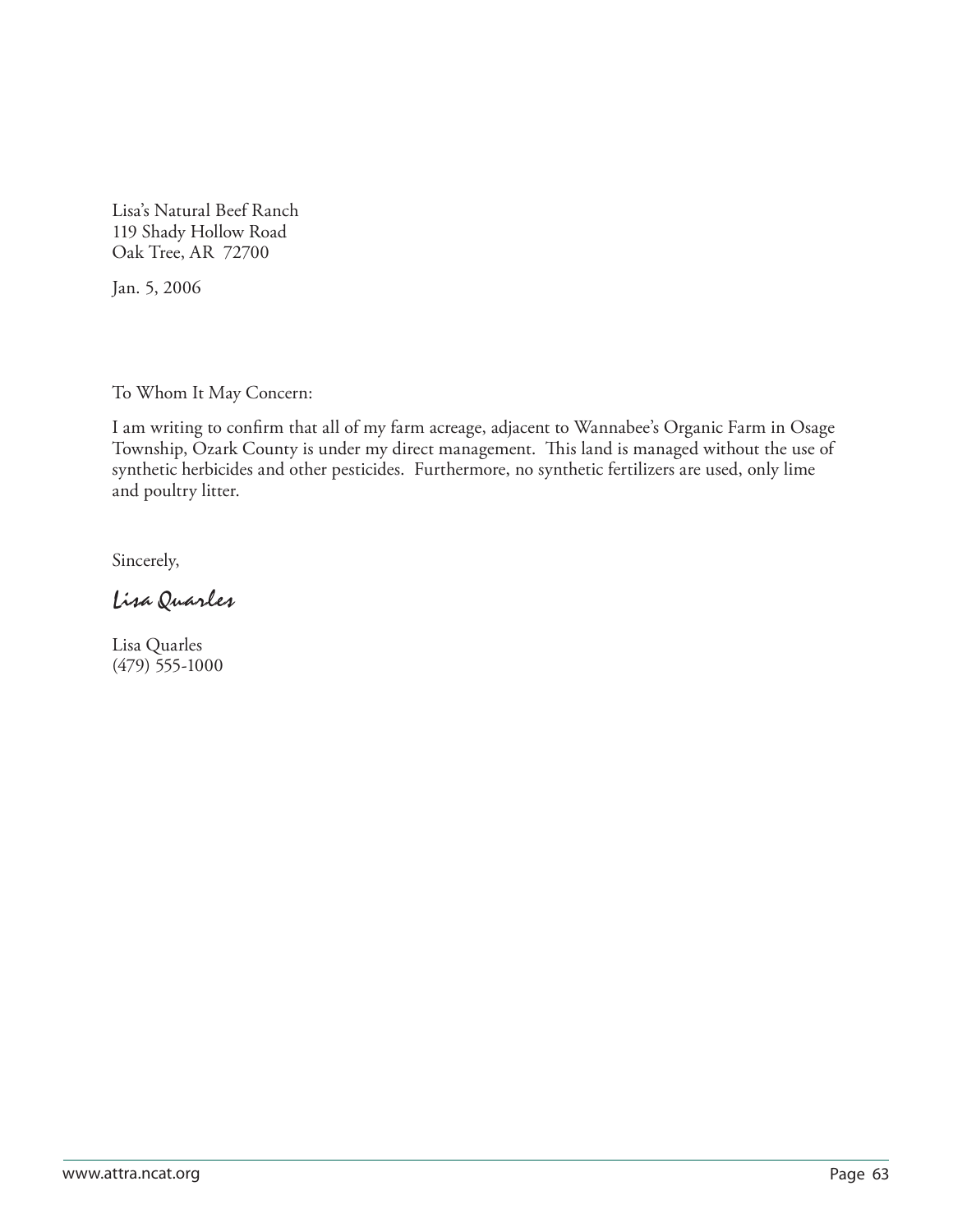Lisa's Natural Beef Ranch
119 Shady Hollow Road
Oak Tree, AR  72700

Jan. 5, 2006

To Whom It May Concern:

I am writing to confirm that all of my farm acreage, adjacent to Wannabee's Organic Farm in Osage Township, Ozark County is under my direct management. This land is managed without the use of synthetic herbicides and other pesticides. Furthermore, no synthetic fertilizers are used, only lime and poultry litter.

Sincerely,

*Lisa Quarles*

Lisa Quarles
(479) 555-1000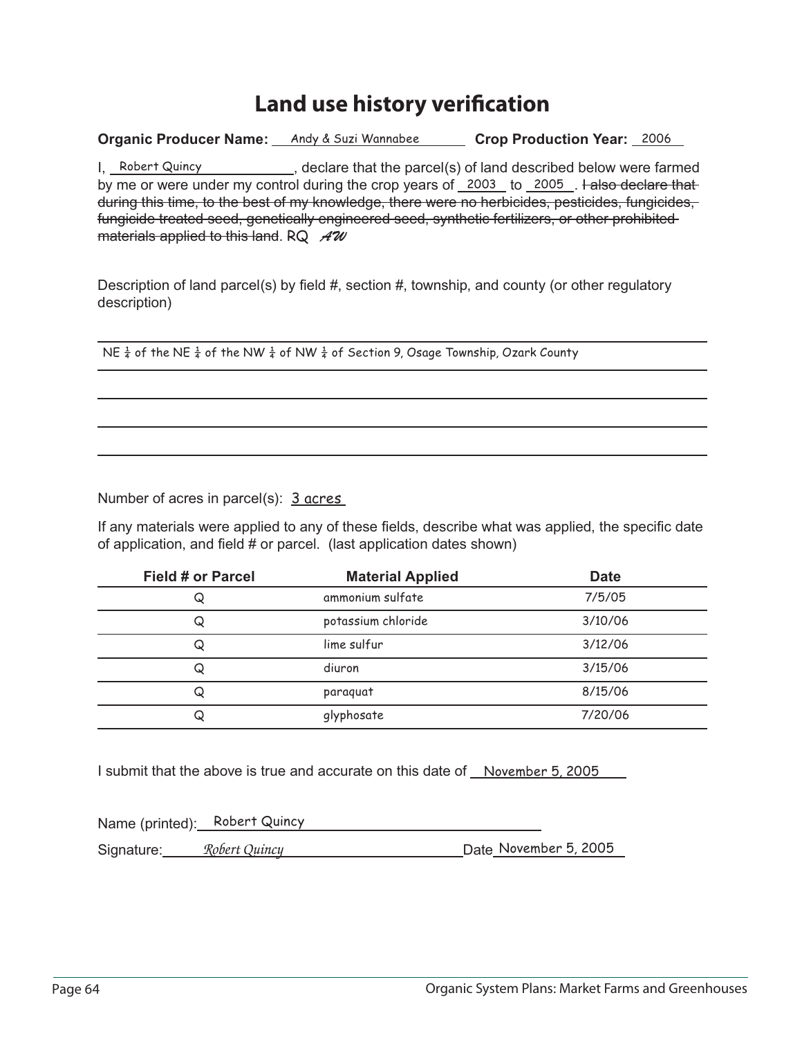# Land use history verification

**Organic Producer Name:** Andy & Suzi Wannabee **Crop Production Year:** 2006

I, Robert Quincy, declare that the parcel(s) of land described below were farmed by me or were under my control during the crop years of 2003 to 2005. ~~I also declare that during this time, to the best of my knowledge, there were no herbicides, pesticides, fungicides, fungicide treated seed, genetically engineered seed, synthetic fertilizers, or other prohibited materials applied to this land~~. RQ *AW*

Description of land parcel(s) by field #, section #, township, and county (or other regulatory description)

NE ¼ of the NE ¼ of the NW ¼ of NW ¼ of Section 9, Osage Township, Ozark County

Number of acres in parcel(s): 3 acres

If any materials were applied to any of these fields, describe what was applied, the specific date of application, and field # or parcel. (last application dates shown)

| Field # or Parcel | Material Applied | Date |
|---|---|---|
| Q | ammonium sulfate | 7/5/05 |
| Q | potassium chloride | 3/10/06 |
| Q | lime sulfur | 3/12/06 |
| Q | diuron | 3/15/06 |
| Q | paraquat | 8/15/06 |
| Q | glyphosate | 7/20/06 |

I submit that the above is true and accurate on this date of November 5, 2005

Name (printed): Robert Quincy

Signature: *Robert Quincy* Date November 5, 2005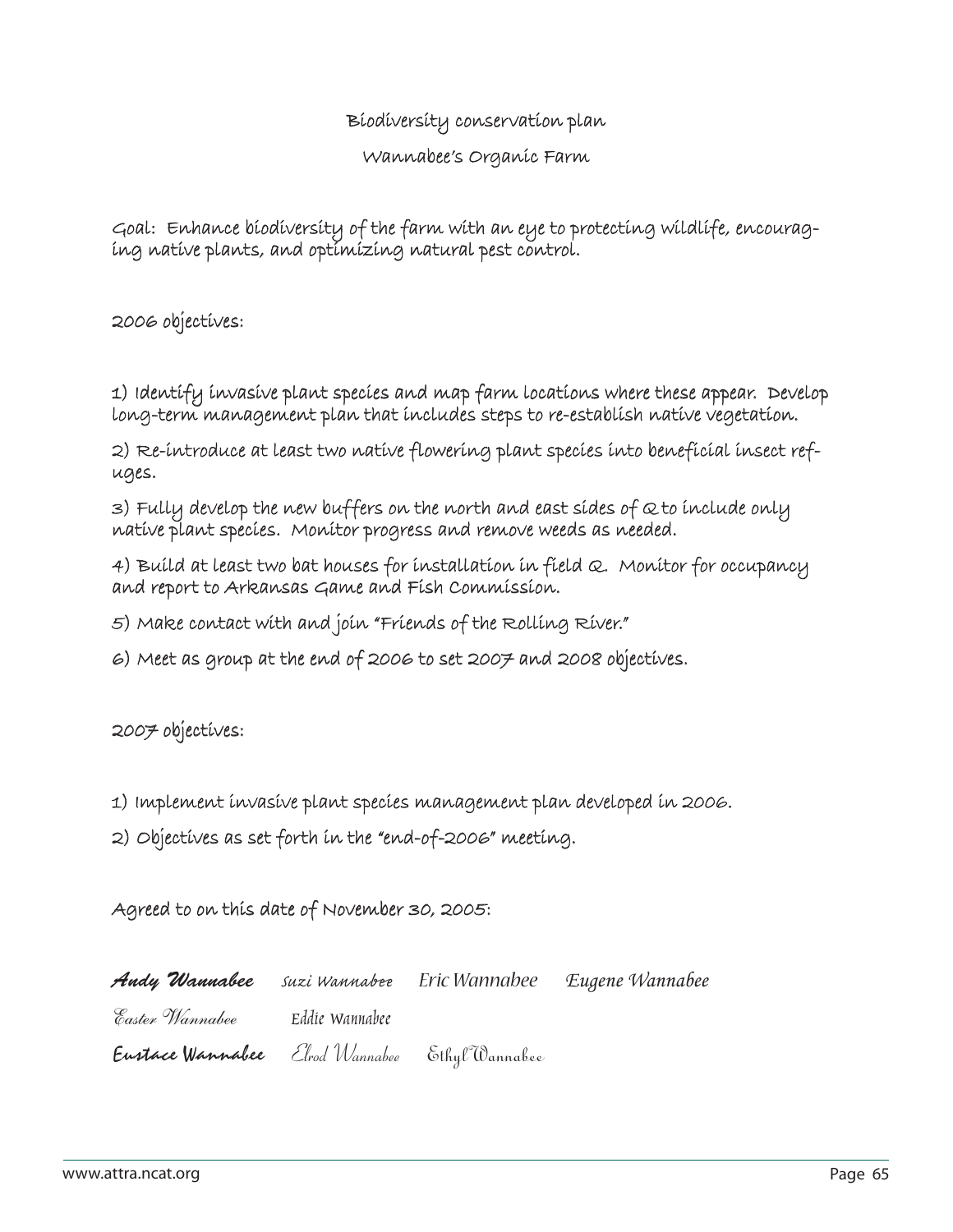# Biodiversity conservation plan

## Wannabee's Organic Farm

Goal: Enhance biodiversity of the farm with an eye to protecting wildlife, encouraging native plants, and optimizing natural pest control.

2006 objectives:

1) Identify invasive plant species and map farm locations where these appear. Develop long-term management plan that includes steps to re-establish native vegetation.

2) Re-introduce at least two native flowering plant species into beneficial insect refuges.

3) Fully develop the new buffers on the north and east sides of Q to include only native plant species. Monitor progress and remove weeds as needed.

4) Build at least two bat houses for installation in field Q. Monitor for occupancy and report to Arkansas Game and Fish Commission.

5) Make contact with and join "Friends of the Rolling River."

6) Meet as group at the end of 2006 to set 2007 and 2008 objectives.

2007 objectives:

1) Implement invasive plant species management plan developed in 2006.

2) Objectives as set forth in the "end-of-2006" meeting.

Agreed to on this date of November 30, 2005:

*Andy Wannabee* *Suzi Wannabee* *Eric Wannabee* *Eugene Wannabee*

*Easter Wannabee* *Eddie Wannabee*

*Eustace Wannabee* *Elrod Wannabee* *Ethyl Wannabee*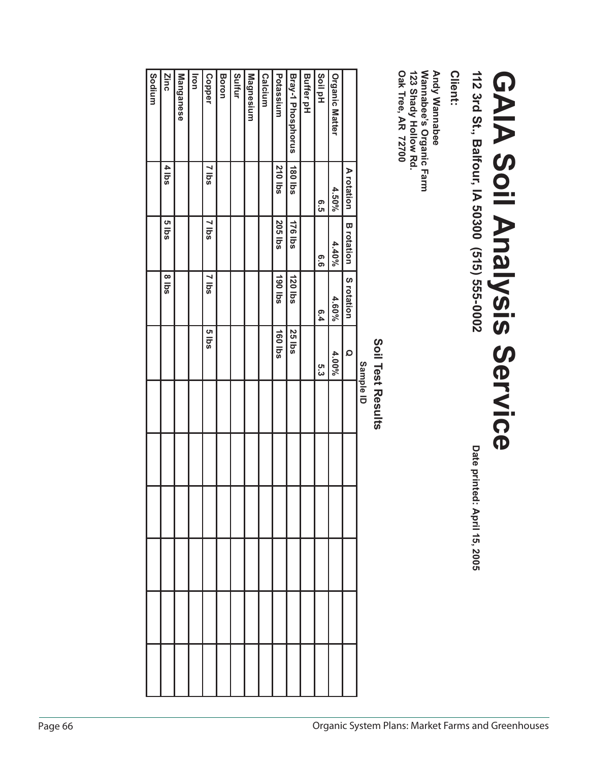# GAIA Soil Analysis Service

**112 3rd St., Balfour, IA 50300 (515) 555-0002**

**Date printed: April 15, 2005**

**Client:**

**Andy Wannabee**
**Wannabee's Organic Farm**
**123 Shady Hollow Rd.**
**Oak Tree, AR 72700**

## Soil Test Results

Sample ID

| | A rotation | B rotation | S rotation | Q | | | | | |
|---|---|---|---|---|---|---|---|---|---|
| Organic Matter | 4.50% | 4.40% | 4.60% | 4.00% | | | | | |
| Soil pH | 6.5 | 6.6 | 6.4 | 5.3 | | | | | |
| Buffer pH | | | | | | | | | |
| Bray-1 Phosphorus | 180 lbs | 176 lbs | 120 lbs | 25 lbs | | | | | |
| Potassium | 210 lbs | 205 lbs | 190 lbs | 160 lbs | | | | | |
| Calcium | | | | | | | | | |
| Magnesium | | | | | | | | | |
| Sulfur | | | | | | | | | |
| Boron | | | | | | | | | |
| Copper | 7 lbs | 7 lbs | 7 lbs | 5 lbs | | | | | |
| Iron | | | | | | | | | |
| Manganese | | | | | | | | | |
| Zinc | 4 lbs | 5 lbs | 8 lbs | | | | | | |
| Sodium | | | | | | | | | |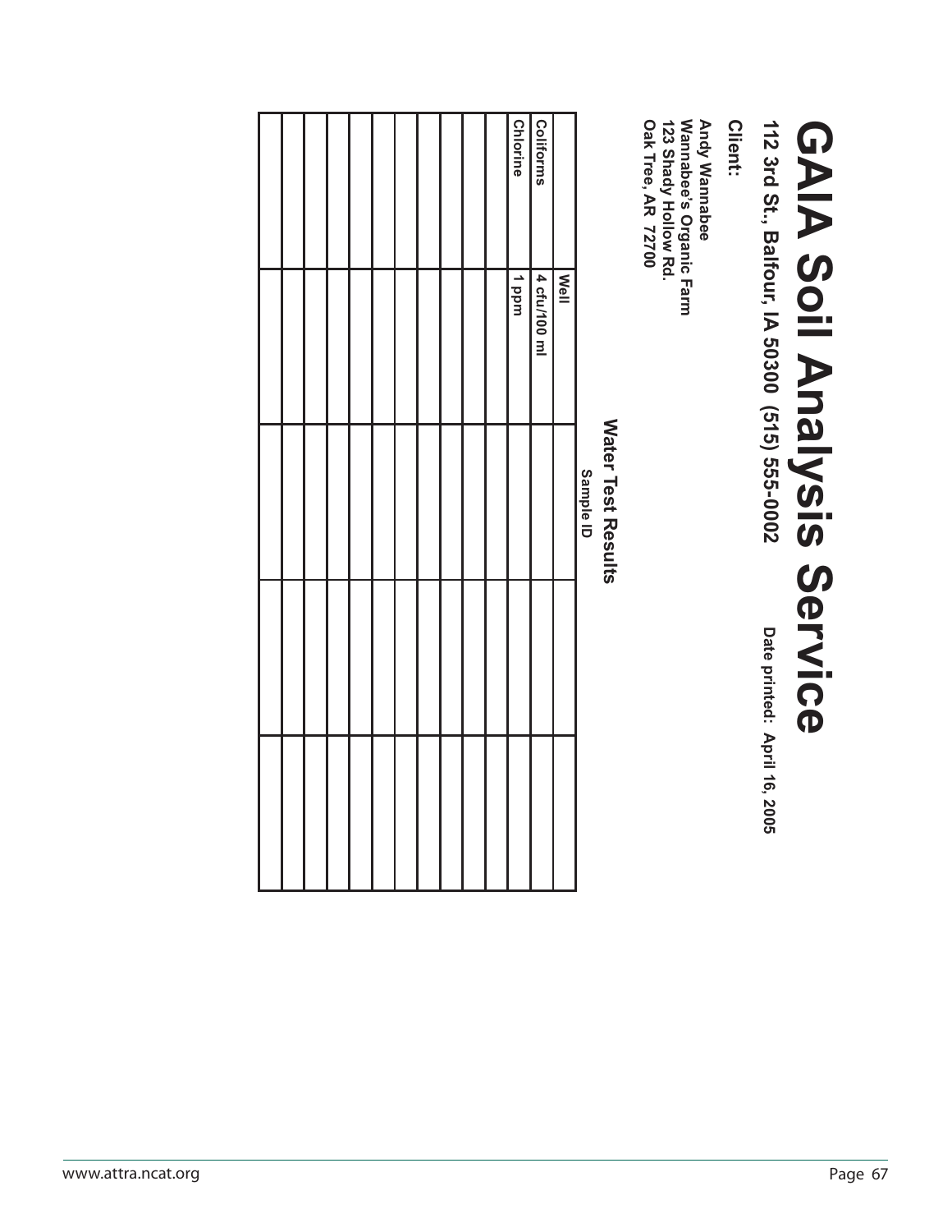# GAIA Soil Analysis Service

**112 3rd St., Balfour, IA 50300 (515) 555-0002**

**Date printed: April 16, 2005**

**Client:**

**Andy Wannabee**
**Wannabee's Organic Farm**
**123 Shady Hollow Rd.**
**Oak Tree, AR 72700**

## Water Test Results

| | Sample ID | | | |
|---|---|---|---|---|
| | Well | | | |
| Coliforms | 4 cfu/100 ml | | | |
| Chlorine | 1 ppm | | | |
| | | | | |
| | | | | |
| | | | | |
| | | | | |
| | | | | |
| | | | | |
| | | | | |
| | | | | |
| | | | | |
| | | | | |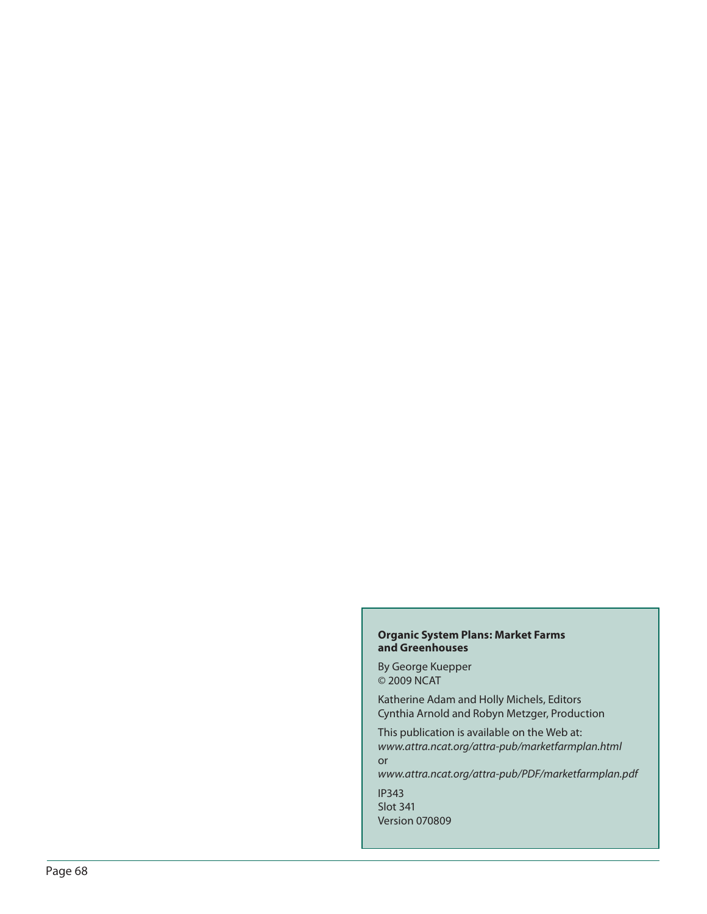**Organic System Plans: Market Farms and Greenhouses**

By George Kuepper
© 2009 NCAT

Katherine Adam and Holly Michels, Editors
Cynthia Arnold and Robyn Metzger, Production

This publication is available on the Web at:
*www.attra.ncat.org/attra-pub/marketfarmplan.html*
or
*www.attra.ncat.org/attra-pub/PDF/marketfarmplan.pdf*

IP343
Slot 341
Version 070809